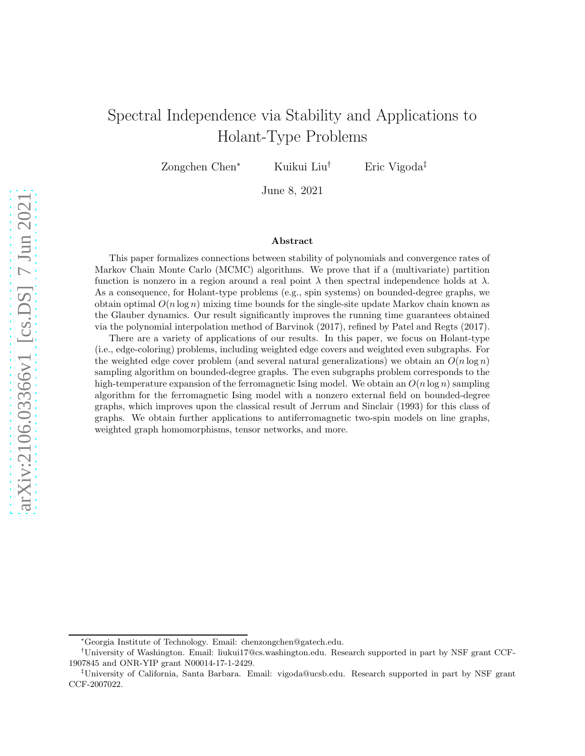# Spectral Independence via Stability and Applications to Holant-Type Problems

Zongchen Chen[*] Kuikui Liu[†] Eric Vigoda[‡]

June 8, 2021

### Abstract

This paper formalizes connections between stability of polynomials and convergence rates of Markov Chain Monte Carlo (MCMC) algorithms. We prove that if a (multivariate) partition function is nonzero in a region around a real point $\lambda$ then spectral independence holds at $\lambda$. As a consequence, for Holant-type problems (e.g., spin systems) on bounded-degree graphs, we obtain optimal $O(n \log n)$ mixing time bounds for the single-site update Markov chain known as the Glauber dynamics. Our result significantly improves the running time guarantees obtained via the polynomial interpolation method of Barvinok (2017), refined by Patel and Regts (2017).

There are a variety of applications of our results. In this paper, we focus on Holant-type (i.e., edge-coloring) problems, including weighted edge covers and weighted even subgraphs. For the weighted edge cover problem (and several natural generalizations) we obtain an $O(n \log n)$ sampling algorithm on bounded-degree graphs. The even subgraphs problem corresponds to the high-temperature expansion of the ferromagnetic Ising model. We obtain an $O(n \log n)$ sampling algorithm for the ferromagnetic Ising model with a nonzero external field on bounded-degree graphs, which improves upon the classical result of Jerrum and Sinclair (1993) for this class of graphs. We obtain further applications to antiferromagnetic two-spin models on line graphs, weighted graph homomorphisms, tensor networks, and more.

---

[*] Georgia Institute of Technology. Email: chenzongchen@gatech.edu.

[†] University of Washington. Email: liukui17@cs.washington.edu. Research supported in part by NSF grant CCF-1907845 and ONR-YIP grant N00014-17-1-2429.

[‡] University of California, Santa Barbara. Email: vigoda@ucsb.edu. Research supported in part by NSF grant CCF-2007022.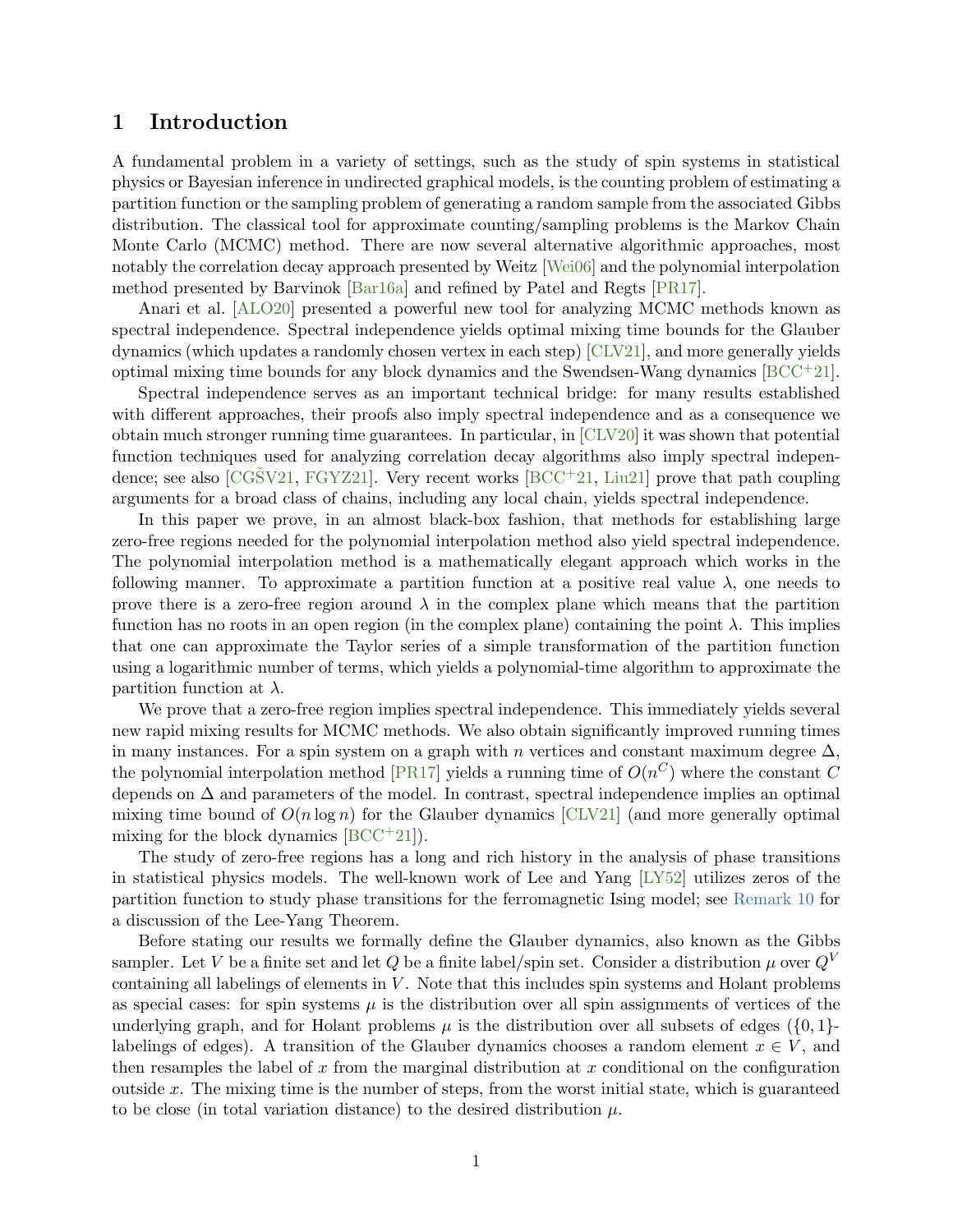# 1 Introduction

A fundamental problem in a variety of settings, such as the study of spin systems in statistical physics or Bayesian inference in undirected graphical models, is the counting problem of estimating a partition function or the sampling problem of generating a random sample from the associated Gibbs distribution. The classical tool for approximate counting/sampling problems is the Markov Chain Monte Carlo (MCMC) method. There are now several alternative algorithmic approaches, most notably the correlation decay approach presented by Weitz [Wei06] and the polynomial interpolation method presented by Barvinok [Bar16a] and refined by Patel and Regts [PR17].

Anari et al. [ALO20] presented a powerful new tool for analyzing MCMC methods known as spectral independence. Spectral independence yields optimal mixing time bounds for the Glauber dynamics (which updates a randomly chosen vertex in each step) [CLV21], and more generally yields optimal mixing time bounds for any block dynamics and the Swendsen-Wang dynamics [BCC+21].

Spectral independence serves as an important technical bridge: for many results established with different approaches, their proofs also imply spectral independence and as a consequence we obtain much stronger running time guarantees. In particular, in [CLV20] it was shown that potential function techniques used for analyzing correlation decay algorithms also imply spectral independence; see also [CGŠV21, FGYZ21]. Very recent works [BCC+21, Liu21] prove that path coupling arguments for a broad class of chains, including any local chain, yields spectral independence.

In this paper we prove, in an almost black-box fashion, that methods for establishing large zero-free regions needed for the polynomial interpolation method also yield spectral independence. The polynomial interpolation method is a mathematically elegant approach which works in the following manner. To approximate a partition function at a positive real value $\lambda$, one needs to prove there is a zero-free region around $\lambda$ in the complex plane which means that the partition function has no roots in an open region (in the complex plane) containing the point $\lambda$. This implies that one can approximate the Taylor series of a simple transformation of the partition function using a logarithmic number of terms, which yields a polynomial-time algorithm to approximate the partition function at $\lambda$.

We prove that a zero-free region implies spectral independence. This immediately yields several new rapid mixing results for MCMC methods. We also obtain significantly improved running times in many instances. For a spin system on a graph with $n$ vertices and constant maximum degree $\Delta$, the polynomial interpolation method [PR17] yields a running time of $O(n^C)$ where the constant $C$ depends on $\Delta$ and parameters of the model. In contrast, spectral independence implies an optimal mixing time bound of $O(n \log n)$ for the Glauber dynamics [CLV21] (and more generally optimal mixing for the block dynamics [BCC+21]).

The study of zero-free regions has a long and rich history in the analysis of phase transitions in statistical physics models. The well-known work of Lee and Yang [LY52] utilizes zeros of the partition function to study phase transitions for the ferromagnetic Ising model; see Remark 10 for a discussion of the Lee-Yang Theorem.

Before stating our results we formally define the Glauber dynamics, also known as the Gibbs sampler. Let $V$ be a finite set and let $Q$ be a finite label/spin set. Consider a distribution $\mu$ over $Q^V$ containing all labelings of elements in $V$. Note that this includes spin systems and Holant problems as special cases: for spin systems $\mu$ is the distribution over all spin assignments of vertices of the underlying graph, and for Holant problems $\mu$ is the distribution over all subsets of edges ($\{0,1\}$-labelings of edges). A transition of the Glauber dynamics chooses a random element $x \in V$, and then resamples the label of $x$ from the marginal distribution at $x$ conditional on the configuration outside $x$. The mixing time is the number of steps, from the worst initial state, which is guaranteed to be close (in total variation distance) to the desired distribution $\mu$.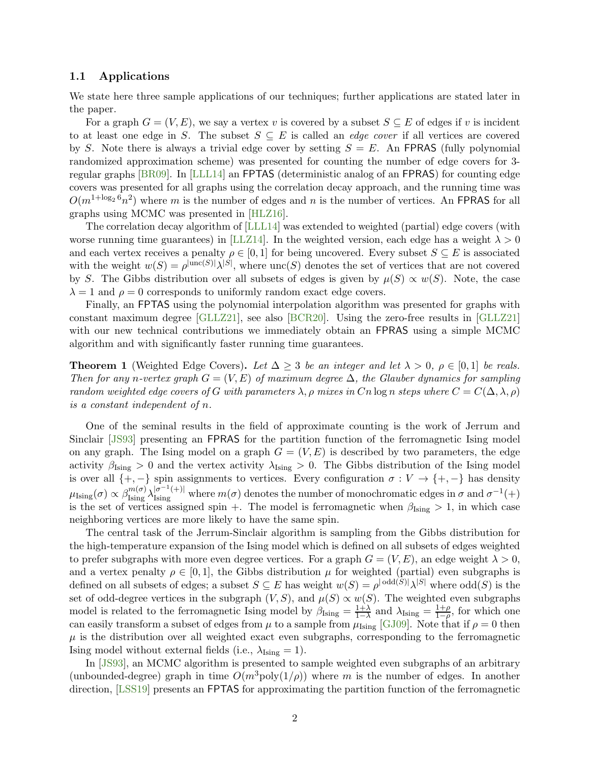### 1.1 Applications

We state here three sample applications of our techniques; further applications are stated later in the paper.

For a graph $G = (V, E)$, we say a vertex $v$ is covered by a subset $S \subseteq E$ of edges if $v$ is incident to at least one edge in $S$. The subset $S \subseteq E$ is called an *edge cover* if all vertices are covered by $S$. Note there is always a trivial edge cover by setting $S = E$. An FPRAS (fully polynomial randomized approximation scheme) was presented for counting the number of edge covers for 3-regular graphs [BR09]. In [LLL14] an FPTAS (deterministic analog of an FPRAS) for counting edge covers was presented for all graphs using the correlation decay approach, and the running time was $O(m^{1+\log_2 6} n^2)$ where $m$ is the number of edges and $n$ is the number of vertices. An FPRAS for all graphs using MCMC was presented in [HLZ16].

The correlation decay algorithm of [LLL14] was extended to weighted (partial) edge covers (with worse running time guarantees) in [LLZ14]. In the weighted version, each edge has a weight $\lambda > 0$ and each vertex receives a penalty $\rho \in [0, 1]$ for being uncovered. Every subset $S \subseteq E$ is associated with the weight $w(S) = \rho^{|\mathrm{unc}(S)|} \lambda^{|S|}$, where $\mathrm{unc}(S)$ denotes the set of vertices that are not covered by $S$. The Gibbs distribution over all subsets of edges is given by $\mu(S) \propto w(S)$. Note, the case $\lambda = 1$ and $\rho = 0$ corresponds to uniformly random exact edge covers.

Finally, an FPTAS using the polynomial interpolation algorithm was presented for graphs with constant maximum degree [GLLZ21], see also [BCR20]. Using the zero-free results in [GLLZ21] with our new technical contributions we immediately obtain an FPRAS using a simple MCMC algorithm and with significantly faster running time guarantees.

**Theorem 1** (Weighted Edge Covers)**.** *Let $\Delta \geq 3$ be an integer and let $\lambda > 0$, $\rho \in [0, 1]$ be reals. Then for any $n$-vertex graph $G = (V, E)$ of maximum degree $\Delta$, the Glauber dynamics for sampling random weighted edge covers of $G$ with parameters $\lambda, \rho$ mixes in $Cn \log n$ steps where $C = C(\Delta, \lambda, \rho)$ is a constant independent of $n$.*

One of the seminal results in the field of approximate counting is the work of Jerrum and Sinclair [JS93] presenting an FPRAS for the partition function of the ferromagnetic Ising model on any graph. The Ising model on a graph $G = (V, E)$ is described by two parameters, the edge activity $\beta_{\mathrm{Ising}} > 0$ and the vertex activity $\lambda_{\mathrm{Ising}} > 0$. The Gibbs distribution of the Ising model is over all $\{+, -\}$ spin assignments to vertices. Every configuration $\sigma : V \to \{+, -\}$ has density $\mu_{\mathrm{Ising}}(\sigma) \propto \beta_{\mathrm{Ising}}^{m(\sigma)} \lambda_{\mathrm{Ising}}^{|\sigma^{-1}(+)|}$ where $m(\sigma)$ denotes the number of monochromatic edges in $\sigma$ and $\sigma^{-1}(+)$ is the set of vertices assigned spin $+$. The model is ferromagnetic when $\beta_{\mathrm{Ising}} > 1$, in which case neighboring vertices are more likely to have the same spin.

The central task of the Jerrum-Sinclair algorithm is sampling from the Gibbs distribution for the high-temperature expansion of the Ising model which is defined on all subsets of edges weighted to prefer subgraphs with more even degree vertices. For a graph $G = (V, E)$, an edge weight $\lambda > 0$, and a vertex penalty $\rho \in [0, 1]$, the Gibbs distribution $\mu$ for weighted (partial) even subgraphs is defined on all subsets of edges; a subset $S \subseteq E$ has weight $w(S) = \rho^{|\mathrm{odd}(S)|} \lambda^{|S|}$ where $\mathrm{odd}(S)$ is the set of odd-degree vertices in the subgraph $(V, S)$, and $\mu(S) \propto w(S)$. The weighted even subgraphs model is related to the ferromagnetic Ising model by $\beta_{\mathrm{Ising}} = \frac{1+\lambda}{1-\lambda}$ and $\lambda_{\mathrm{Ising}} = \frac{1+\rho}{1-\rho}$, for which one can easily transform a subset of edges from $\mu$ to a sample from $\mu_{\mathrm{Ising}}$ [GJ09]. Note that if $\rho = 0$ then $\mu$ is the distribution over all weighted exact even subgraphs, corresponding to the ferromagnetic Ising model without external fields (i.e., $\lambda_{\mathrm{Ising}} = 1$).

In [JS93], an MCMC algorithm is presented to sample weighted even subgraphs of an arbitrary (unbounded-degree) graph in time $O(m^3 \mathrm{poly}(1/\rho))$ where $m$ is the number of edges. In another direction, [LSS19] presents an FPTAS for approximating the partition function of the ferromagnetic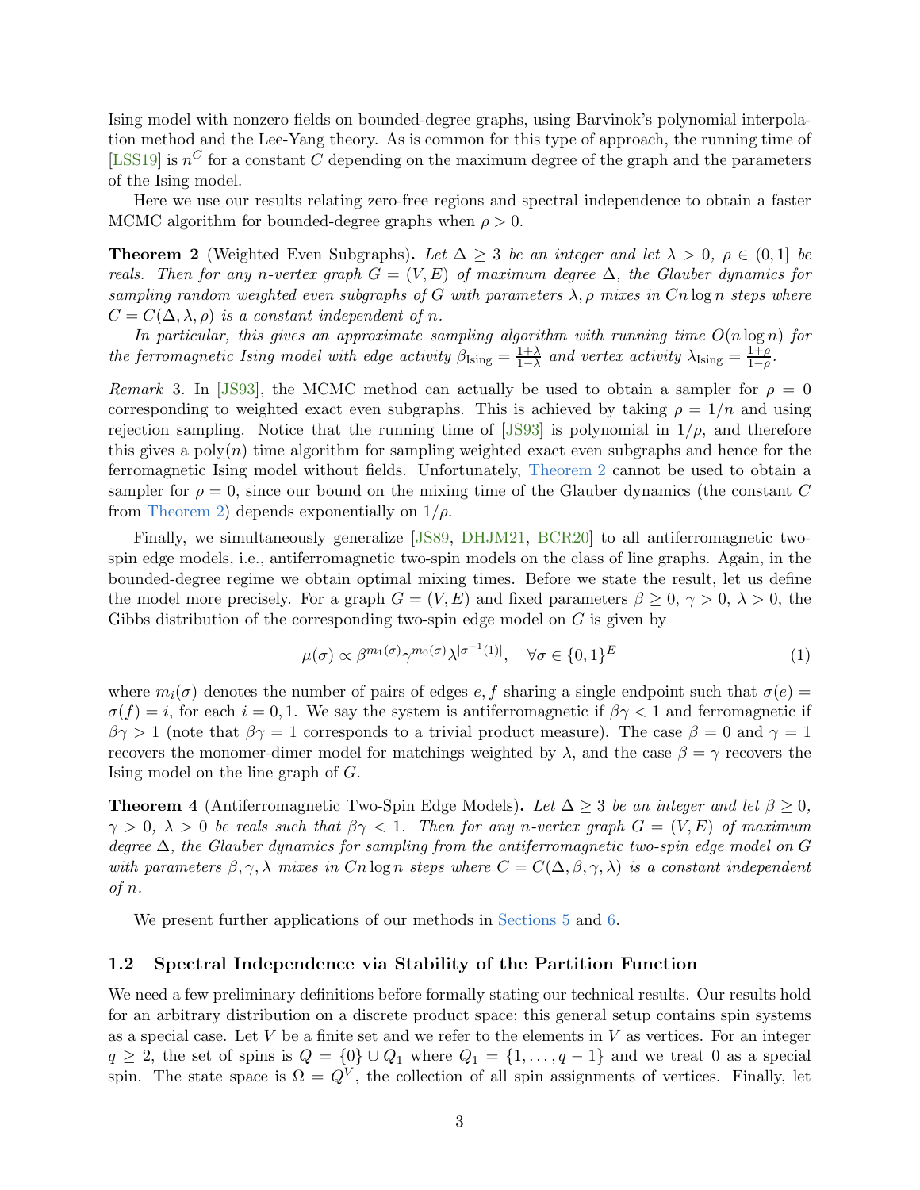Ising model with nonzero fields on bounded-degree graphs, using Barvinok's polynomial interpolation method and the Lee-Yang theory. As is common for this type of approach, the running time of [LSS19] is $n^C$ for a constant $C$ depending on the maximum degree of the graph and the parameters of the Ising model.

Here we use our results relating zero-free regions and spectral independence to obtain a faster MCMC algorithm for bounded-degree graphs when $\rho > 0$.

**Theorem 2** (Weighted Even Subgraphs)**.** *Let $\Delta \geq 3$ be an integer and let $\lambda > 0$, $\rho \in (0, 1]$ be reals. Then for any $n$-vertex graph $G = (V, E)$ of maximum degree $\Delta$, the Glauber dynamics for sampling random weighted even subgraphs of $G$ with parameters $\lambda, \rho$ mixes in $Cn \log n$ steps where $C = C(\Delta, \lambda, \rho)$ is a constant independent of $n$.*

*In particular, this gives an approximate sampling algorithm with running time $O(n \log n)$ for the ferromagnetic Ising model with edge activity $\beta_{\text{Ising}} = \frac{1+\lambda}{1-\lambda}$ and vertex activity $\lambda_{\text{Ising}} = \frac{1+\rho}{1-\rho}$.*

*Remark* 3. In [JS93], the MCMC method can actually be used to obtain a sampler for $\rho = 0$ corresponding to weighted exact even subgraphs. This is achieved by taking $\rho = 1/n$ and using rejection sampling. Notice that the running time of [JS93] is polynomial in $1/\rho$, and therefore this gives a $\text{poly}(n)$ time algorithm for sampling weighted exact even subgraphs and hence for the ferromagnetic Ising model without fields. Unfortunately, Theorem 2 cannot be used to obtain a sampler for $\rho = 0$, since our bound on the mixing time of the Glauber dynamics (the constant $C$ from Theorem 2) depends exponentially on $1/\rho$.

Finally, we simultaneously generalize [JS89, DHJM21, BCR20] to all antiferromagnetic two-spin edge models, i.e., antiferromagnetic two-spin models on the class of line graphs. Again, in the bounded-degree regime we obtain optimal mixing times. Before we state the result, let us define the model more precisely. For a graph $G = (V, E)$ and fixed parameters $\beta \geq 0$, $\gamma > 0$, $\lambda > 0$, the Gibbs distribution of the corresponding two-spin edge model on $G$ is given by

$$\mu(\sigma) \propto \beta^{m_1(\sigma)} \gamma^{m_0(\sigma)} \lambda^{|\sigma^{-1}(1)|}, \quad \forall \sigma \in \{0, 1\}^E \tag{1}$$

where $m_i(\sigma)$ denotes the number of pairs of edges $e, f$ sharing a single endpoint such that $\sigma(e) = \sigma(f) = i$, for each $i = 0, 1$. We say the system is antiferromagnetic if $\beta\gamma < 1$ and ferromagnetic if $\beta\gamma > 1$ (note that $\beta\gamma = 1$ corresponds to a trivial product measure). The case $\beta = 0$ and $\gamma = 1$ recovers the monomer-dimer model for matchings weighted by $\lambda$, and the case $\beta = \gamma$ recovers the Ising model on the line graph of $G$.

**Theorem 4** (Antiferromagnetic Two-Spin Edge Models)**.** *Let $\Delta \geq 3$ be an integer and let $\beta \geq 0$, $\gamma > 0$, $\lambda > 0$ be reals such that $\beta\gamma < 1$. Then for any $n$-vertex graph $G = (V, E)$ of maximum degree $\Delta$, the Glauber dynamics for sampling from the antiferromagnetic two-spin edge model on $G$ with parameters $\beta, \gamma, \lambda$ mixes in $Cn \log n$ steps where $C = C(\Delta, \beta, \gamma, \lambda)$ is a constant independent of $n$.*

We present further applications of our methods in Sections 5 and 6.

### 1.2 Spectral Independence via Stability of the Partition Function

We need a few preliminary definitions before formally stating our technical results. Our results hold for an arbitrary distribution on a discrete product space; this general setup contains spin systems as a special case. Let $V$ be a finite set and we refer to the elements in $V$ as vertices. For an integer $q \geq 2$, the set of spins is $Q = \{0\} \cup Q_1$ where $Q_1 = \{1, \dots, q-1\}$ and we treat $0$ as a special spin. The state space is $\Omega = Q^V$, the collection of all spin assignments of vertices. Finally, let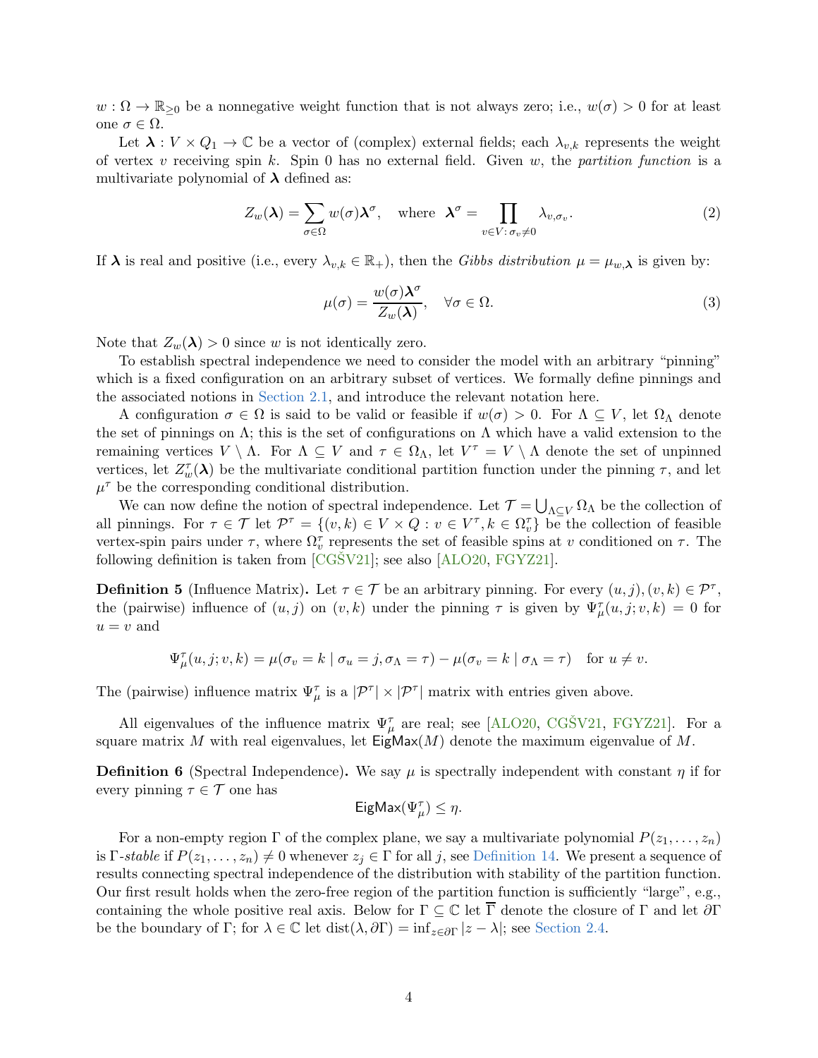$w : \Omega \to \mathbb{R}_{\geq 0}$ be a nonnegative weight function that is not always zero; i.e., $w(\sigma) > 0$ for at least one $\sigma \in \Omega$.

Let $\boldsymbol{\lambda} : V \times Q_1 \to \mathbb{C}$ be a vector of (complex) external fields; each $\lambda_{v,k}$ represents the weight of vertex $v$ receiving spin $k$. Spin 0 has no external field. Given $w$, the *partition function* is a multivariate polynomial of $\boldsymbol{\lambda}$ defined as:

$$Z_w(\boldsymbol{\lambda}) = \sum_{\sigma \in \Omega} w(\sigma) \boldsymbol{\lambda}^\sigma, \quad \text{where} \quad \boldsymbol{\lambda}^\sigma = \prod_{v \in V:\, \sigma_v \neq 0} \lambda_{v,\sigma_v}. \tag{2}$$

If $\boldsymbol{\lambda}$ is real and positive (i.e., every $\lambda_{v,k} \in \mathbb{R}_+$), then the *Gibbs distribution* $\mu = \mu_{w,\boldsymbol{\lambda}}$ is given by:

$$\mu(\sigma) = \frac{w(\sigma)\boldsymbol{\lambda}^\sigma}{Z_w(\boldsymbol{\lambda})}, \quad \forall \sigma \in \Omega. \tag{3}$$

Note that $Z_w(\boldsymbol{\lambda}) > 0$ since $w$ is not identically zero.

To establish spectral independence we need to consider the model with an arbitrary "pinning" which is a fixed configuration on an arbitrary subset of vertices. We formally define pinnings and the associated notions in Section 2.1, and introduce the relevant notation here.

A configuration $\sigma \in \Omega$ is said to be valid or feasible if $w(\sigma) > 0$. For $\Lambda \subseteq V$, let $\Omega_\Lambda$ denote the set of pinnings on $\Lambda$; this is the set of configurations on $\Lambda$ which have a valid extension to the remaining vertices $V \setminus \Lambda$. For $\Lambda \subseteq V$ and $\tau \in \Omega_\Lambda$, let $V^\tau = V \setminus \Lambda$ denote the set of unpinned vertices, let $Z_w^\tau(\boldsymbol{\lambda})$ be the multivariate conditional partition function under the pinning $\tau$, and let $\mu^\tau$ be the corresponding conditional distribution.

We can now define the notion of spectral independence. Let $\mathcal{T} = \bigcup_{\Lambda \subseteq V} \Omega_\Lambda$ be the collection of all pinnings. For $\tau \in \mathcal{T}$ let $\mathcal{P}^\tau = \{(v,k) \in V \times Q : v \in V^\tau, k \in \Omega_v^\tau\}$ be the collection of feasible vertex-spin pairs under $\tau$, where $\Omega_v^\tau$ represents the set of feasible spins at $v$ conditioned on $\tau$. The following definition is taken from [CGŠV21]; see also [ALO20, FGYZ21].

**Definition 5** (Influence Matrix)**.** Let $\tau \in \mathcal{T}$ be an arbitrary pinning. For every $(u,j), (v,k) \in \mathcal{P}^\tau$, the (pairwise) influence of $(u,j)$ on $(v,k)$ under the pinning $\tau$ is given by $\Psi_\mu^\tau(u,j;v,k) = 0$ for $u = v$ and

$$\Psi_\mu^\tau(u,j;v,k) = \mu(\sigma_v = k \mid \sigma_u = j, \sigma_\Lambda = \tau) - \mu(\sigma_v = k \mid \sigma_\Lambda = \tau) \quad \text{for } u \neq v.$$

The (pairwise) influence matrix $\Psi_\mu^\tau$ is a $|\mathcal{P}^\tau| \times |\mathcal{P}^\tau|$ matrix with entries given above.

All eigenvalues of the influence matrix $\Psi_\mu^\tau$ are real; see [ALO20, CGŠV21, FGYZ21]. For a square matrix $M$ with real eigenvalues, let $\mathsf{EigMax}(M)$ denote the maximum eigenvalue of $M$.

**Definition 6** (Spectral Independence)**.** We say $\mu$ is spectrally independent with constant $\eta$ if for every pinning $\tau \in \mathcal{T}$ one has

$$\mathsf{EigMax}(\Psi_\mu^\tau) \leq \eta.$$

For a non-empty region $\Gamma$ of the complex plane, we say a multivariate polynomial $P(z_1, \ldots, z_n)$ is $\Gamma$*-stable* if $P(z_1, \ldots, z_n) \neq 0$ whenever $z_j \in \Gamma$ for all $j$, see Definition 14. We present a sequence of results connecting spectral independence of the distribution with stability of the partition function. Our first result holds when the zero-free region of the partition function is sufficiently "large", e.g., containing the whole positive real axis. Below for $\Gamma \subseteq \mathbb{C}$ let $\overline{\Gamma}$ denote the closure of $\Gamma$ and let $\partial\Gamma$ be the boundary of $\Gamma$; for $\lambda \in \mathbb{C}$ let $\mathrm{dist}(\lambda, \partial\Gamma) = \inf_{z \in \partial\Gamma} |z - \lambda|$; see Section 2.4.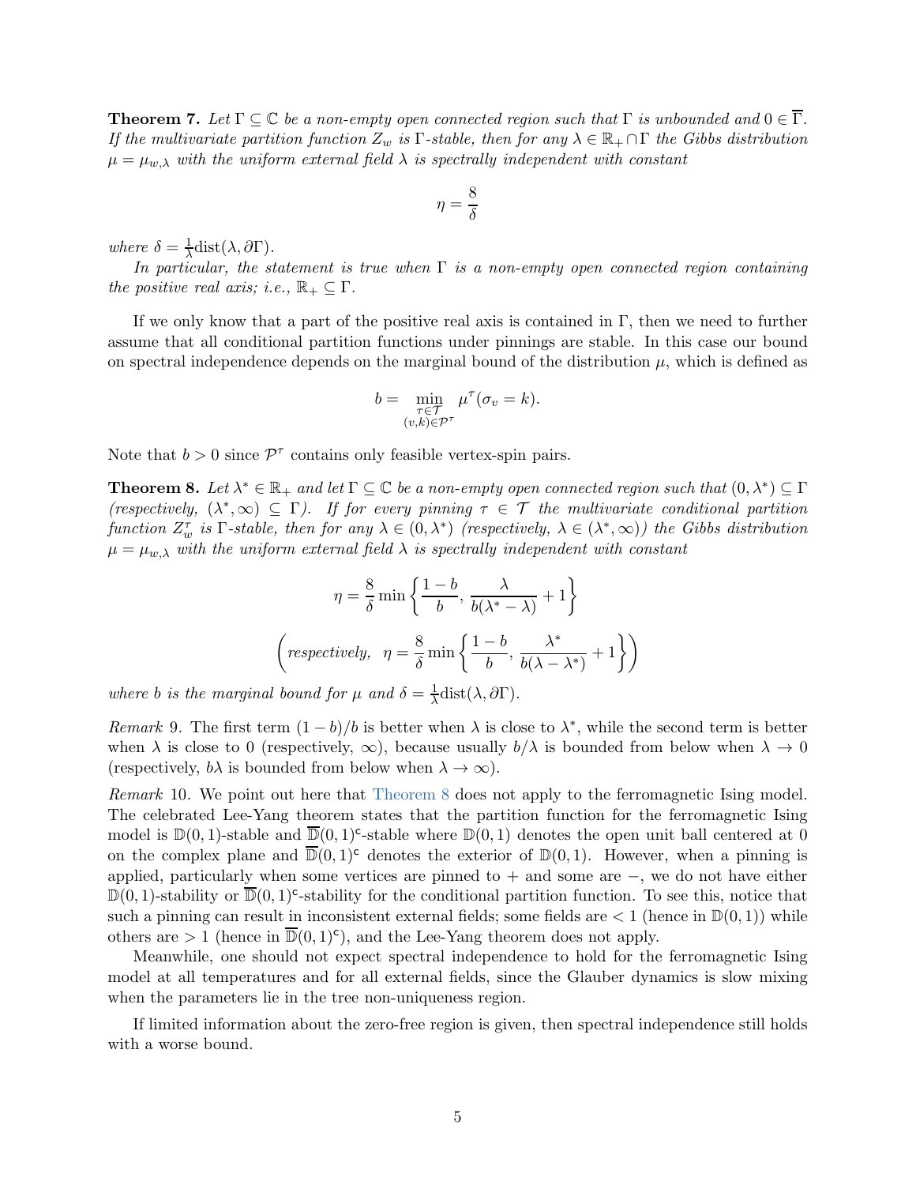**Theorem 7.** *Let $\Gamma \subseteq \mathbb{C}$ be a non-empty open connected region such that $\Gamma$ is unbounded and $0 \in \overline{\Gamma}$. If the multivariate partition function $Z_w$ is $\Gamma$-stable, then for any $\lambda \in \mathbb{R}_+ \cap \Gamma$ the Gibbs distribution $\mu = \mu_{w,\lambda}$ with the uniform external field $\lambda$ is spectrally independent with constant*

$$\eta = \frac{8}{\delta}$$

*where $\delta = \frac{1}{\lambda}\mathrm{dist}(\lambda, \partial\Gamma)$.*

*In particular, the statement is true when $\Gamma$ is a non-empty open connected region containing the positive real axis; i.e., $\mathbb{R}_+ \subseteq \Gamma$.*

If we only know that a part of the positive real axis is contained in $\Gamma$, then we need to further assume that all conditional partition functions under pinnings are stable. In this case our bound on spectral independence depends on the marginal bound of the distribution $\mu$, which is defined as

$$b = \min_{\substack{\tau \in \mathcal{T} \\ (v,k) \in \mathcal{P}^\tau}} \mu^\tau(\sigma_v = k).$$

Note that $b > 0$ since $\mathcal{P}^\tau$ contains only feasible vertex-spin pairs.

**Theorem 8.** *Let $\lambda^* \in \mathbb{R}_+$ and let $\Gamma \subseteq \mathbb{C}$ be a non-empty open connected region such that $(0, \lambda^*) \subseteq \Gamma$ (respectively, $(\lambda^*, \infty) \subseteq \Gamma$). If for every pinning $\tau \in \mathcal{T}$ the multivariate conditional partition function $Z_w^\tau$ is $\Gamma$-stable, then for any $\lambda \in (0, \lambda^*)$ (respectively, $\lambda \in (\lambda^*, \infty)$) the Gibbs distribution $\mu = \mu_{w,\lambda}$ with the uniform external field $\lambda$ is spectrally independent with constant*

$$\eta = \frac{8}{\delta} \min\left\{ \frac{1-b}{b}, \frac{\lambda}{b(\lambda^* - \lambda)} + 1 \right\}$$

$$\left( \textit{respectively,} \quad \eta = \frac{8}{\delta} \min\left\{ \frac{1-b}{b}, \frac{\lambda^*}{b(\lambda - \lambda^*)} + 1 \right\} \right)$$

*where $b$ is the marginal bound for $\mu$ and $\delta = \frac{1}{\lambda}\mathrm{dist}(\lambda, \partial\Gamma)$.*

*Remark* 9. The first term $(1-b)/b$ is better when $\lambda$ is close to $\lambda^*$, while the second term is better when $\lambda$ is close to 0 (respectively, $\infty$), because usually $b/\lambda$ is bounded from below when $\lambda \to 0$ (respectively, $b\lambda$ is bounded from below when $\lambda \to \infty$).

*Remark* 10. We point out here that Theorem 8 does not apply to the ferromagnetic Ising model. The celebrated Lee-Yang theorem states that the partition function for the ferromagnetic Ising model is $\mathbb{D}(0,1)$-stable and $\overline{\mathbb{D}}(0,1)^\mathsf{c}$-stable where $\mathbb{D}(0,1)$ denotes the open unit ball centered at 0 on the complex plane and $\overline{\mathbb{D}}(0,1)^\mathsf{c}$ denotes the exterior of $\mathbb{D}(0,1)$. However, when a pinning is applied, particularly when some vertices are pinned to $+$ and some are $-$, we do not have either $\mathbb{D}(0,1)$-stability or $\overline{\mathbb{D}}(0,1)^\mathsf{c}$-stability for the conditional partition function. To see this, notice that such a pinning can result in inconsistent external fields; some fields are $< 1$ (hence in $\mathbb{D}(0,1)$) while others are $> 1$ (hence in $\overline{\mathbb{D}}(0,1)^\mathsf{c}$), and the Lee-Yang theorem does not apply.

Meanwhile, one should not expect spectral independence to hold for the ferromagnetic Ising model at all temperatures and for all external fields, since the Glauber dynamics is slow mixing when the parameters lie in the tree non-uniqueness region.

If limited information about the zero-free region is given, then spectral independence still holds with a worse bound.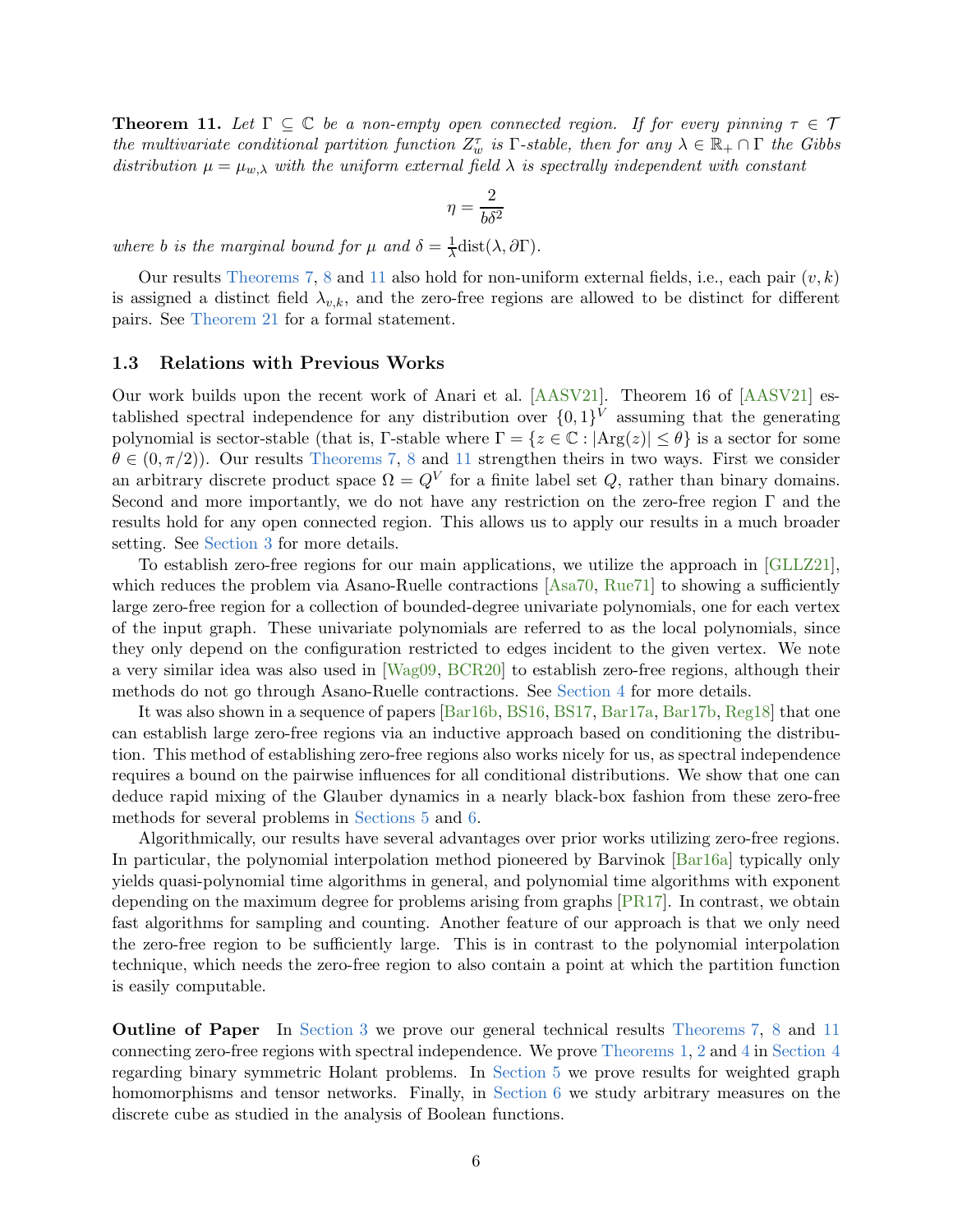**Theorem 11.** *Let $\Gamma \subseteq \mathbb{C}$ be a non-empty open connected region. If for every pinning $\tau \in \mathcal{T}$ the multivariate conditional partition function $Z_w^\tau$ is $\Gamma$-stable, then for any $\lambda \in \mathbb{R}_+ \cap \Gamma$ the Gibbs distribution $\mu = \mu_{w,\lambda}$ with the uniform external field $\lambda$ is spectrally independent with constant*

$$\eta = \frac{2}{b\delta^2}$$

*where $b$ is the marginal bound for $\mu$ and $\delta = \frac{1}{\lambda}\mathrm{dist}(\lambda, \partial\Gamma)$.*

Our results Theorems 7, 8 and 11 also hold for non-uniform external fields, i.e., each pair $(v,k)$ is assigned a distinct field $\lambda_{v,k}$, and the zero-free regions are allowed to be distinct for different pairs. See Theorem 21 for a formal statement.

### 1.3 Relations with Previous Works

Our work builds upon the recent work of Anari et al. [AASV21]. Theorem 16 of [AASV21] established spectral independence for any distribution over $\{0,1\}^V$ assuming that the generating polynomial is sector-stable (that is, $\Gamma$-stable where $\Gamma = \{z \in \mathbb{C} : |\mathrm{Arg}(z)| \le \theta\}$ is a sector for some $\theta \in (0, \pi/2)$). Our results Theorems 7, 8 and 11 strengthen theirs in two ways. First we consider an arbitrary discrete product space $\Omega = Q^V$ for a finite label set $Q$, rather than binary domains. Second and more importantly, we do not have any restriction on the zero-free region $\Gamma$ and the results hold for any open connected region. This allows us to apply our results in a much broader setting. See Section 3 for more details.

To establish zero-free regions for our main applications, we utilize the approach in [GLLZ21], which reduces the problem via Asano-Ruelle contractions [Asa70, Rue71] to showing a sufficiently large zero-free region for a collection of bounded-degree univariate polynomials, one for each vertex of the input graph. These univariate polynomials are referred to as the local polynomials, since they only depend on the configuration restricted to edges incident to the given vertex. We note a very similar idea was also used in [Wag09, BCR20] to establish zero-free regions, although their methods do not go through Asano-Ruelle contractions. See Section 4 for more details.

It was also shown in a sequence of papers [Bar16b, BS16, BS17, Bar17a, Bar17b, Reg18] that one can establish large zero-free regions via an inductive approach based on conditioning the distribution. This method of establishing zero-free regions also works nicely for us, as spectral independence requires a bound on the pairwise influences for all conditional distributions. We show that one can deduce rapid mixing of the Glauber dynamics in a nearly black-box fashion from these zero-free methods for several problems in Sections 5 and 6.

Algorithmically, our results have several advantages over prior works utilizing zero-free regions. In particular, the polynomial interpolation method pioneered by Barvinok [Bar16a] typically only yields quasi-polynomial time algorithms in general, and polynomial time algorithms with exponent depending on the maximum degree for problems arising from graphs [PR17]. In contrast, we obtain fast algorithms for sampling and counting. Another feature of our approach is that we only need the zero-free region to be sufficiently large. This is in contrast to the polynomial interpolation technique, which needs the zero-free region to also contain a point at which the partition function is easily computable.

**Outline of Paper** In Section 3 we prove our general technical results Theorems 7, 8 and 11 connecting zero-free regions with spectral independence. We prove Theorems 1, 2 and 4 in Section 4 regarding binary symmetric Holant problems. In Section 5 we prove results for weighted graph homomorphisms and tensor networks. Finally, in Section 6 we study arbitrary measures on the discrete cube as studied in the analysis of Boolean functions.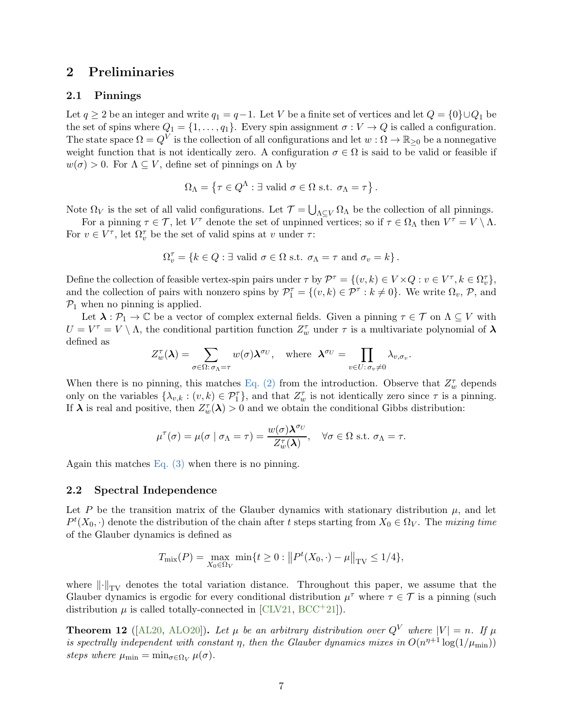## 2 Preliminaries

### 2.1 Pinnings

Let $q \geq 2$ be an integer and write $q_1 = q-1$. Let $V$ be a finite set of vertices and let $Q = \{0\} \cup Q_1$ be the set of spins where $Q_1 = \{1, \ldots, q_1\}$. Every spin assignment $\sigma : V \to Q$ is called a configuration. The state space $\Omega = Q^V$ is the collection of all configurations and let $w : \Omega \to \mathbb{R}_{\geq 0}$ be a nonnegative weight function that is not identically zero. A configuration $\sigma \in \Omega$ is said to be valid or feasible if $w(\sigma) > 0$. For $\Lambda \subseteq V$, define set of pinnings on $\Lambda$ by

$$\Omega_\Lambda = \left\{ \tau \in Q^\Lambda : \exists \text{ valid } \sigma \in \Omega \text{ s.t. } \sigma_\Lambda = \tau \right\}.$$

Note $\Omega_V$ is the set of all valid configurations. Let $\mathcal{T} = \bigcup_{\Lambda \subseteq V} \Omega_\Lambda$ be the collection of all pinnings.

For a pinning $\tau \in \mathcal{T}$, let $V^\tau$ denote the set of unpinned vertices; so if $\tau \in \Omega_\Lambda$ then $V^\tau = V \setminus \Lambda$. For $v \in V^\tau$, let $\Omega_v^\tau$ be the set of valid spins at $v$ under $\tau$:

$$\Omega_v^\tau = \left\{ k \in Q : \exists \text{ valid } \sigma \in \Omega \text{ s.t. } \sigma_\Lambda = \tau \text{ and } \sigma_v = k \right\}.$$

Define the collection of feasible vertex-spin pairs under $\tau$ by $\mathcal{P}^\tau = \{(v,k) \in V \times Q : v \in V^\tau, k \in \Omega_v^\tau\}$, and the collection of pairs with nonzero spins by $\mathcal{P}_1^\tau = \{(v,k) \in \mathcal{P}^\tau : k \neq 0\}$. We write $\Omega_v$, $\mathcal{P}$, and $\mathcal{P}_1$ when no pinning is applied.

Let $\boldsymbol{\lambda} : \mathcal{P}_1 \to \mathbb{C}$ be a vector of complex external fields. Given a pinning $\tau \in \mathcal{T}$ on $\Lambda \subseteq V$ with $U = V^\tau = V \setminus \Lambda$, the conditional partition function $Z_w^\tau$ under $\tau$ is a multivariate polynomial of $\boldsymbol{\lambda}$ defined as

$$Z_w^\tau(\boldsymbol{\lambda}) = \sum_{\sigma \in \Omega : \, \sigma_\Lambda = \tau} w(\sigma) \boldsymbol{\lambda}^{\sigma_U}, \quad \text{where } \boldsymbol{\lambda}^{\sigma_U} = \prod_{v \in U : \, \sigma_v \neq 0} \lambda_{v,\sigma_v}.$$

When there is no pinning, this matches Eq. (2) from the introduction. Observe that $Z_w^\tau$ depends only on the variables $\{\lambda_{v,k} : (v,k) \in \mathcal{P}_1^\tau\}$, and that $Z_w^\tau$ is not identically zero since $\tau$ is a pinning. If $\boldsymbol{\lambda}$ is real and positive, then $Z_w^\tau(\boldsymbol{\lambda}) > 0$ and we obtain the conditional Gibbs distribution:

$$\mu^\tau(\sigma) = \mu(\sigma \mid \sigma_\Lambda = \tau) = \frac{w(\sigma) \boldsymbol{\lambda}^{\sigma_U}}{Z_w^\tau(\boldsymbol{\lambda})}, \quad \forall \sigma \in \Omega \text{ s.t. } \sigma_\Lambda = \tau.$$

Again this matches Eq. (3) when there is no pinning.

### 2.2 Spectral Independence

Let $P$ be the transition matrix of the Glauber dynamics with stationary distribution $\mu$, and let $P^t(X_0, \cdot)$ denote the distribution of the chain after $t$ steps starting from $X_0 \in \Omega_V$. The *mixing time* of the Glauber dynamics is defined as

$$T_{\mathrm{mix}}(P) = \max_{X_0 \in \Omega_V} \min\{t \geq 0 : \left\| P^t(X_0, \cdot) - \mu \right\|_{\mathrm{TV}} \leq 1/4\},$$

where $\|\cdot\|_{\mathrm{TV}}$ denotes the total variation distance. Throughout this paper, we assume that the Glauber dynamics is ergodic for every conditional distribution $\mu^\tau$ where $\tau \in \mathcal{T}$ is a pinning (such distribution $\mu$ is called totally-connected in [CLV21, BCC+21]).

**Theorem 12** ([AL20, ALO20])**.** *Let $\mu$ be an arbitrary distribution over $Q^V$ where $|V| = n$. If $\mu$ is spectrally independent with constant $\eta$, then the Glauber dynamics mixes in $O(n^{\eta+1} \log(1/\mu_{\min}))$ steps where $\mu_{\min} = \min_{\sigma \in \Omega_V} \mu(\sigma)$.*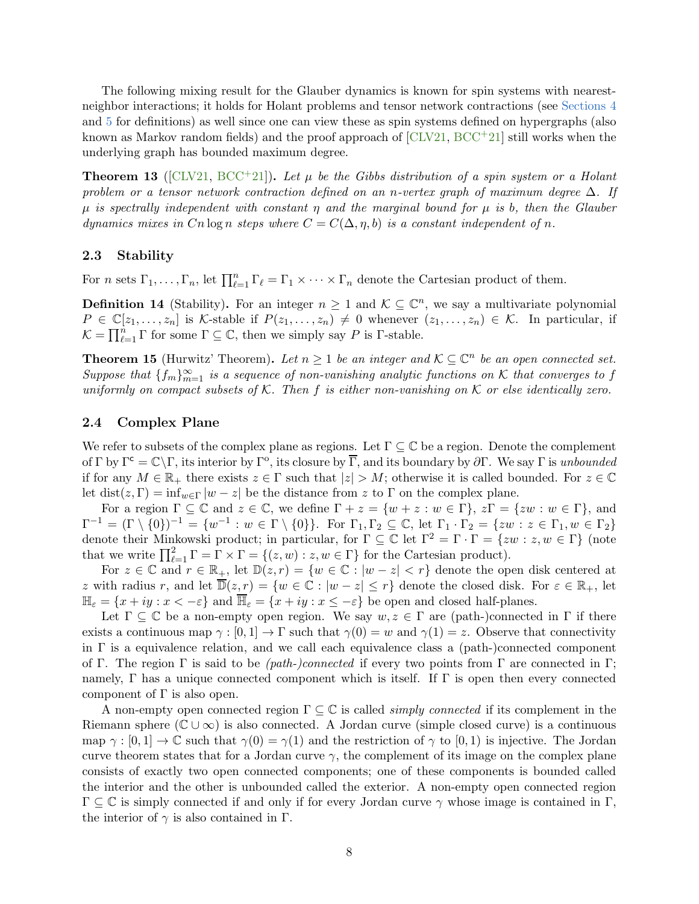The following mixing result for the Glauber dynamics is known for spin systems with nearest-neighbor interactions; it holds for Holant problems and tensor network contractions (see Sections 4 and 5 for definitions) as well since one can view these as spin systems defined on hypergraphs (also known as Markov random fields) and the proof approach of [CLV21, BCC+21] still works when the underlying graph has bounded maximum degree.

**Theorem 13** ([CLV21, BCC+21]). *Let $\mu$ be the Gibbs distribution of a spin system or a Holant problem or a tensor network contraction defined on an $n$-vertex graph of maximum degree $\Delta$. If $\mu$ is spectrally independent with constant $\eta$ and the marginal bound for $\mu$ is $b$, then the Glauber dynamics mixes in $Cn \log n$ steps where $C = C(\Delta, \eta, b)$ is a constant independent of $n$.*

### 2.3 Stability

For $n$ sets $\Gamma_1, \dots, \Gamma_n$, let $\prod_{\ell=1}^{n} \Gamma_\ell = \Gamma_1 \times \cdots \times \Gamma_n$ denote the Cartesian product of them.

**Definition 14** (Stability). For an integer $n \geq 1$ and $\mathcal{K} \subseteq \mathbb{C}^n$, we say a multivariate polynomial $P \in \mathbb{C}[z_1, \dots, z_n]$ is $\mathcal{K}$-stable if $P(z_1, \dots, z_n) \neq 0$ whenever $(z_1, \dots, z_n) \in \mathcal{K}$. In particular, if $\mathcal{K} = \prod_{\ell=1}^{n} \Gamma$ for some $\Gamma \subseteq \mathbb{C}$, then we simply say $P$ is $\Gamma$-stable.

**Theorem 15** (Hurwitz' Theorem). *Let $n \geq 1$ be an integer and $\mathcal{K} \subseteq \mathbb{C}^n$ be an open connected set. Suppose that $\{f_m\}_{m=1}^{\infty}$ is a sequence of non-vanishing analytic functions on $\mathcal{K}$ that converges to $f$ uniformly on compact subsets of $\mathcal{K}$. Then $f$ is either non-vanishing on $\mathcal{K}$ or else identically zero.*

### 2.4 Complex Plane

We refer to subsets of the complex plane as regions. Let $\Gamma \subseteq \mathbb{C}$ be a region. Denote the complement of $\Gamma$ by $\Gamma^{\mathsf{c}} = \mathbb{C} \backslash \Gamma$, its interior by $\Gamma^{\mathsf{o}}$, its closure by $\overline{\Gamma}$, and its boundary by $\partial\Gamma$. We say $\Gamma$ is *unbounded* if for any $M \in \mathbb{R}_+$ there exists $z \in \Gamma$ such that $|z| > M$; otherwise it is called bounded. For $z \in \mathbb{C}$ let $\mathrm{dist}(z, \Gamma) = \inf_{w \in \Gamma} |w - z|$ be the distance from $z$ to $\Gamma$ on the complex plane.

For a region $\Gamma \subseteq \mathbb{C}$ and $z \in \mathbb{C}$, we define $\Gamma + z = \{w + z : w \in \Gamma\}$, $z\Gamma = \{zw : w \in \Gamma\}$, and $\Gamma^{-1} = (\Gamma \setminus \{0\})^{-1} = \{w^{-1} : w \in \Gamma \setminus \{0\}\}$. For $\Gamma_1, \Gamma_2 \subseteq \mathbb{C}$, let $\Gamma_1 \cdot \Gamma_2 = \{zw : z \in \Gamma_1, w \in \Gamma_2\}$ denote their Minkowski product; in particular, for $\Gamma \subseteq \mathbb{C}$ let $\Gamma^2 = \Gamma \cdot \Gamma = \{zw : z, w \in \Gamma\}$ (note that we write $\prod_{\ell=1}^{2} \Gamma = \Gamma \times \Gamma = \{(z, w) : z, w \in \Gamma\}$ for the Cartesian product).

For $z \in \mathbb{C}$ and $r \in \mathbb{R}_+$, let $\mathbb{D}(z, r) = \{w \in \mathbb{C} : |w - z| < r\}$ denote the open disk centered at $z$ with radius $r$, and let $\overline{\mathbb{D}}(z, r) = \{w \in \mathbb{C} : |w - z| \leq r\}$ denote the closed disk. For $\varepsilon \in \mathbb{R}_+$, let $\mathbb{H}_\varepsilon = \{x + iy : x < -\varepsilon\}$ and $\overline{\mathbb{H}}_\varepsilon = \{x + iy : x \leq -\varepsilon\}$ be open and closed half-planes.

Let $\Gamma \subseteq \mathbb{C}$ be a non-empty open region. We say $w, z \in \Gamma$ are (path-)connected in $\Gamma$ if there exists a continuous map $\gamma : [0, 1] \to \Gamma$ such that $\gamma(0) = w$ and $\gamma(1) = z$. Observe that connectivity in $\Gamma$ is a equivalence relation, and we call each equivalence class a (path-)connected component of $\Gamma$. The region $\Gamma$ is said to be *(path-)connected* if every two points from $\Gamma$ are connected in $\Gamma$; namely, $\Gamma$ has a unique connected component which is itself. If $\Gamma$ is open then every connected component of $\Gamma$ is also open.

A non-empty open connected region $\Gamma \subseteq \mathbb{C}$ is called *simply connected* if its complement in the Riemann sphere ($\mathbb{C} \cup \infty$) is also connected. A Jordan curve (simple closed curve) is a continuous map $\gamma : [0, 1] \to \mathbb{C}$ such that $\gamma(0) = \gamma(1)$ and the restriction of $\gamma$ to $[0, 1)$ is injective. The Jordan curve theorem states that for a Jordan curve $\gamma$, the complement of its image on the complex plane consists of exactly two open connected components; one of these components is bounded called the interior and the other is unbounded called the exterior. A non-empty open connected region $\Gamma \subseteq \mathbb{C}$ is simply connected if and only if for every Jordan curve $\gamma$ whose image is contained in $\Gamma$, the interior of $\gamma$ is also contained in $\Gamma$.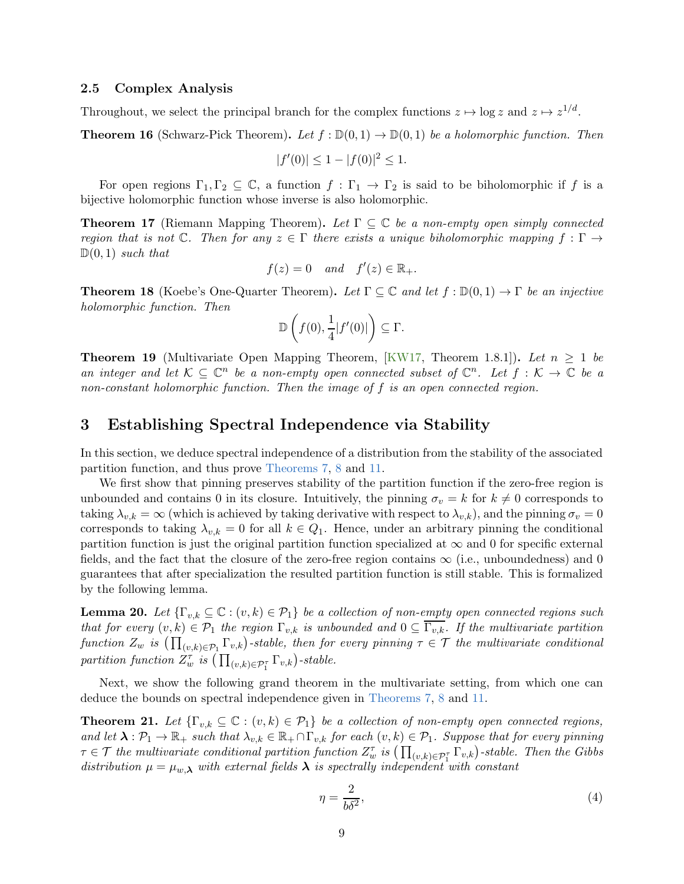### 2.5 Complex Analysis

Throughout, we select the principal branch for the complex functions $z \mapsto \log z$ and $z \mapsto z^{1/d}$.

**Theorem 16** (Schwarz-Pick Theorem)**.** *Let $f : \mathbb{D}(0,1) \to \mathbb{D}(0,1)$ be a holomorphic function. Then*

$$|f'(0)| \leq 1 - |f(0)|^2 \leq 1.$$

For open regions $\Gamma_1, \Gamma_2 \subseteq \mathbb{C}$, a function $f : \Gamma_1 \to \Gamma_2$ is said to be biholomorphic if $f$ is a bijective holomorphic function whose inverse is also holomorphic.

**Theorem 17** (Riemann Mapping Theorem)**.** *Let $\Gamma \subseteq \mathbb{C}$ be a non-empty open simply connected region that is not $\mathbb{C}$. Then for any $z \in \Gamma$ there exists a unique biholomorphic mapping $f : \Gamma \to \mathbb{D}(0,1)$ such that*

$$f(z) = 0 \quad \text{and} \quad f'(z) \in \mathbb{R}_+.$$

**Theorem 18** (Koebe's One-Quarter Theorem)**.** *Let $\Gamma \subseteq \mathbb{C}$ and let $f : \mathbb{D}(0,1) \to \Gamma$ be an injective holomorphic function. Then*

$$\mathbb{D}\left(f(0), \frac{1}{4}|f'(0)|\right) \subseteq \Gamma.$$

**Theorem 19** (Multivariate Open Mapping Theorem, [KW17, Theorem 1.8.1])**.** *Let $n \geq 1$ be an integer and let $\mathcal{K} \subseteq \mathbb{C}^n$ be a non-empty open connected subset of $\mathbb{C}^n$. Let $f : \mathcal{K} \to \mathbb{C}$ be a non-constant holomorphic function. Then the image of $f$ is an open connected region.*

## 3 Establishing Spectral Independence via Stability

In this section, we deduce spectral independence of a distribution from the stability of the associated partition function, and thus prove Theorems 7, 8 and 11.

We first show that pinning preserves stability of the partition function if the zero-free region is unbounded and contains 0 in its closure. Intuitively, the pinning $\sigma_v = k$ for $k \neq 0$ corresponds to taking $\lambda_{v,k} = \infty$ (which is achieved by taking derivative with respect to $\lambda_{v,k}$), and the pinning $\sigma_v = 0$ corresponds to taking $\lambda_{v,k} = 0$ for all $k \in Q_1$. Hence, under an arbitrary pinning the conditional partition function is just the original partition function specialized at $\infty$ and 0 for specific external fields, and the fact that the closure of the zero-free region contains $\infty$ (i.e., unboundedness) and 0 guarantees that after specialization the resulted partition function is still stable. This is formalized by the following lemma.

**Lemma 20.** *Let $\{\Gamma_{v,k} \subseteq \mathbb{C} : (v,k) \in \mathcal{P}_1\}$ be a collection of non-empty open connected regions such that for every $(v,k) \in \mathcal{P}_1$ the region $\Gamma_{v,k}$ is unbounded and $0 \subseteq \overline{\Gamma_{v,k}}$. If the multivariate partition function $Z_w$ is $\left(\prod_{(v,k)\in\mathcal{P}_1} \Gamma_{v,k}\right)$-stable, then for every pinning $\tau \in \mathcal{T}$ the multivariate conditional partition function $Z_w^\tau$ is $\left(\prod_{(v,k)\in\mathcal{P}_1^\tau} \Gamma_{v,k}\right)$-stable.*

Next, we show the following grand theorem in the multivariate setting, from which one can deduce the bounds on spectral independence given in Theorems 7, 8 and 11.

**Theorem 21.** *Let $\{\Gamma_{v,k} \subseteq \mathbb{C} : (v,k) \in \mathcal{P}_1\}$ be a collection of non-empty open connected regions, and let $\boldsymbol{\lambda} : \mathcal{P}_1 \to \mathbb{R}_+$ such that $\lambda_{v,k} \in \mathbb{R}_+ \cap \Gamma_{v,k}$ for each $(v,k) \in \mathcal{P}_1$. Suppose that for every pinning $\tau \in \mathcal{T}$ the multivariate conditional partition function $Z_w^\tau$ is $\left(\prod_{(v,k)\in\mathcal{P}_1^\tau} \Gamma_{v,k}\right)$-stable. Then the Gibbs distribution $\mu = \mu_{w,\boldsymbol{\lambda}}$ with external fields $\boldsymbol{\lambda}$ is spectrally independent with constant*

$$\eta = \frac{2}{b\delta^2}, \tag{4}$$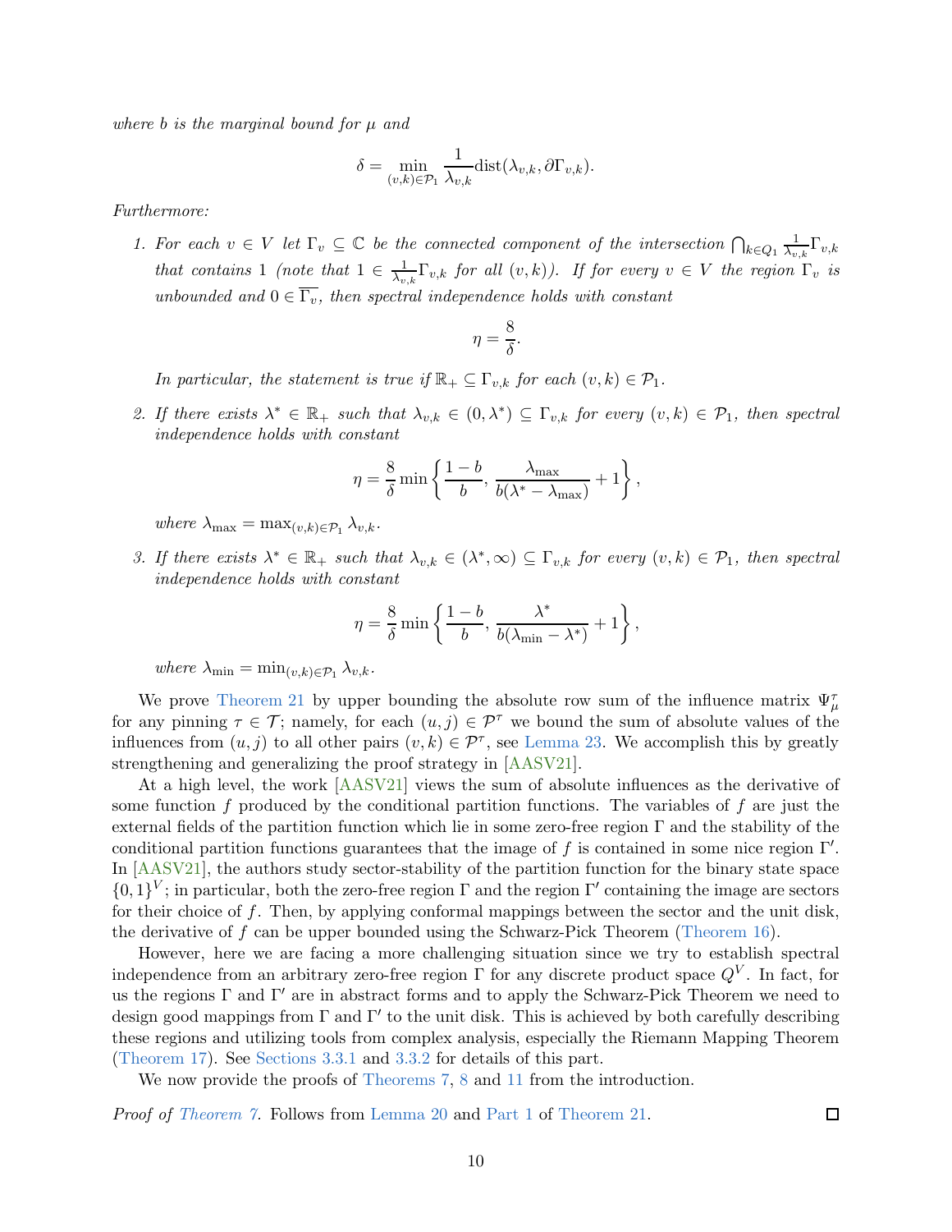*where $b$ is the marginal bound for $\mu$ and*

$$\delta = \min_{(v,k)\in\mathcal{P}_1} \frac{1}{\lambda_{v,k}} \mathrm{dist}(\lambda_{v,k}, \partial\Gamma_{v,k}).$$

*Furthermore:*

1. *For each $v \in V$ let $\Gamma_v \subseteq \mathbb{C}$ be the connected component of the intersection $\bigcap_{k\in Q_1} \frac{1}{\lambda_{v,k}}\Gamma_{v,k}$ that contains 1 (note that $1 \in \frac{1}{\lambda_{v,k}}\Gamma_{v,k}$ for all $(v,k)$). If for every $v \in V$ the region $\Gamma_v$ is unbounded and $0 \in \overline{\Gamma_v}$, then spectral independence holds with constant*

$$\eta = \frac{8}{\delta}.$$

   *In particular, the statement is true if $\mathbb{R}_+ \subseteq \Gamma_{v,k}$ for each $(v,k) \in \mathcal{P}_1$.*

2. *If there exists $\lambda^* \in \mathbb{R}_+$ such that $\lambda_{v,k} \in (0, \lambda^*) \subseteq \Gamma_{v,k}$ for every $(v,k) \in \mathcal{P}_1$, then spectral independence holds with constant*

$$\eta = \frac{8}{\delta} \min\left\{\frac{1-b}{b}, \frac{\lambda_{\max}}{b(\lambda^* - \lambda_{\max})} + 1\right\},$$

   *where $\lambda_{\max} = \max_{(v,k)\in\mathcal{P}_1} \lambda_{v,k}$.*

3. *If there exists $\lambda^* \in \mathbb{R}_+$ such that $\lambda_{v,k} \in (\lambda^*, \infty) \subseteq \Gamma_{v,k}$ for every $(v,k) \in \mathcal{P}_1$, then spectral independence holds with constant*

$$\eta = \frac{8}{\delta} \min\left\{\frac{1-b}{b}, \frac{\lambda^*}{b(\lambda_{\min} - \lambda^*)} + 1\right\},$$

   *where $\lambda_{\min} = \min_{(v,k)\in\mathcal{P}_1} \lambda_{v,k}$.*

We prove Theorem 21 by upper bounding the absolute row sum of the influence matrix $\Psi_\mu^\tau$ for any pinning $\tau \in \mathcal{T}$; namely, for each $(u,j) \in \mathcal{P}^\tau$ we bound the sum of absolute values of the influences from $(u,j)$ to all other pairs $(v,k) \in \mathcal{P}^\tau$, see Lemma 23. We accomplish this by greatly strengthening and generalizing the proof strategy in [AASV21].

At a high level, the work [AASV21] views the sum of absolute influences as the derivative of some function $f$ produced by the conditional partition functions. The variables of $f$ are just the external fields of the partition function which lie in some zero-free region $\Gamma$ and the stability of the conditional partition functions guarantees that the image of $f$ is contained in some nice region $\Gamma'$. In [AASV21], the authors study sector-stability of the partition function for the binary state space $\{0,1\}^V$; in particular, both the zero-free region $\Gamma$ and the region $\Gamma'$ containing the image are sectors for their choice of $f$. Then, by applying conformal mappings between the sector and the unit disk, the derivative of $f$ can be upper bounded using the Schwarz-Pick Theorem (Theorem 16).

However, here we are facing a more challenging situation since we try to establish spectral independence from an arbitrary zero-free region $\Gamma$ for any discrete product space $Q^V$. In fact, for us the regions $\Gamma$ and $\Gamma'$ are in abstract forms and to apply the Schwarz-Pick Theorem we need to design good mappings from $\Gamma$ and $\Gamma'$ to the unit disk. This is achieved by both carefully describing these regions and utilizing tools from complex analysis, especially the Riemann Mapping Theorem (Theorem 17). See Sections 3.3.1 and 3.3.2 for details of this part.

We now provide the proofs of Theorems 7, 8 and 11 from the introduction.

*Proof of Theorem 7.* Follows from Lemma 20 and Part 1 of Theorem 21. □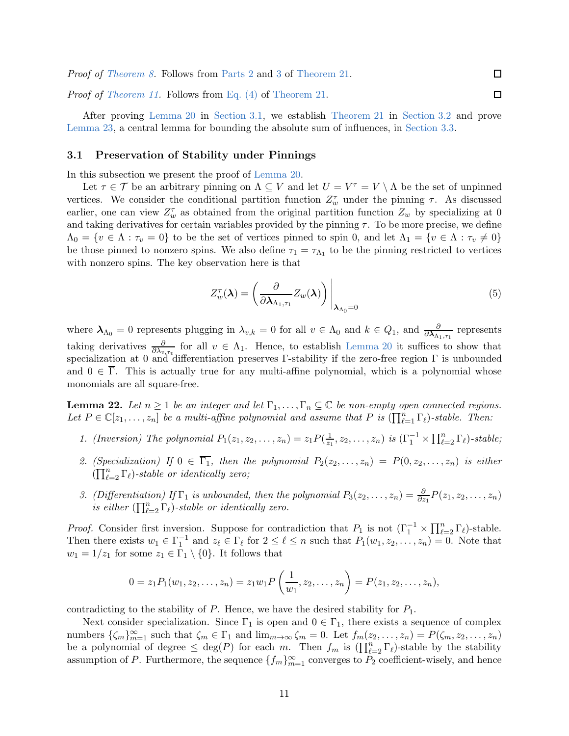*Proof of Theorem 8.* Follows from Parts 2 and 3 of Theorem 21. ☐

*Proof of Theorem 11.* Follows from Eq. (4) of Theorem 21. ☐

After proving Lemma 20 in Section 3.1, we establish Theorem 21 in Section 3.2 and prove Lemma 23, a central lemma for bounding the absolute sum of influences, in Section 3.3.

### 3.1 Preservation of Stability under Pinnings

In this subsection we present the proof of Lemma 20.

Let $\tau \in \mathcal{T}$ be an arbitrary pinning on $\Lambda \subseteq V$ and let $U = V^\tau = V \setminus \Lambda$ be the set of unpinned vertices. We consider the conditional partition function $Z_w^\tau$ under the pinning $\tau$. As discussed earlier, one can view $Z_w^\tau$ as obtained from the original partition function $Z_w$ by specializing at 0 and taking derivatives for certain variables provided by the pinning $\tau$. To be more precise, we define $\Lambda_0 = \{v \in \Lambda : \tau_v = 0\}$ to be the set of vertices pinned to spin 0, and let $\Lambda_1 = \{v \in \Lambda : \tau_v \neq 0\}$ be those pinned to nonzero spins. We also define $\tau_1 = \tau_{\Lambda_1}$ to be the pinning restricted to vertices with nonzero spins. The key observation here is that

$$Z_w^\tau(\boldsymbol{\lambda}) = \left( \frac{\partial}{\partial \boldsymbol{\lambda}_{\Lambda_1,\tau_1}} Z_w(\boldsymbol{\lambda}) \right) \Bigg|_{\boldsymbol{\lambda}_{\Lambda_0}=0} \tag{5}$$

where $\boldsymbol{\lambda}_{\Lambda_0} = 0$ represents plugging in $\lambda_{v,k} = 0$ for all $v \in \Lambda_0$ and $k \in Q_1$, and $\frac{\partial}{\partial \boldsymbol{\lambda}_{\Lambda_1,\tau_1}}$ represents taking derivatives $\frac{\partial}{\partial \lambda_{v,\tau_v}}$ for all $v \in \Lambda_1$. Hence, to establish Lemma 20 it suffices to show that specialization at 0 and differentiation preserves $\Gamma$-stability if the zero-free region $\Gamma$ is unbounded and $0 \in \overline{\Gamma}$. This is actually true for any multi-affine polynomial, which is a polynomial whose monomials are all square-free.

**Lemma 22.** *Let $n \geq 1$ be an integer and let $\Gamma_1, \dots, \Gamma_n \subseteq \mathbb{C}$ be non-empty open connected regions. Let $P \in \mathbb{C}[z_1, \dots, z_n]$ be a multi-affine polynomial and assume that $P$ is $(\prod_{\ell=1}^n \Gamma_\ell)$-stable. Then:*

1. *(Inversion) The polynomial $P_1(z_1, z_2, \dots, z_n) = z_1 P(\frac{1}{z_1}, z_2, \dots, z_n)$ is $(\Gamma_1^{-1} \times \prod_{\ell=2}^n \Gamma_\ell)$-stable;*
2. *(Specialization) If $0 \in \overline{\Gamma_1}$, then the polynomial $P_2(z_2, \dots, z_n) = P(0, z_2, \dots, z_n)$ is either $(\prod_{\ell=2}^n \Gamma_\ell)$-stable or identically zero;*
3. *(Differentiation) If $\Gamma_1$ is unbounded, then the polynomial $P_3(z_2, \dots, z_n) = \frac{\partial}{\partial z_1} P(z_1, z_2, \dots, z_n)$ is either $(\prod_{\ell=2}^n \Gamma_\ell)$-stable or identically zero.*

*Proof.* Consider first inversion. Suppose for contradiction that $P_1$ is not $(\Gamma_1^{-1} \times \prod_{\ell=2}^n \Gamma_\ell)$-stable. Then there exists $w_1 \in \Gamma_1^{-1}$ and $z_\ell \in \Gamma_\ell$ for $2 \leq \ell \leq n$ such that $P_1(w_1, z_2, \dots, z_n) = 0$. Note that $w_1 = 1/z_1$ for some $z_1 \in \Gamma_1 \setminus \{0\}$. It follows that

$$0 = z_1 P_1(w_1, z_2, \dots, z_n) = z_1 w_1 P\left(\frac{1}{w_1}, z_2, \dots, z_n\right) = P(z_1, z_2, \dots, z_n),$$

contradicting to the stability of $P$. Hence, we have the desired stability for $P_1$.

Next consider specialization. Since $\Gamma_1$ is open and $0 \in \overline{\Gamma_1}$, there exists a sequence of complex numbers $\{\zeta_m\}_{m=1}^\infty$ such that $\zeta_m \in \Gamma_1$ and $\lim_{m\to\infty} \zeta_m = 0$. Let $f_m(z_2, \dots, z_n) = P(\zeta_m, z_2, \dots, z_n)$ be a polynomial of degree $\leq \deg(P)$ for each $m$. Then $f_m$ is $(\prod_{\ell=2}^n \Gamma_\ell)$-stable by the stability assumption of $P$. Furthermore, the sequence $\{f_m\}_{m=1}^\infty$ converges to $P_2$ coefficient-wisely, and hence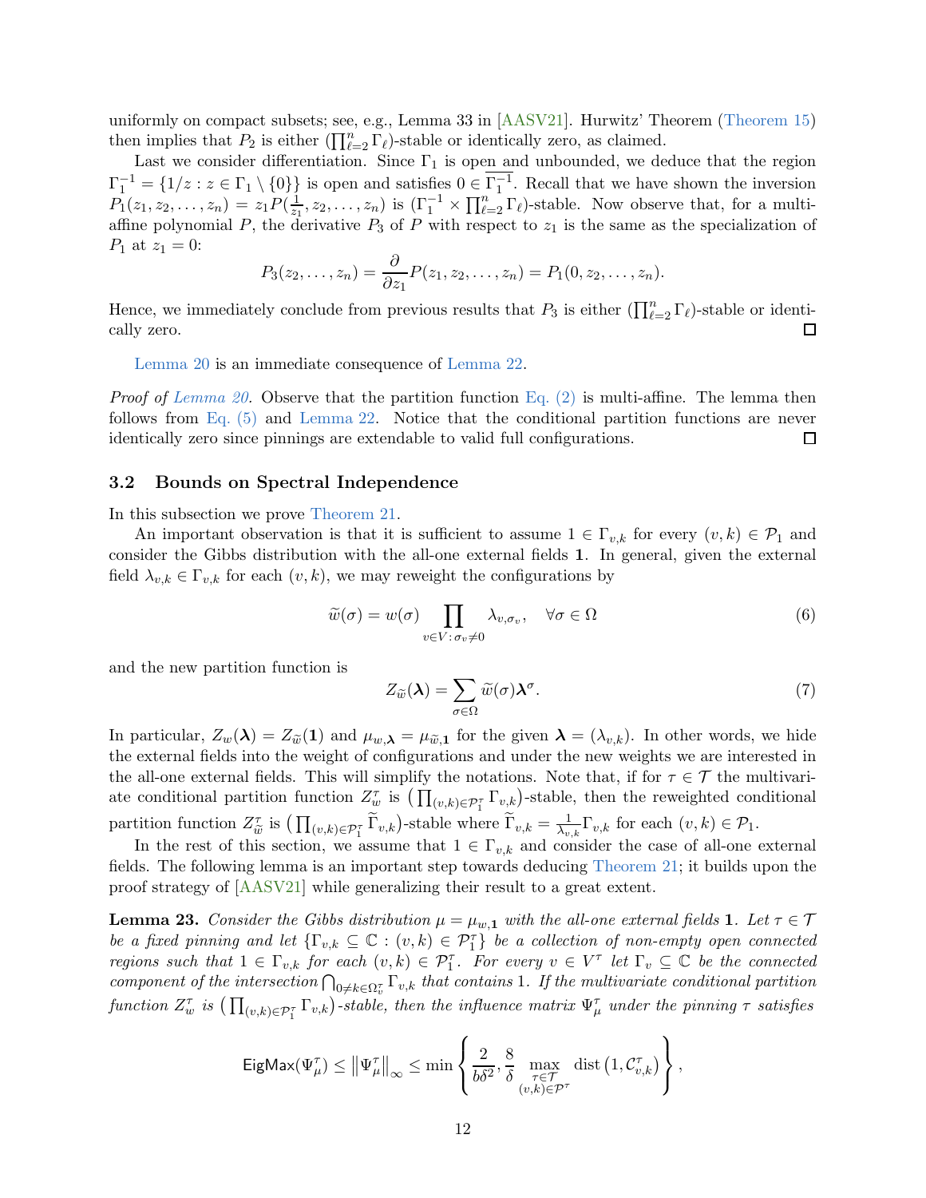uniformly on compact subsets; see, e.g., Lemma 33 in [AASV21]. Hurwitz' Theorem (Theorem 15) then implies that $P_2$ is either $(\prod_{\ell=2}^n \Gamma_\ell)$-stable or identically zero, as claimed.

Last we consider differentiation. Since $\Gamma_1$ is open and unbounded, we deduce that the region $\Gamma_1^{-1} = \{1/z : z \in \Gamma_1 \setminus \{0\}\}$ is open and satisfies $0 \in \overline{\Gamma_1^{-1}}$. Recall that we have shown the inversion $P_1(z_1, z_2, \dots, z_n) = z_1 P(\frac{1}{z_1}, z_2, \dots, z_n)$ is $(\Gamma_1^{-1} \times \prod_{\ell=2}^n \Gamma_\ell)$-stable. Now observe that, for a multi-affine polynomial $P$, the derivative $P_3$ of $P$ with respect to $z_1$ is the same as the specialization of $P_1$ at $z_1 = 0$:

$$P_3(z_2, \dots, z_n) = \frac{\partial}{\partial z_1} P(z_1, z_2, \dots, z_n) = P_1(0, z_2, \dots, z_n).$$

Hence, we immediately conclude from previous results that $P_3$ is either $(\prod_{\ell=2}^n \Gamma_\ell)$-stable or identically zero. □

Lemma 20 is an immediate consequence of Lemma 22.

*Proof of Lemma 20.* Observe that the partition function Eq. (2) is multi-affine. The lemma then follows from Eq. (5) and Lemma 22. Notice that the conditional partition functions are never identically zero since pinnings are extendable to valid full configurations. □

### 3.2 Bounds on Spectral Independence

In this subsection we prove Theorem 21.

An important observation is that it is sufficient to assume $1 \in \Gamma_{v,k}$ for every $(v,k) \in \mathcal{P}_1$ and consider the Gibbs distribution with the all-one external fields $\mathbf{1}$. In general, given the external field $\lambda_{v,k} \in \Gamma_{v,k}$ for each $(v,k)$, we may reweight the configurations by

$$\widetilde{w}(\sigma) = w(\sigma) \prod_{v \in V : \sigma_v \neq 0} \lambda_{v,\sigma_v}, \quad \forall \sigma \in \Omega \tag{6}$$

and the new partition function is

$$Z_{\widetilde{w}}(\boldsymbol{\lambda}) = \sum_{\sigma \in \Omega} \widetilde{w}(\sigma) \boldsymbol{\lambda}^\sigma. \tag{7}$$

In particular, $Z_w(\boldsymbol{\lambda}) = Z_{\widetilde{w}}(\mathbf{1})$ and $\mu_{w,\boldsymbol{\lambda}} = \mu_{\widetilde{w},\mathbf{1}}$ for the given $\boldsymbol{\lambda} = (\lambda_{v,k})$. In other words, we hide the external fields into the weight of configurations and under the new weights we are interested in the all-one external fields. This will simplify the notations. Note that, if for $\tau \in \mathcal{T}$ the multivariate conditional partition function $Z_w^\tau$ is $\left(\prod_{(v,k) \in \mathcal{P}_1^\tau} \Gamma_{v,k}\right)$-stable, then the reweighted conditional partition function $Z_{\widetilde{w}}^\tau$ is $\left(\prod_{(v,k) \in \mathcal{P}_1^\tau} \widetilde{\Gamma}_{v,k}\right)$-stable where $\widetilde{\Gamma}_{v,k} = \frac{1}{\lambda_{v,k}} \Gamma_{v,k}$ for each $(v,k) \in \mathcal{P}_1$.

In the rest of this section, we assume that $1 \in \Gamma_{v,k}$ and consider the case of all-one external fields. The following lemma is an important step towards deducing Theorem 21; it builds upon the proof strategy of [AASV21] while generalizing their result to a great extent.

**Lemma 23.** *Consider the Gibbs distribution $\mu = \mu_{w,\mathbf{1}}$ with the all-one external fields $\mathbf{1}$. Let $\tau \in \mathcal{T}$ be a fixed pinning and let $\{\Gamma_{v,k} \subseteq \mathbb{C} : (v,k) \in \mathcal{P}_1^\tau\}$ be a collection of non-empty open connected regions such that $1 \in \Gamma_{v,k}$ for each $(v,k) \in \mathcal{P}_1^\tau$. For every $v \in V^\tau$ let $\Gamma_v \subseteq \mathbb{C}$ be the connected component of the intersection $\bigcap_{0 \neq k \in \Omega_v^\tau} \Gamma_{v,k}$ that contains $1$. If the multivariate conditional partition function $Z_w^\tau$ is $\left(\prod_{(v,k) \in \mathcal{P}_1^\tau} \Gamma_{v,k}\right)$-stable, then the influence matrix $\Psi_\mu^\tau$ under the pinning $\tau$ satisfies*

$$\mathsf{EigMax}(\Psi_\mu^\tau) \leq \left\|\Psi_\mu^\tau\right\|_\infty \leq \min\left\{\frac{2}{b\delta^2}, \frac{8}{\delta} \max_{\substack{\tau \in \mathcal{T} \\ (v,k) \in \mathcal{P}^\tau}} \mathrm{dist}\left(1, \mathcal{C}_{v,k}^\tau\right)\right\},$$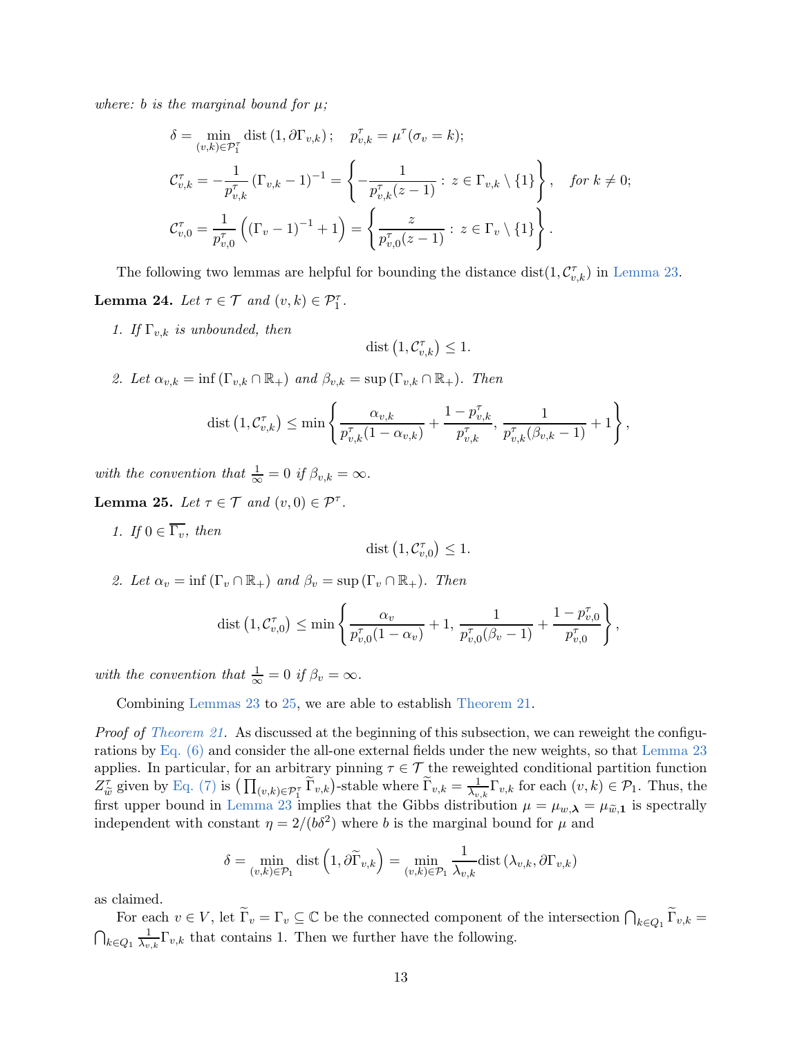*where: $b$ is the marginal bound for $\mu$;*

$$\delta = \min_{(v,k)\in\mathcal{P}_1^\tau} \operatorname{dist}\left(1, \partial\Gamma_{v,k}\right); \quad p_{v,k}^\tau = \mu^\tau(\sigma_v = k);$$

$$\mathcal{C}_{v,k}^\tau = -\frac{1}{p_{v,k}^\tau}\left(\Gamma_{v,k} - 1\right)^{-1} = \left\{-\frac{1}{p_{v,k}^\tau(z-1)} : z \in \Gamma_{v,k}\setminus\{1\}\right\}, \quad \text{for } k \neq 0;$$

$$\mathcal{C}_{v,0}^\tau = \frac{1}{p_{v,0}^\tau}\left(\left(\Gamma_v - 1\right)^{-1} + 1\right) = \left\{\frac{z}{p_{v,0}^\tau(z-1)} : z \in \Gamma_v\setminus\{1\}\right\}.$$

The following two lemmas are helpful for bounding the distance $\operatorname{dist}(1, \mathcal{C}_{v,k}^\tau)$ in Lemma 23.

**Lemma 24.** *Let $\tau \in \mathcal{T}$ and $(v,k) \in \mathcal{P}_1^\tau$.*

1. *If $\Gamma_{v,k}$ is unbounded, then*
$$\operatorname{dist}\left(1, \mathcal{C}_{v,k}^\tau\right) \leq 1.$$

2. *Let $\alpha_{v,k} = \inf\left(\Gamma_{v,k}\cap\mathbb{R}_+\right)$ and $\beta_{v,k} = \sup\left(\Gamma_{v,k}\cap\mathbb{R}_+\right)$. Then*
$$\operatorname{dist}\left(1, \mathcal{C}_{v,k}^\tau\right) \leq \min\left\{\frac{\alpha_{v,k}}{p_{v,k}^\tau(1-\alpha_{v,k})} + \frac{1-p_{v,k}^\tau}{p_{v,k}^\tau},\ \frac{1}{p_{v,k}^\tau(\beta_{v,k}-1)} + 1\right\},$$

*with the convention that $\frac{1}{\infty} = 0$ if $\beta_{v,k} = \infty$.*

**Lemma 25.** *Let $\tau \in \mathcal{T}$ and $(v,0) \in \mathcal{P}^\tau$.*

1. *If $0 \in \overline{\Gamma_v}$, then*
$$\operatorname{dist}\left(1, \mathcal{C}_{v,0}^\tau\right) \leq 1.$$

2. *Let $\alpha_v = \inf\left(\Gamma_v\cap\mathbb{R}_+\right)$ and $\beta_v = \sup\left(\Gamma_v\cap\mathbb{R}_+\right)$. Then*
$$\operatorname{dist}\left(1, \mathcal{C}_{v,0}^\tau\right) \leq \min\left\{\frac{\alpha_v}{p_{v,0}^\tau(1-\alpha_v)} + 1,\ \frac{1}{p_{v,0}^\tau(\beta_v-1)} + \frac{1-p_{v,0}^\tau}{p_{v,0}^\tau}\right\},$$

*with the convention that $\frac{1}{\infty} = 0$ if $\beta_v = \infty$.*

Combining Lemmas 23 to 25, we are able to establish Theorem 21.

*Proof of Theorem 21.* As discussed at the beginning of this subsection, we can reweight the configurations by Eq. (6) and consider the all-one external fields under the new weights, so that Lemma 23 applies. In particular, for an arbitrary pinning $\tau \in \mathcal{T}$ the reweighted conditional partition function $Z_{\widetilde{w}}^\tau$ given by Eq. (7) is $\left(\prod_{(v,k)\in\mathcal{P}_1^\tau}\widetilde{\Gamma}_{v,k}\right)$-stable where $\widetilde{\Gamma}_{v,k} = \frac{1}{\lambda_{v,k}}\Gamma_{v,k}$ for each $(v,k) \in \mathcal{P}_1$. Thus, the first upper bound in Lemma 23 implies that the Gibbs distribution $\mu = \mu_{w,\boldsymbol{\lambda}} = \mu_{\widetilde{w},\mathbf{1}}$ is spectrally independent with constant $\eta = 2/(b\delta^2)$ where $b$ is the marginal bound for $\mu$ and

$$\delta = \min_{(v,k)\in\mathcal{P}_1} \operatorname{dist}\left(1, \partial\widetilde{\Gamma}_{v,k}\right) = \min_{(v,k)\in\mathcal{P}_1} \frac{1}{\lambda_{v,k}}\operatorname{dist}\left(\lambda_{v,k}, \partial\Gamma_{v,k}\right)$$

as claimed.

For each $v \in V$, let $\widetilde{\Gamma}_v = \Gamma_v \subseteq \mathbb{C}$ be the connected component of the intersection $\bigcap_{k\in Q_1}\widetilde{\Gamma}_{v,k} = \bigcap_{k\in Q_1}\frac{1}{\lambda_{v,k}}\Gamma_{v,k}$ that contains 1. Then we further have the following.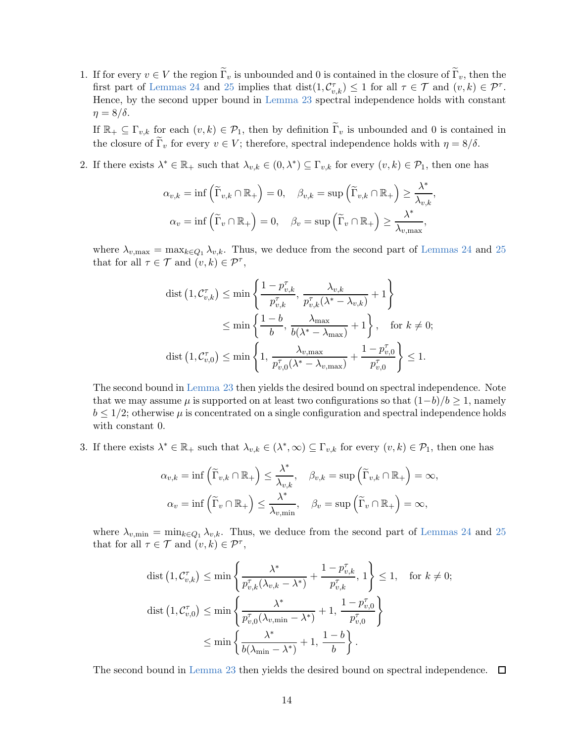1. If for every $v \in V$ the region $\widetilde{\Gamma}_v$ is unbounded and 0 is contained in the closure of $\widetilde{\Gamma}_v$, then the first part of Lemmas 24 and 25 implies that $\mathrm{dist}(1, \mathcal{C}^\tau_{v,k}) \le 1$ for all $\tau \in \mathcal{T}$ and $(v,k) \in \mathcal{P}^\tau$. Hence, by the second upper bound in Lemma 23 spectral independence holds with constant $\eta = 8/\delta$.

   If $\mathbb{R}_+ \subseteq \Gamma_{v,k}$ for each $(v,k) \in \mathcal{P}_1$, then by definition $\widetilde{\Gamma}_v$ is unbounded and 0 is contained in the closure of $\widetilde{\Gamma}_v$ for every $v \in V$; therefore, spectral independence holds with $\eta = 8/\delta$.

2. If there exists $\lambda^* \in \mathbb{R}_+$ such that $\lambda_{v,k} \in (0, \lambda^*) \subseteq \Gamma_{v,k}$ for every $(v,k) \in \mathcal{P}_1$, then one has

$$\alpha_{v,k} = \inf\left(\widetilde{\Gamma}_{v,k} \cap \mathbb{R}_+\right) = 0, \quad \beta_{v,k} = \sup\left(\widetilde{\Gamma}_{v,k} \cap \mathbb{R}_+\right) \ge \frac{\lambda^*}{\lambda_{v,k}},$$
$$\alpha_{v} = \inf\left(\widetilde{\Gamma}_{v} \cap \mathbb{R}_+\right) = 0, \quad \beta_{v} = \sup\left(\widetilde{\Gamma}_{v} \cap \mathbb{R}_+\right) \ge \frac{\lambda^*}{\lambda_{v,\max}},$$

   where $\lambda_{v,\max} = \max_{k \in Q_1} \lambda_{v,k}$. Thus, we deduce from the second part of Lemmas 24 and 25 that for all $\tau \in \mathcal{T}$ and $(v,k) \in \mathcal{P}^\tau$,

$$\begin{aligned}
\mathrm{dist}\left(1, \mathcal{C}^\tau_{v,k}\right) &\le \min\left\{\frac{1-p^\tau_{v,k}}{p^\tau_{v,k}}, \frac{\lambda_{v,k}}{p^\tau_{v,k}(\lambda^* - \lambda_{v,k})} + 1\right\} \\
&\le \min\left\{\frac{1-b}{b}, \frac{\lambda_{\max}}{b(\lambda^* - \lambda_{\max})} + 1\right\}, \quad \text{for } k \neq 0; \\
\mathrm{dist}\left(1, \mathcal{C}^\tau_{v,0}\right) &\le \min\left\{1, \frac{\lambda_{v,\max}}{p^\tau_{v,0}(\lambda^* - \lambda_{v,\max})} + \frac{1-p^\tau_{v,0}}{p^\tau_{v,0}}\right\} \le 1.
\end{aligned}$$

   The second bound in Lemma 23 then yields the desired bound on spectral independence. Note that we may assume $\mu$ is supported on at least two configurations so that $(1-b)/b \ge 1$, namely $b \le 1/2$; otherwise $\mu$ is concentrated on a single configuration and spectral independence holds with constant 0.

3. If there exists $\lambda^* \in \mathbb{R}_+$ such that $\lambda_{v,k} \in (\lambda^*, \infty) \subseteq \Gamma_{v,k}$ for every $(v,k) \in \mathcal{P}_1$, then one has

$$\alpha_{v,k} = \inf\left(\widetilde{\Gamma}_{v,k} \cap \mathbb{R}_+\right) \le \frac{\lambda^*}{\lambda_{v,k}}, \quad \beta_{v,k} = \sup\left(\widetilde{\Gamma}_{v,k} \cap \mathbb{R}_+\right) = \infty,$$
$$\alpha_{v} = \inf\left(\widetilde{\Gamma}_{v} \cap \mathbb{R}_+\right) \le \frac{\lambda^*}{\lambda_{v,\min}}, \quad \beta_{v} = \sup\left(\widetilde{\Gamma}_{v} \cap \mathbb{R}_+\right) = \infty,$$

   where $\lambda_{v,\min} = \min_{k \in Q_1} \lambda_{v,k}$. Thus, we deduce from the second part of Lemmas 24 and 25 that for all $\tau \in \mathcal{T}$ and $(v,k) \in \mathcal{P}^\tau$,

$$\begin{aligned}
\mathrm{dist}\left(1, \mathcal{C}^\tau_{v,k}\right) &\le \min\left\{\frac{\lambda^*}{p^\tau_{v,k}(\lambda_{v,k} - \lambda^*)} + \frac{1-p^\tau_{v,k}}{p^\tau_{v,k}}, 1\right\} \le 1, \quad \text{for } k \neq 0; \\
\mathrm{dist}\left(1, \mathcal{C}^\tau_{v,0}\right) &\le \min\left\{\frac{\lambda^*}{p^\tau_{v,0}(\lambda_{v,\min} - \lambda^*)} + 1, \frac{1-p^\tau_{v,0}}{p^\tau_{v,0}}\right\} \\
&\le \min\left\{\frac{\lambda^*}{b(\lambda_{\min} - \lambda^*)} + 1, \frac{1-b}{b}\right\}.
\end{aligned}$$

   The second bound in Lemma 23 then yields the desired bound on spectral independence. ☐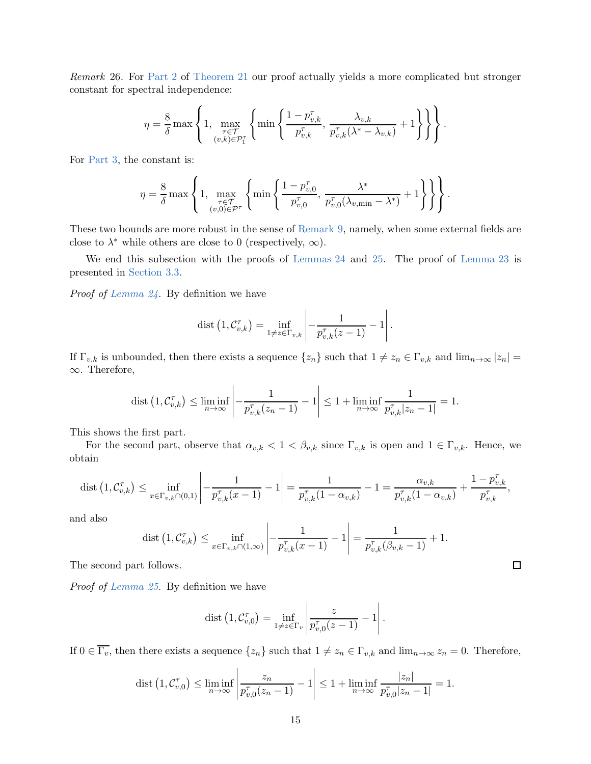*Remark* 26. For Part 2 of Theorem 21 our proof actually yields a more complicated but stronger constant for spectral independence:

$$\eta = \frac{8}{\delta} \max \left\{ 1, \max_{\substack{\tau \in \mathcal{T} \\ (v,k) \in \mathcal{P}_1^\tau}} \left\{ \min \left\{ \frac{1 - p_{v,k}^\tau}{p_{v,k}^\tau}, \frac{\lambda_{v,k}}{p_{v,k}^\tau (\lambda^* - \lambda_{v,k})} + 1 \right\} \right\} \right\}.$$

For Part 3, the constant is:

$$\eta = \frac{8}{\delta} \max \left\{ 1, \max_{\substack{\tau \in \mathcal{T} \\ (v,0) \in \mathcal{P}^\tau}} \left\{ \min \left\{ \frac{1 - p_{v,0}^\tau}{p_{v,0}^\tau}, \frac{\lambda^*}{p_{v,0}^\tau (\lambda_{v,\min} - \lambda^*)} + 1 \right\} \right\} \right\}.$$

These two bounds are more robust in the sense of Remark 9, namely, when some external fields are close to $\lambda^*$ while others are close to 0 (respectively, $\infty$).

We end this subsection with the proofs of Lemmas 24 and 25. The proof of Lemma 23 is presented in Section 3.3.

*Proof of Lemma 24.* By definition we have

$$\operatorname{dist}\left(1, \mathcal{C}_{v,k}^\tau\right) = \inf_{1 \neq z \in \Gamma_{v,k}} \left| -\frac{1}{p_{v,k}^\tau (z-1)} - 1 \right|.$$

If $\Gamma_{v,k}$ is unbounded, then there exists a sequence $\{z_n\}$ such that $1 \neq z_n \in \Gamma_{v,k}$ and $\lim_{n\to\infty} |z_n| = \infty$. Therefore,

$$\operatorname{dist}\left(1, \mathcal{C}_{v,k}^\tau\right) \leq \liminf_{n \to \infty} \left| -\frac{1}{p_{v,k}^\tau (z_n - 1)} - 1 \right| \leq 1 + \liminf_{n \to \infty} \frac{1}{p_{v,k}^\tau |z_n - 1|} = 1.$$

This shows the first part.

For the second part, observe that $\alpha_{v,k} < 1 < \beta_{v,k}$ since $\Gamma_{v,k}$ is open and $1 \in \Gamma_{v,k}$. Hence, we obtain

$$\operatorname{dist}\left(1, \mathcal{C}_{v,k}^\tau\right) \leq \inf_{x \in \Gamma_{v,k} \cap (0,1)} \left| -\frac{1}{p_{v,k}^\tau (x-1)} - 1 \right| = \frac{1}{p_{v,k}^\tau (1 - \alpha_{v,k})} - 1 = \frac{\alpha_{v,k}}{p_{v,k}^\tau (1 - \alpha_{v,k})} + \frac{1 - p_{v,k}^\tau}{p_{v,k}^\tau},$$

and also

$$\operatorname{dist}\left(1, \mathcal{C}_{v,k}^\tau\right) \leq \inf_{x \in \Gamma_{v,k} \cap (1,\infty)} \left| -\frac{1}{p_{v,k}^\tau (x-1)} - 1 \right| = \frac{1}{p_{v,k}^\tau (\beta_{v,k} - 1)} + 1.$$

The second part follows. ☐

*Proof of Lemma 25.* By definition we have

$$\operatorname{dist}\left(1, \mathcal{C}_{v,0}^\tau\right) = \inf_{1 \neq z \in \Gamma_v} \left| \frac{z}{p_{v,0}^\tau (z-1)} - 1 \right|.$$

If $0 \in \overline{\Gamma_v}$, then there exists a sequence $\{z_n\}$ such that $1 \neq z_n \in \Gamma_{v,k}$ and $\lim_{n\to\infty} z_n = 0$. Therefore,

$$\operatorname{dist}\left(1, \mathcal{C}_{v,0}^\tau\right) \leq \liminf_{n \to \infty} \left| \frac{z_n}{p_{v,0}^\tau (z_n - 1)} - 1 \right| \leq 1 + \liminf_{n \to \infty} \frac{|z_n|}{p_{v,0}^\tau |z_n - 1|} = 1.$$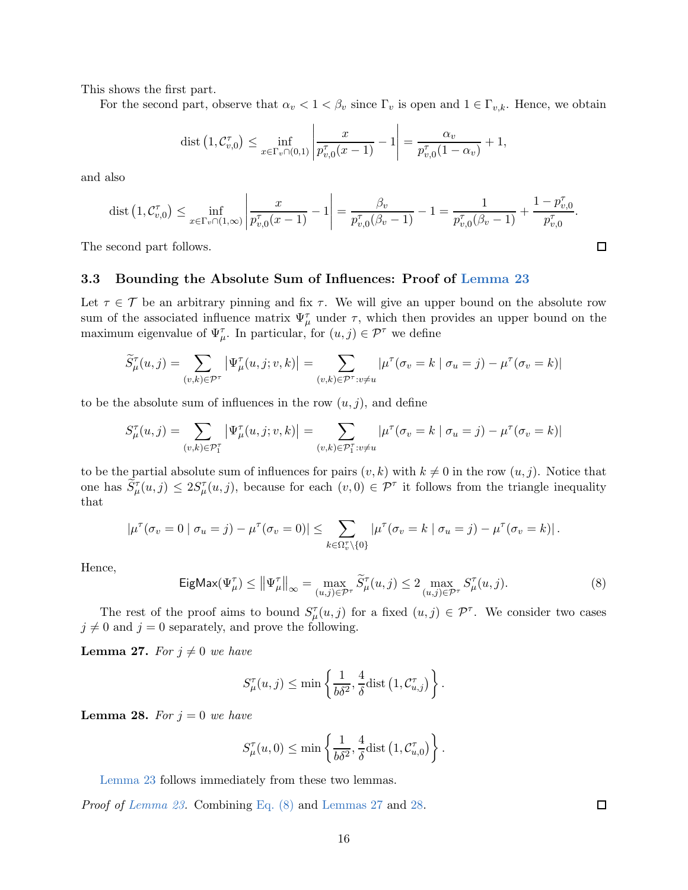This shows the first part.

For the second part, observe that $\alpha_v < 1 < \beta_v$ since $\Gamma_v$ is open and $1 \in \Gamma_{v,k}$. Hence, we obtain

$$\mathrm{dist}\left(1, \mathcal{C}_{v,0}^\tau\right) \le \inf_{x \in \Gamma_v \cap (0,1)} \left| \frac{x}{p_{v,0}^\tau (x-1)} - 1 \right| = \frac{\alpha_v}{p_{v,0}^\tau (1-\alpha_v)} + 1,$$

and also

$$\mathrm{dist}\left(1, \mathcal{C}_{v,0}^\tau\right) \le \inf_{x \in \Gamma_v \cap (1,\infty)} \left| \frac{x}{p_{v,0}^\tau (x-1)} - 1 \right| = \frac{\beta_v}{p_{v,0}^\tau (\beta_v - 1)} - 1 = \frac{1}{p_{v,0}^\tau (\beta_v - 1)} + \frac{1 - p_{v,0}^\tau}{p_{v,0}^\tau}.$$

The second part follows. □

### 3.3 Bounding the Absolute Sum of Influences: Proof of Lemma 23

Let $\tau \in \mathcal{T}$ be an arbitrary pinning and fix $\tau$. We will give an upper bound on the absolute row sum of the associated influence matrix $\Psi_\mu^\tau$ under $\tau$, which then provides an upper bound on the maximum eigenvalue of $\Psi_\mu^\tau$. In particular, for $(u,j) \in \mathcal{P}^\tau$ we define

$$\widetilde{S}_\mu^\tau(u,j) = \sum_{(v,k) \in \mathcal{P}^\tau} \left| \Psi_\mu^\tau(u,j;v,k) \right| = \sum_{(v,k) \in \mathcal{P}^\tau : v \neq u} \left| \mu^\tau(\sigma_v = k \mid \sigma_u = j) - \mu^\tau(\sigma_v = k) \right|$$

to be the absolute sum of influences in the row $(u,j)$, and define

$$S_\mu^\tau(u,j) = \sum_{(v,k) \in \mathcal{P}_1^\tau} \left| \Psi_\mu^\tau(u,j;v,k) \right| = \sum_{(v,k) \in \mathcal{P}_1^\tau : v \neq u} \left| \mu^\tau(\sigma_v = k \mid \sigma_u = j) - \mu^\tau(\sigma_v = k) \right|$$

to be the partial absolute sum of influences for pairs $(v,k)$ with $k \neq 0$ in the row $(u,j)$. Notice that one has $\widetilde{S}_\mu^\tau(u,j) \le 2 S_\mu^\tau(u,j)$, because for each $(v,0) \in \mathcal{P}^\tau$ it follows from the triangle inequality that

$$\left| \mu^\tau(\sigma_v = 0 \mid \sigma_u = j) - \mu^\tau(\sigma_v = 0) \right| \le \sum_{k \in \Omega_v^\tau \setminus \{0\}} \left| \mu^\tau(\sigma_v = k \mid \sigma_u = j) - \mu^\tau(\sigma_v = k) \right|.$$

Hence,

$$\mathsf{EigMax}(\Psi_\mu^\tau) \le \left\| \Psi_\mu^\tau \right\|_\infty = \max_{(u,j) \in \mathcal{P}^\tau} \widetilde{S}_\mu^\tau(u,j) \le 2 \max_{(u,j) \in \mathcal{P}^\tau} S_\mu^\tau(u,j). \tag{8}$$

The rest of the proof aims to bound $S_\mu^\tau(u,j)$ for a fixed $(u,j) \in \mathcal{P}^\tau$. We consider two cases $j \neq 0$ and $j = 0$ separately, and prove the following.

**Lemma 27.** *For $j \neq 0$ we have*

$$S_\mu^\tau(u,j) \le \min\left\{ \frac{1}{b\delta^2}, \frac{4}{\delta} \mathrm{dist}\left(1, \mathcal{C}_{u,j}^\tau\right) \right\}.$$

**Lemma 28.** *For $j = 0$ we have*

$$S_\mu^\tau(u,0) \le \min\left\{ \frac{1}{b\delta^2}, \frac{4}{\delta} \mathrm{dist}\left(1, \mathcal{C}_{u,0}^\tau\right) \right\}.$$

Lemma 23 follows immediately from these two lemmas.

*Proof of Lemma 23.* Combining Eq. (8) and Lemmas 27 and 28. □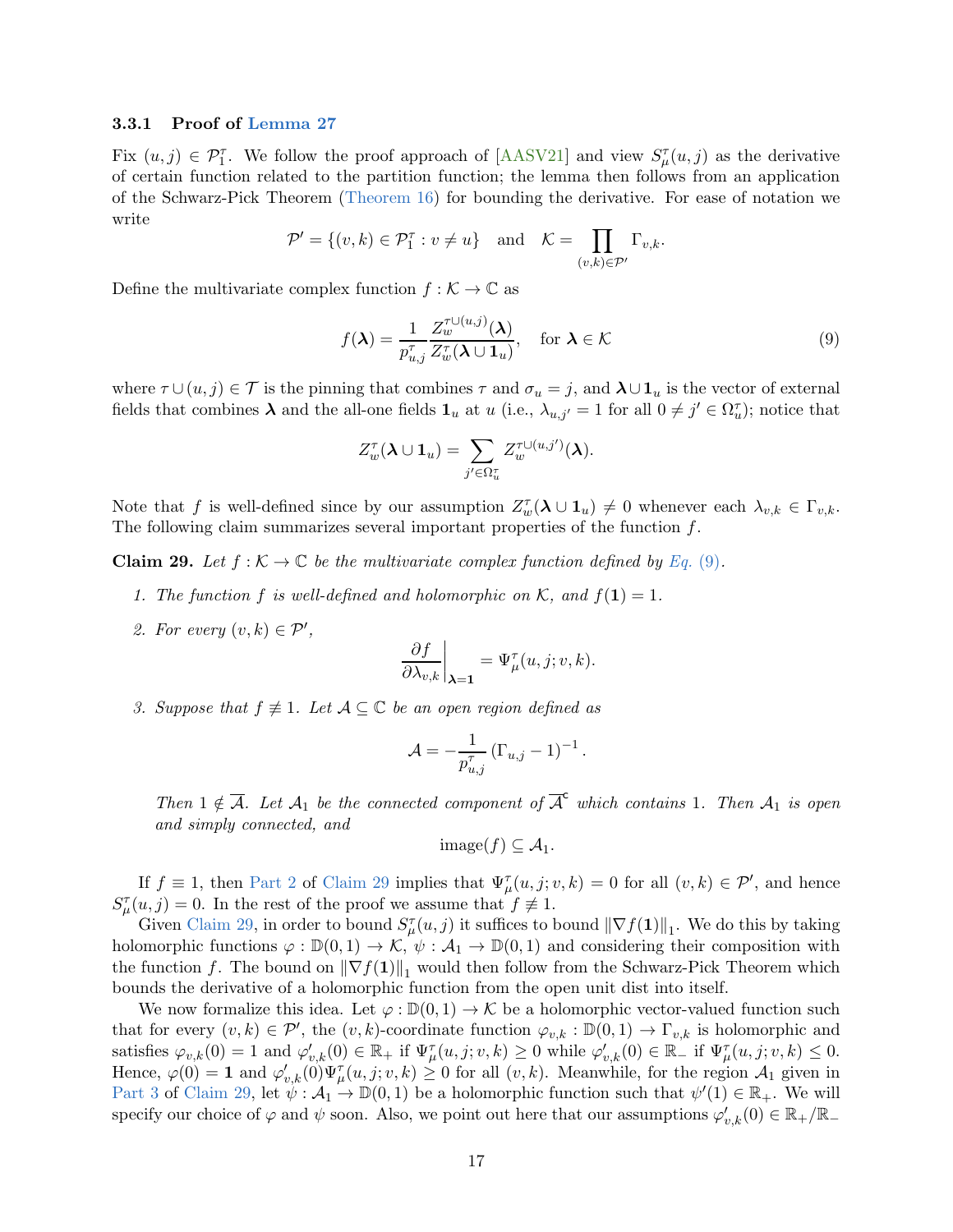#### 3.3.1 Proof of Lemma 27

Fix $(u, j) \in \mathcal{P}_1^\tau$. We follow the proof approach of [AASV21] and view $S_\mu^\tau(u, j)$ as the derivative of certain function related to the partition function; the lemma then follows from an application of the Schwarz-Pick Theorem (Theorem 16) for bounding the derivative. For ease of notation we write

$$\mathcal{P}' = \{(v, k) \in \mathcal{P}_1^\tau : v \neq u\} \quad \text{and} \quad \mathcal{K} = \prod_{(v,k) \in \mathcal{P}'} \Gamma_{v,k}.$$

Define the multivariate complex function $f : \mathcal{K} \to \mathbb{C}$ as

$$f(\boldsymbol{\lambda}) = \frac{1}{p_{u,j}^\tau} \frac{Z_w^{\tau \cup (u,j)}(\boldsymbol{\lambda})}{Z_w^\tau(\boldsymbol{\lambda} \cup \mathbf{1}_u)}, \quad \text{for } \boldsymbol{\lambda} \in \mathcal{K} \tag{9}$$

where $\tau \cup (u, j) \in \mathcal{T}$ is the pinning that combines $\tau$ and $\sigma_u = j$, and $\boldsymbol{\lambda} \cup \mathbf{1}_u$ is the vector of external fields that combines $\boldsymbol{\lambda}$ and the all-one fields $\mathbf{1}_u$ at $u$ (i.e., $\lambda_{u,j'} = 1$ for all $0 \neq j' \in \Omega_u^\tau$); notice that

$$Z_w^\tau(\boldsymbol{\lambda} \cup \mathbf{1}_u) = \sum_{j' \in \Omega_u^\tau} Z_w^{\tau \cup (u,j')}(\boldsymbol{\lambda}).$$

Note that $f$ is well-defined since by our assumption $Z_w^\tau(\boldsymbol{\lambda} \cup \mathbf{1}_u) \neq 0$ whenever each $\lambda_{v,k} \in \Gamma_{v,k}$. The following claim summarizes several important properties of the function $f$.

**Claim 29.** *Let $f : \mathcal{K} \to \mathbb{C}$ be the multivariate complex function defined by Eq. (9).*

1. *The function $f$ is well-defined and holomorphic on $\mathcal{K}$, and $f(\mathbf{1}) = 1$.*
2. *For every $(v, k) \in \mathcal{P}'$,*
$$\left. \frac{\partial f}{\partial \lambda_{v,k}} \right|_{\boldsymbol{\lambda} = \mathbf{1}} = \Psi_\mu^\tau(u, j; v, k).$$
3. *Suppose that $f \not\equiv 1$. Let $\mathcal{A} \subseteq \mathbb{C}$ be an open region defined as*
$$\mathcal{A} = -\frac{1}{p_{u,j}^\tau} \left( \Gamma_{u,j} - 1 \right)^{-1}.$$
*Then $1 \notin \overline{\mathcal{A}}$. Let $\mathcal{A}_1$ be the connected component of $\overline{\mathcal{A}}^{\mathsf{c}}$ which contains 1. Then $\mathcal{A}_1$ is open and simply connected, and*
$$\mathrm{image}(f) \subseteq \mathcal{A}_1.$$

If $f \equiv 1$, then Part 2 of Claim 29 implies that $\Psi_\mu^\tau(u, j; v, k) = 0$ for all $(v, k) \in \mathcal{P}'$, and hence $S_\mu^\tau(u, j) = 0$. In the rest of the proof we assume that $f \not\equiv 1$.

Given Claim 29, in order to bound $S_\mu^\tau(u, j)$ it suffices to bound $\|\nabla f(\mathbf{1})\|_1$. We do this by taking holomorphic functions $\varphi : \mathbb{D}(0, 1) \to \mathcal{K}$, $\psi : \mathcal{A}_1 \to \mathbb{D}(0, 1)$ and considering their composition with the function $f$. The bound on $\|\nabla f(\mathbf{1})\|_1$ would then follow from the Schwarz-Pick Theorem which bounds the derivative of a holomorphic function from the open unit dist into itself.

We now formalize this idea. Let $\varphi : \mathbb{D}(0, 1) \to \mathcal{K}$ be a holomorphic vector-valued function such that for every $(v, k) \in \mathcal{P}'$, the $(v, k)$-coordinate function $\varphi_{v,k} : \mathbb{D}(0, 1) \to \Gamma_{v,k}$ is holomorphic and satisfies $\varphi_{v,k}(0) = 1$ and $\varphi'_{v,k}(0) \in \mathbb{R}_+$ if $\Psi_\mu^\tau(u, j; v, k) \geq 0$ while $\varphi'_{v,k}(0) \in \mathbb{R}_-$ if $\Psi_\mu^\tau(u, j; v, k) \leq 0$. Hence, $\varphi(0) = \mathbf{1}$ and $\varphi'_{v,k}(0) \Psi_\mu^\tau(u, j; v, k) \geq 0$ for all $(v, k)$. Meanwhile, for the region $\mathcal{A}_1$ given in Part 3 of Claim 29, let $\psi : \mathcal{A}_1 \to \mathbb{D}(0, 1)$ be a holomorphic function such that $\psi'(1) \in \mathbb{R}_+$. We will specify our choice of $\varphi$ and $\psi$ soon. Also, we point out here that our assumptions $\varphi'_{v,k}(0) \in \mathbb{R}_+/\mathbb{R}_-$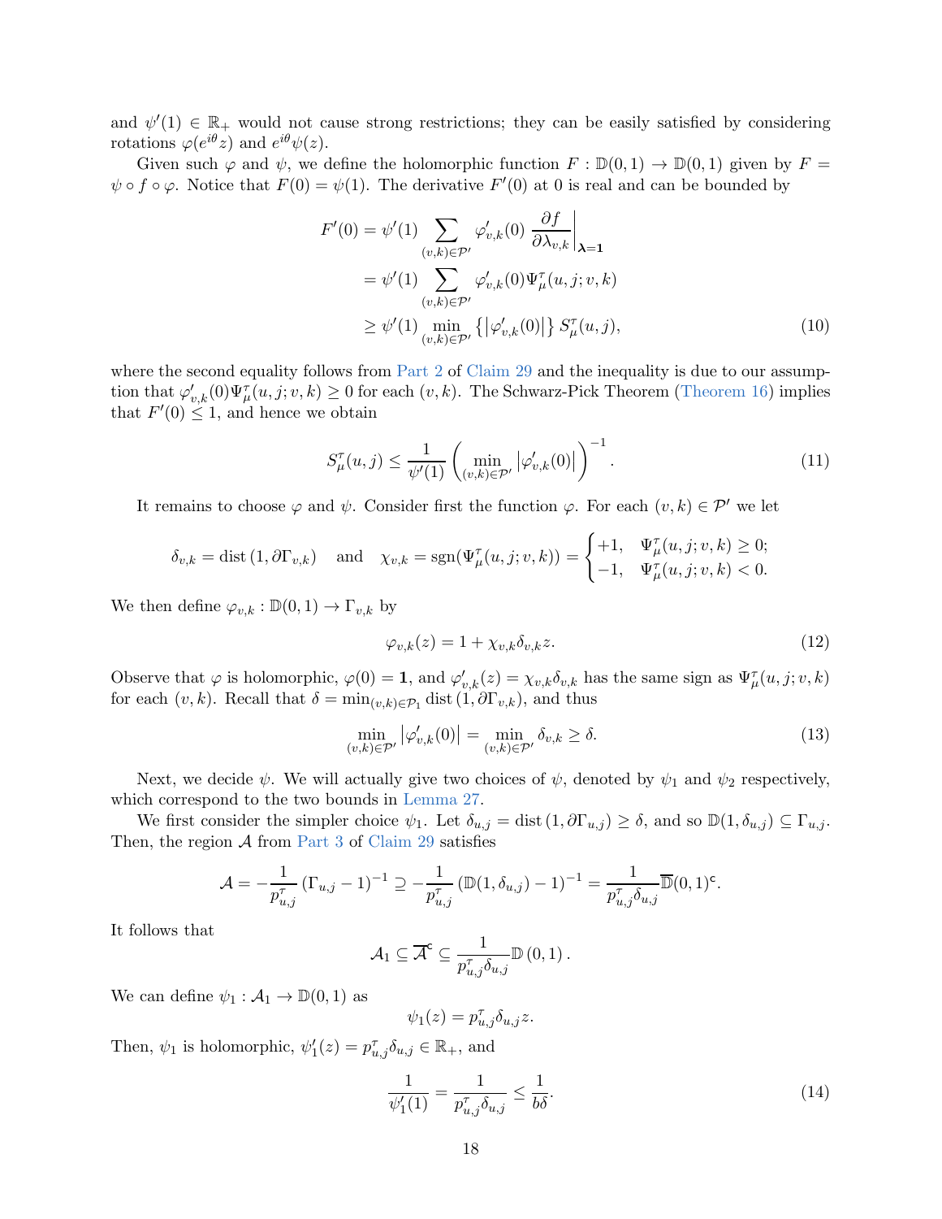and $\psi'(1) \in \mathbb{R}_+$ would not cause strong restrictions; they can be easily satisfied by considering rotations $\varphi(e^{i\theta}z)$ and $e^{i\theta}\psi(z)$.

Given such $\varphi$ and $\psi$, we define the holomorphic function $F : \mathbb{D}(0,1) \to \mathbb{D}(0,1)$ given by $F = \psi \circ f \circ \varphi$. Notice that $F(0) = \psi(1)$. The derivative $F'(0)$ at 0 is real and can be bounded by

$$
\begin{aligned}
F'(0) &= \psi'(1) \sum_{(v,k)\in\mathcal{P}'} \varphi'_{v,k}(0) \left.\frac{\partial f}{\partial \lambda_{v,k}}\right|_{\boldsymbol{\lambda}=\mathbf{1}} \\
&= \psi'(1) \sum_{(v,k)\in\mathcal{P}'} \varphi'_{v,k}(0) \Psi^{\tau}_{\mu}(u,j;v,k) \\
&\geq \psi'(1) \min_{(v,k)\in\mathcal{P}'} \left\{\left|\varphi'_{v,k}(0)\right|\right\} S^{\tau}_{\mu}(u,j), \qquad (10)
\end{aligned}
$$

where the second equality follows from Part 2 of Claim 29 and the inequality is due to our assumption that $\varphi'_{v,k}(0)\Psi^{\tau}_{\mu}(u,j;v,k) \geq 0$ for each $(v,k)$. The Schwarz-Pick Theorem (Theorem 16) implies that $F'(0) \leq 1$, and hence we obtain

$$
S^{\tau}_{\mu}(u,j) \leq \frac{1}{\psi'(1)} \left( \min_{(v,k)\in\mathcal{P}'} \left|\varphi'_{v,k}(0)\right| \right)^{-1}. \qquad (11)
$$

It remains to choose $\varphi$ and $\psi$. Consider first the function $\varphi$. For each $(v,k) \in \mathcal{P}'$ we let

$$
\delta_{v,k} = \operatorname{dist}(1, \partial\Gamma_{v,k}) \quad \text{and} \quad \chi_{v,k} = \operatorname{sgn}(\Psi^{\tau}_{\mu}(u,j;v,k)) = \begin{cases} +1, & \Psi^{\tau}_{\mu}(u,j;v,k) \geq 0; \\ -1, & \Psi^{\tau}_{\mu}(u,j;v,k) < 0. \end{cases}
$$

We then define $\varphi_{v,k} : \mathbb{D}(0,1) \to \Gamma_{v,k}$ by

$$
\varphi_{v,k}(z) = 1 + \chi_{v,k}\delta_{v,k} z. \qquad (12)
$$

Observe that $\varphi$ is holomorphic, $\varphi(0) = \mathbf{1}$, and $\varphi'_{v,k}(z) = \chi_{v,k}\delta_{v,k}$ has the same sign as $\Psi^{\tau}_{\mu}(u,j;v,k)$ for each $(v,k)$. Recall that $\delta = \min_{(v,k)\in\mathcal{P}_1} \operatorname{dist}(1, \partial\Gamma_{v,k})$, and thus

$$
\min_{(v,k)\in\mathcal{P}'} \left|\varphi'_{v,k}(0)\right| = \min_{(v,k)\in\mathcal{P}'} \delta_{v,k} \geq \delta. \qquad (13)
$$

Next, we decide $\psi$. We will actually give two choices of $\psi$, denoted by $\psi_1$ and $\psi_2$ respectively, which correspond to the two bounds in Lemma 27.

We first consider the simpler choice $\psi_1$. Let $\delta_{u,j} = \operatorname{dist}(1, \partial\Gamma_{u,j}) \geq \delta$, and so $\mathbb{D}(1, \delta_{u,j}) \subseteq \Gamma_{u,j}$. Then, the region $\mathcal{A}$ from Part 3 of Claim 29 satisfies

$$
\mathcal{A} = -\frac{1}{p^{\tau}_{u,j}} \left(\Gamma_{u,j} - 1\right)^{-1} \supseteq -\frac{1}{p^{\tau}_{u,j}} \left(\mathbb{D}(1, \delta_{u,j}) - 1\right)^{-1} = \frac{1}{p^{\tau}_{u,j}\delta_{u,j}} \overline{\mathbb{D}}(0,1)^{\mathsf{c}}.
$$

It follows that

$$
\mathcal{A}_1 \subseteq \overline{\mathcal{A}}^{\mathsf{c}} \subseteq \frac{1}{p^{\tau}_{u,j}\delta_{u,j}} \mathbb{D}(0,1).
$$

We can define $\psi_1 : \mathcal{A}_1 \to \mathbb{D}(0,1)$ as

$$
\psi_1(z) = p^{\tau}_{u,j}\delta_{u,j} z.
$$

Then, $\psi_1$ is holomorphic, $\psi_1'(z) = p^{\tau}_{u,j}\delta_{u,j} \in \mathbb{R}_+$, and

$$
\frac{1}{\psi_1'(1)} = \frac{1}{p^{\tau}_{u,j}\delta_{u,j}} \leq \frac{1}{b\delta}. \qquad (14)
$$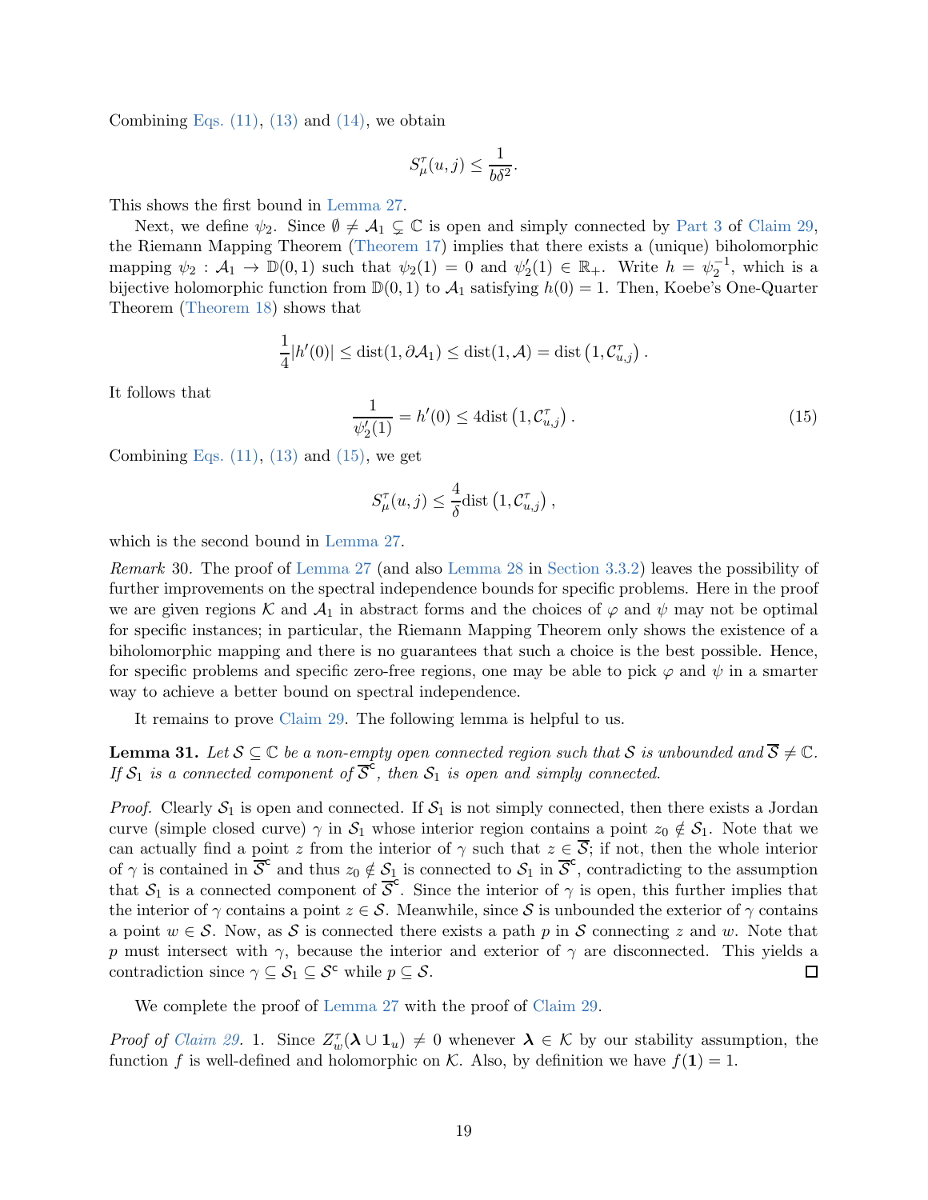Combining Eqs. (11), (13) and (14), we obtain

$$S^\tau_\mu(u,j) \le \frac{1}{b\delta^2}.$$

This shows the first bound in Lemma 27.

Next, we define $\psi_2$. Since $\emptyset \ne \mathcal{A}_1 \subsetneq \mathbb{C}$ is open and simply connected by Part 3 of Claim 29, the Riemann Mapping Theorem (Theorem 17) implies that there exists a (unique) biholomorphic mapping $\psi_2 : \mathcal{A}_1 \to \mathbb{D}(0,1)$ such that $\psi_2(1) = 0$ and $\psi_2'(1) \in \mathbb{R}_+$. Write $h = \psi_2^{-1}$, which is a bijective holomorphic function from $\mathbb{D}(0,1)$ to $\mathcal{A}_1$ satisfying $h(0) = 1$. Then, Koebe's One-Quarter Theorem (Theorem 18) shows that

$$\frac{1}{4}|h'(0)| \le \mathrm{dist}(1, \partial\mathcal{A}_1) \le \mathrm{dist}(1, \mathcal{A}) = \mathrm{dist}\left(1, \mathcal{C}^\tau_{u,j}\right).$$

It follows that

$$\frac{1}{\psi_2'(1)} = h'(0) \le 4\mathrm{dist}\left(1, \mathcal{C}^\tau_{u,j}\right). \tag{15}$$

Combining Eqs. (11), (13) and (15), we get

$$S^\tau_\mu(u,j) \le \frac{4}{\delta}\mathrm{dist}\left(1, \mathcal{C}^\tau_{u,j}\right),$$

which is the second bound in Lemma 27.

*Remark* 30. The proof of Lemma 27 (and also Lemma 28 in Section 3.3.2) leaves the possibility of further improvements on the spectral independence bounds for specific problems. Here in the proof we are given regions $\mathcal{K}$ and $\mathcal{A}_1$ in abstract forms and the choices of $\varphi$ and $\psi$ may not be optimal for specific instances; in particular, the Riemann Mapping Theorem only shows the existence of a biholomorphic mapping and there is no guarantees that such a choice is the best possible. Hence, for specific problems and specific zero-free regions, one may be able to pick $\varphi$ and $\psi$ in a smarter way to achieve a better bound on spectral independence.

It remains to prove Claim 29. The following lemma is helpful to us.

**Lemma 31.** *Let $\mathcal{S} \subseteq \mathbb{C}$ be a non-empty open connected region such that $\mathcal{S}$ is unbounded and $\overline{\mathcal{S}} \ne \mathbb{C}$. If $\mathcal{S}_1$ is a connected component of $\overline{\mathcal{S}}^{\mathsf{c}}$, then $\mathcal{S}_1$ is open and simply connected.*

*Proof.* Clearly $\mathcal{S}_1$ is open and connected. If $\mathcal{S}_1$ is not simply connected, then there exists a Jordan curve (simple closed curve) $\gamma$ in $\mathcal{S}_1$ whose interior region contains a point $z_0 \notin \mathcal{S}_1$. Note that we can actually find a point $z$ from the interior of $\gamma$ such that $z \in \overline{\mathcal{S}}$; if not, then the whole interior of $\gamma$ is contained in $\overline{\mathcal{S}}^{\mathsf{c}}$ and thus $z_0 \notin \mathcal{S}_1$ is connected to $\mathcal{S}_1$ in $\overline{\mathcal{S}}^{\mathsf{c}}$, contradicting to the assumption that $\mathcal{S}_1$ is a connected component of $\overline{\mathcal{S}}^{\mathsf{c}}$. Since the interior of $\gamma$ is open, this further implies that the interior of $\gamma$ contains a point $z \in \mathcal{S}$. Meanwhile, since $\mathcal{S}$ is unbounded the exterior of $\gamma$ contains a point $w \in \mathcal{S}$. Now, as $\mathcal{S}$ is connected there exists a path $p$ in $\mathcal{S}$ connecting $z$ and $w$. Note that $p$ must intersect with $\gamma$, because the interior and exterior of $\gamma$ are disconnected. This yields a contradiction since $\gamma \subseteq \mathcal{S}_1 \subseteq \mathcal{S}^{\mathsf{c}}$ while $p \subseteq \mathcal{S}$. $\square$

We complete the proof of Lemma 27 with the proof of Claim 29.

*Proof of Claim 29.* 1. Since $Z^\tau_w(\boldsymbol{\lambda} \cup \mathbf{1}_u) \ne 0$ whenever $\boldsymbol{\lambda} \in \mathcal{K}$ by our stability assumption, the function $f$ is well-defined and holomorphic on $\mathcal{K}$. Also, by definition we have $f(\mathbf{1}) = 1$.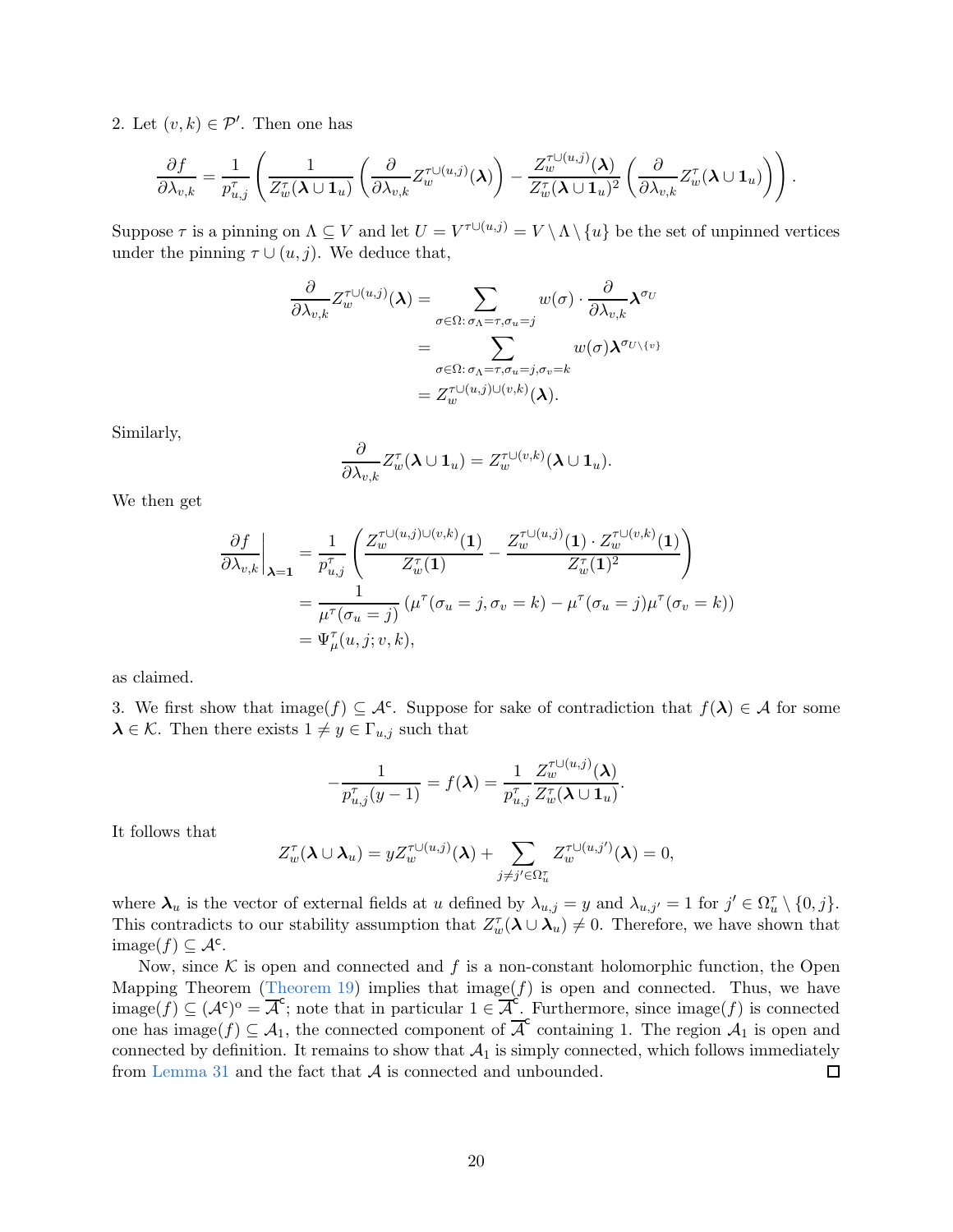2. Let $(v,k) \in \mathcal{P}'$. Then one has

$$\frac{\partial f}{\partial \lambda_{v,k}} = \frac{1}{p^{\tau}_{u,j}} \left( \frac{1}{Z^{\tau}_w(\boldsymbol{\lambda} \cup \mathbf{1}_u)} \left( \frac{\partial}{\partial \lambda_{v,k}} Z^{\tau \cup (u,j)}_w(\boldsymbol{\lambda}) \right) - \frac{Z^{\tau \cup (u,j)}_w(\boldsymbol{\lambda})}{Z^{\tau}_w(\boldsymbol{\lambda} \cup \mathbf{1}_u)^2} \left( \frac{\partial}{\partial \lambda_{v,k}} Z^{\tau}_w(\boldsymbol{\lambda} \cup \mathbf{1}_u) \right) \right).$$

Suppose $\tau$ is a pinning on $\Lambda \subseteq V$ and let $U = V^{\tau \cup (u,j)} = V \setminus \Lambda \setminus \{u\}$ be the set of unpinned vertices under the pinning $\tau \cup (u,j)$. We deduce that,

$$\begin{aligned}
\frac{\partial}{\partial \lambda_{v,k}} Z^{\tau \cup (u,j)}_w(\boldsymbol{\lambda}) &= \sum_{\sigma \in \Omega \colon \sigma_\Lambda = \tau, \sigma_u = j} w(\sigma) \cdot \frac{\partial}{\partial \lambda_{v,k}} \boldsymbol{\lambda}^{\sigma_U} \\
&= \sum_{\sigma \in \Omega \colon \sigma_\Lambda = \tau, \sigma_u = j, \sigma_v = k} w(\sigma) \boldsymbol{\lambda}^{\sigma_{U \setminus \{v\}}} \\
&= Z^{\tau \cup (u,j) \cup (v,k)}_w(\boldsymbol{\lambda}).
\end{aligned}$$

Similarly,

$$\frac{\partial}{\partial \lambda_{v,k}} Z^{\tau}_w(\boldsymbol{\lambda} \cup \mathbf{1}_u) = Z^{\tau \cup (v,k)}_w(\boldsymbol{\lambda} \cup \mathbf{1}_u).$$

We then get

$$\begin{aligned}
\left.\frac{\partial f}{\partial \lambda_{v,k}}\right|_{\boldsymbol{\lambda} = \mathbf{1}} &= \frac{1}{p^{\tau}_{u,j}} \left( \frac{Z^{\tau \cup (u,j) \cup (v,k)}_w(\mathbf{1})}{Z^{\tau}_w(\mathbf{1})} - \frac{Z^{\tau \cup (u,j)}_w(\mathbf{1}) \cdot Z^{\tau \cup (v,k)}_w(\mathbf{1})}{Z^{\tau}_w(\mathbf{1})^2} \right) \\
&= \frac{1}{\mu^{\tau}(\sigma_u = j)} \left( \mu^{\tau}(\sigma_u = j, \sigma_v = k) - \mu^{\tau}(\sigma_u = j) \mu^{\tau}(\sigma_v = k) \right) \\
&= \Psi^{\tau}_{\mu}(u,j;v,k),
\end{aligned}$$

as claimed.

3. We first show that $\mathrm{image}(f) \subseteq \mathcal{A}^{\mathsf{c}}$. Suppose for sake of contradiction that $f(\boldsymbol{\lambda}) \in \mathcal{A}$ for some $\boldsymbol{\lambda} \in \mathcal{K}$. Then there exists $1 \neq y \in \Gamma_{u,j}$ such that

$$-\frac{1}{p^{\tau}_{u,j}(y-1)} = f(\boldsymbol{\lambda}) = \frac{1}{p^{\tau}_{u,j}} \frac{Z^{\tau \cup (u,j)}_w(\boldsymbol{\lambda})}{Z^{\tau}_w(\boldsymbol{\lambda} \cup \mathbf{1}_u)}.$$

It follows that

$$Z^{\tau}_w(\boldsymbol{\lambda} \cup \boldsymbol{\lambda}_u) = y Z^{\tau \cup (u,j)}_w(\boldsymbol{\lambda}) + \sum_{j \neq j' \in \Omega^{\tau}_u} Z^{\tau \cup (u,j')}_w(\boldsymbol{\lambda}) = 0,$$

where $\boldsymbol{\lambda}_u$ is the vector of external fields at $u$ defined by $\lambda_{u,j} = y$ and $\lambda_{u,j'} = 1$ for $j' \in \Omega^{\tau}_u \setminus \{0, j\}$. This contradicts to our stability assumption that $Z^{\tau}_w(\boldsymbol{\lambda} \cup \boldsymbol{\lambda}_u) \neq 0$. Therefore, we have shown that $\mathrm{image}(f) \subseteq \mathcal{A}^{\mathsf{c}}$.

Now, since $\mathcal{K}$ is open and connected and $f$ is a non-constant holomorphic function, the Open Mapping Theorem (Theorem 19) implies that $\mathrm{image}(f)$ is open and connected. Thus, we have $\mathrm{image}(f) \subseteq (\mathcal{A}^{\mathsf{c}})^{\mathrm{o}} = \overline{\mathcal{A}}^{\mathsf{c}}$; note that in particular $1 \in \overline{\mathcal{A}}^{\mathsf{c}}$. Furthermore, since $\mathrm{image}(f)$ is connected one has $\mathrm{image}(f) \subseteq \mathcal{A}_1$, the connected component of $\overline{\mathcal{A}}^{\mathsf{c}}$ containing 1. The region $\mathcal{A}_1$ is open and connected by definition. It remains to show that $\mathcal{A}_1$ is simply connected, which follows immediately from Lemma 31 and the fact that $\mathcal{A}$ is connected and unbounded. ☐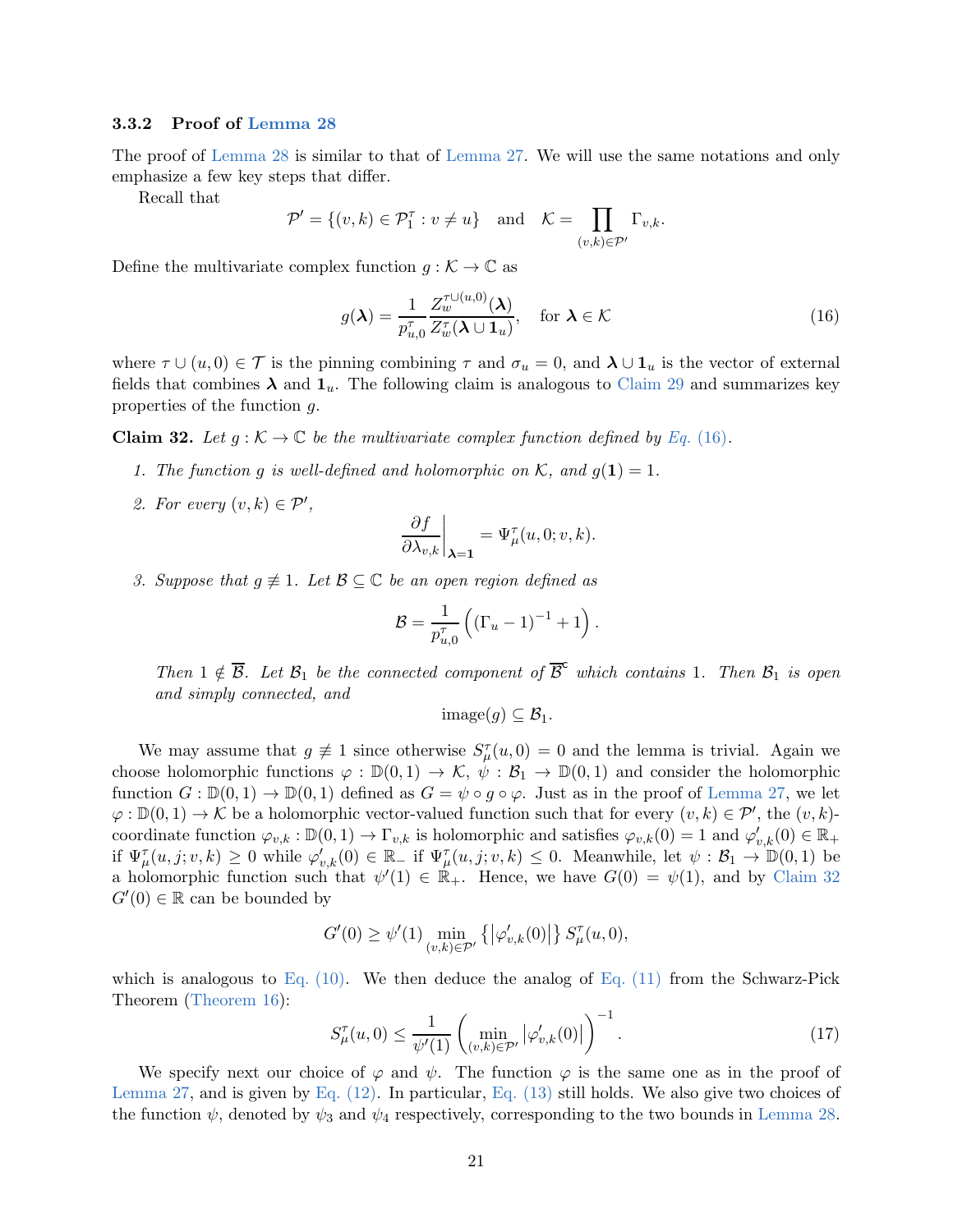### 3.3.2 Proof of Lemma 28

The proof of Lemma 28 is similar to that of Lemma 27. We will use the same notations and only emphasize a few key steps that differ.

Recall that

$$\mathcal{P}' = \{(v,k) \in \mathcal{P}_1^\tau : v \neq u\} \quad \text{and} \quad \mathcal{K} = \prod_{(v,k)\in\mathcal{P}'} \Gamma_{v,k}.$$

Define the multivariate complex function $g : \mathcal{K} \to \mathbb{C}$ as

$$g(\boldsymbol{\lambda}) = \frac{1}{p_{u,0}^\tau} \frac{Z_w^{\tau\cup(u,0)}(\boldsymbol{\lambda})}{Z_w^\tau(\boldsymbol{\lambda}\cup \mathbf{1}_u)}, \quad \text{for } \boldsymbol{\lambda} \in \mathcal{K} \tag{16}$$

where $\tau \cup (u,0) \in \mathcal{T}$ is the pinning combining $\tau$ and $\sigma_u = 0$, and $\boldsymbol{\lambda} \cup \mathbf{1}_u$ is the vector of external fields that combines $\boldsymbol{\lambda}$ and $\mathbf{1}_u$. The following claim is analogous to Claim 29 and summarizes key properties of the function $g$.

**Claim 32.** *Let $g : \mathcal{K} \to \mathbb{C}$ be the multivariate complex function defined by Eq. (16).*

1. *The function $g$ is well-defined and holomorphic on $\mathcal{K}$, and $g(\mathbf{1}) = 1$.*
2. *For every $(v,k) \in \mathcal{P}'$,*
$$\left.\frac{\partial f}{\partial \lambda_{v,k}}\right|_{\boldsymbol{\lambda}=\mathbf{1}} = \Psi_\mu^\tau(u,0;v,k).$$
3. *Suppose that $g \not\equiv 1$. Let $\mathcal{B} \subseteq \mathbb{C}$ be an open region defined as*
$$\mathcal{B} = \frac{1}{p_{u,0}^\tau}\left((\Gamma_u - 1)^{-1} + 1\right).$$
*Then $1 \notin \overline{\mathcal{B}}$. Let $\mathcal{B}_1$ be the connected component of $\overline{\mathcal{B}}^{\mathsf{c}}$ which contains $1$. Then $\mathcal{B}_1$ is open and simply connected, and*
$$\text{image}(g) \subseteq \mathcal{B}_1.$$

We may assume that $g \not\equiv 1$ since otherwise $S_\mu^\tau(u,0) = 0$ and the lemma is trivial. Again we choose holomorphic functions $\varphi : \mathbb{D}(0,1) \to \mathcal{K}$, $\psi : \mathcal{B}_1 \to \mathbb{D}(0,1)$ and consider the holomorphic function $G : \mathbb{D}(0,1) \to \mathbb{D}(0,1)$ defined as $G = \psi \circ g \circ \varphi$. Just as in the proof of Lemma 27, we let $\varphi : \mathbb{D}(0,1) \to \mathcal{K}$ be a holomorphic vector-valued function such that for every $(v,k) \in \mathcal{P}'$, the $(v,k)$-coordinate function $\varphi_{v,k} : \mathbb{D}(0,1) \to \Gamma_{v,k}$ is holomorphic and satisfies $\varphi_{v,k}(0) = 1$ and $\varphi'_{v,k}(0) \in \mathbb{R}_+$ if $\Psi_\mu^\tau(u,j;v,k) \geq 0$ while $\varphi'_{v,k}(0) \in \mathbb{R}_-$ if $\Psi_\mu^\tau(u,j;v,k) \leq 0$. Meanwhile, let $\psi : \mathcal{B}_1 \to \mathbb{D}(0,1)$ be a holomorphic function such that $\psi'(1) \in \mathbb{R}_+$. Hence, we have $G(0) = \psi(1)$, and by Claim 32 $G'(0) \in \mathbb{R}$ can be bounded by

$$G'(0) \geq \psi'(1) \min_{(v,k)\in\mathcal{P}'} \left\{\left|\varphi'_{v,k}(0)\right|\right\} S_\mu^\tau(u,0),$$

which is analogous to Eq. (10). We then deduce the analog of Eq. (11) from the Schwarz-Pick Theorem (Theorem 16):

$$S_\mu^\tau(u,0) \leq \frac{1}{\psi'(1)} \left(\min_{(v,k)\in\mathcal{P}'} \left|\varphi'_{v,k}(0)\right|\right)^{-1}. \tag{17}$$

We specify next our choice of $\varphi$ and $\psi$. The function $\varphi$ is the same one as in the proof of Lemma 27, and is given by Eq. (12). In particular, Eq. (13) still holds. We also give two choices of the function $\psi$, denoted by $\psi_3$ and $\psi_4$ respectively, corresponding to the two bounds in Lemma 28.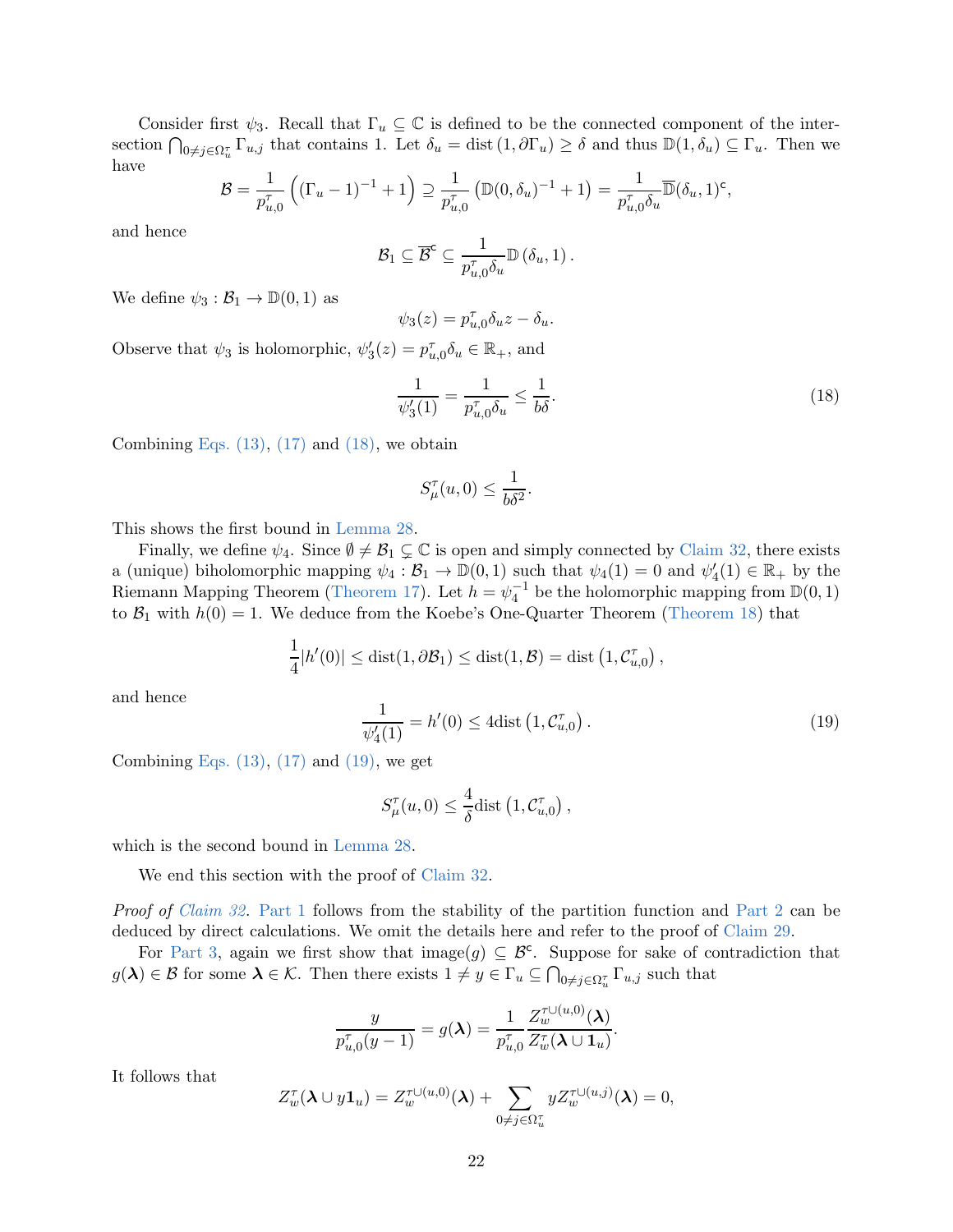Consider first $\psi_3$. Recall that $\Gamma_u \subseteq \mathbb{C}$ is defined to be the connected component of the intersection $\bigcap_{0 \neq j \in \Omega_u^\tau} \Gamma_{u,j}$ that contains 1. Let $\delta_u = \mathrm{dist}\,(1, \partial\Gamma_u) \geq \delta$ and thus $\mathbb{D}(1, \delta_u) \subseteq \Gamma_u$. Then we have

$$\mathcal{B} = \frac{1}{p_{u,0}^\tau}\left((\Gamma_u - 1)^{-1} + 1\right) \supseteq \frac{1}{p_{u,0}^\tau}\left(\mathbb{D}(0, \delta_u)^{-1} + 1\right) = \frac{1}{p_{u,0}^\tau \delta_u}\overline{\mathbb{D}}(\delta_u, 1)^{\mathsf{c}},$$

and hence

$$\mathcal{B}_1 \subseteq \overline{\mathcal{B}}^{\mathsf{c}} \subseteq \frac{1}{p_{u,0}^\tau \delta_u}\mathbb{D}\left(\delta_u, 1\right).$$

We define $\psi_3 : \mathcal{B}_1 \to \mathbb{D}(0,1)$ as

$$\psi_3(z) = p_{u,0}^\tau \delta_u z - \delta_u.$$

Observe that $\psi_3$ is holomorphic, $\psi_3'(z) = p_{u,0}^\tau \delta_u \in \mathbb{R}_+$, and

$$\frac{1}{\psi_3'(1)} = \frac{1}{p_{u,0}^\tau \delta_u} \leq \frac{1}{b\delta}. \tag{18}$$

Combining Eqs. (13), (17) and (18), we obtain

$$S_\mu^\tau(u, 0) \leq \frac{1}{b\delta^2}.$$

This shows the first bound in Lemma 28.

Finally, we define $\psi_4$. Since $\emptyset \neq \mathcal{B}_1 \subsetneq \mathbb{C}$ is open and simply connected by Claim 32, there exists a (unique) biholomorphic mapping $\psi_4 : \mathcal{B}_1 \to \mathbb{D}(0,1)$ such that $\psi_4(1) = 0$ and $\psi_4'(1) \in \mathbb{R}_+$ by the Riemann Mapping Theorem (Theorem 17). Let $h = \psi_4^{-1}$ be the holomorphic mapping from $\mathbb{D}(0,1)$ to $\mathcal{B}_1$ with $h(0) = 1$. We deduce from the Koebe's One-Quarter Theorem (Theorem 18) that

$$\frac{1}{4}|h'(0)| \leq \mathrm{dist}(1, \partial\mathcal{B}_1) \leq \mathrm{dist}(1, \mathcal{B}) = \mathrm{dist}\left(1, \mathcal{C}_{u,0}^\tau\right),$$

and hence

$$\frac{1}{\psi_4'(1)} = h'(0) \leq 4\mathrm{dist}\left(1, \mathcal{C}_{u,0}^\tau\right). \tag{19}$$

Combining Eqs. (13), (17) and (19), we get

$$S_\mu^\tau(u, 0) \leq \frac{4}{\delta}\mathrm{dist}\left(1, \mathcal{C}_{u,0}^\tau\right),$$

which is the second bound in Lemma 28.

We end this section with the proof of Claim 32.

*Proof of Claim 32.* Part 1 follows from the stability of the partition function and Part 2 can be deduced by direct calculations. We omit the details here and refer to the proof of Claim 29.

For Part 3, again we first show that $\mathrm{image}(g) \subseteq \mathcal{B}^{\mathsf{c}}$. Suppose for sake of contradiction that $g(\boldsymbol{\lambda}) \in \mathcal{B}$ for some $\boldsymbol{\lambda} \in \mathcal{K}$. Then there exists $1 \neq y \in \Gamma_u \subseteq \bigcap_{0 \neq j \in \Omega_u^\tau} \Gamma_{u,j}$ such that

$$\frac{y}{p_{u,0}^\tau (y-1)} = g(\boldsymbol{\lambda}) = \frac{1}{p_{u,0}^\tau}\frac{Z_w^{\tau \cup (u,0)}(\boldsymbol{\lambda})}{Z_w^\tau(\boldsymbol{\lambda} \cup \mathbf{1}_u)}.$$

It follows that

$$Z_w^\tau(\boldsymbol{\lambda} \cup y\mathbf{1}_u) = Z_w^{\tau \cup (u,0)}(\boldsymbol{\lambda}) + \sum_{0 \neq j \in \Omega_u^\tau} y Z_w^{\tau \cup (u,j)}(\boldsymbol{\lambda}) = 0,$$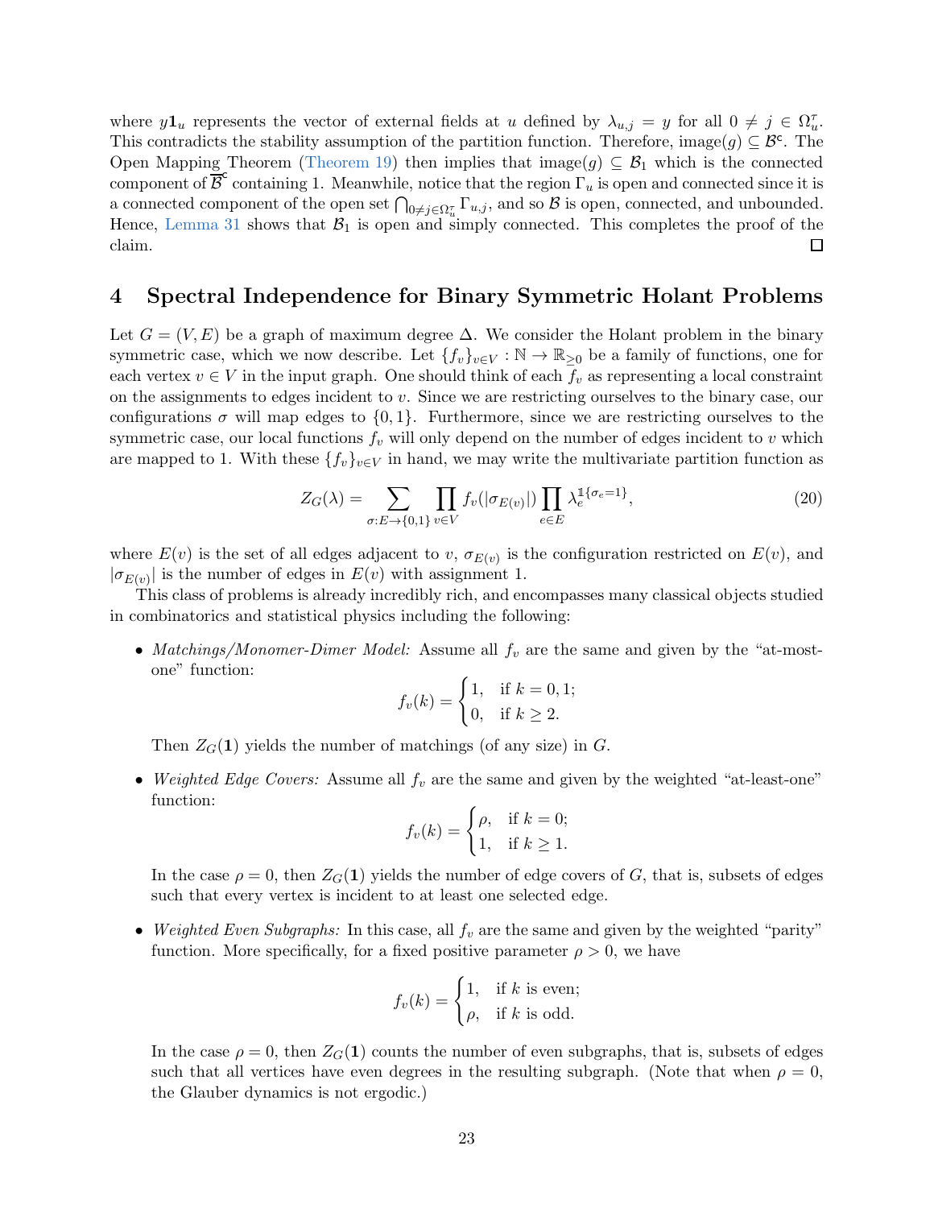where $y\mathbf{1}_u$ represents the vector of external fields at $u$ defined by $\lambda_{u,j} = y$ for all $0 \neq j \in \Omega_u^\tau$. This contradicts the stability assumption of the partition function. Therefore, $\text{image}(g) \subseteq \mathcal{B}^c$. The Open Mapping Theorem (Theorem 19) then implies that $\text{image}(g) \subseteq \mathcal{B}_1$ which is the connected component of $\overline{\mathcal{B}}^c$ containing 1. Meanwhile, notice that the region $\Gamma_u$ is open and connected since it is a connected component of the open set $\bigcap_{0 \neq j \in \Omega_u^\tau} \Gamma_{u,j}$, and so $\mathcal{B}$ is open, connected, and unbounded. Hence, Lemma 31 shows that $\mathcal{B}_1$ is open and simply connected. This completes the proof of the claim. □

# 4 Spectral Independence for Binary Symmetric Holant Problems

Let $G = (V, E)$ be a graph of maximum degree $\Delta$. We consider the Holant problem in the binary symmetric case, which we now describe. Let $\{f_v\}_{v \in V} : \mathbb{N} \to \mathbb{R}_{\geq 0}$ be a family of functions, one for each vertex $v \in V$ in the input graph. One should think of each $f_v$ as representing a local constraint on the assignments to edges incident to $v$. Since we are restricting ourselves to the binary case, our configurations $\sigma$ will map edges to $\{0, 1\}$. Furthermore, since we are restricting ourselves to the symmetric case, our local functions $f_v$ will only depend on the number of edges incident to $v$ which are mapped to 1. With these $\{f_v\}_{v \in V}$ in hand, we may write the multivariate partition function as

$$Z_G(\lambda) = \sum_{\sigma: E \to \{0,1\}} \prod_{v \in V} f_v(|\sigma_{E(v)}|) \prod_{e \in E} \lambda_e^{\mathbb{1}\{\sigma_e = 1\}}, \tag{20}$$

where $E(v)$ is the set of all edges adjacent to $v$, $\sigma_{E(v)}$ is the configuration restricted on $E(v)$, and $|\sigma_{E(v)}|$ is the number of edges in $E(v)$ with assignment 1.

This class of problems is already incredibly rich, and encompasses many classical objects studied in combinatorics and statistical physics including the following:

- *Matchings/Monomer-Dimer Model:* Assume all $f_v$ are the same and given by the "at-most-one" function:
$$f_v(k) = \begin{cases} 1, & \text{if } k = 0, 1; \\ 0, & \text{if } k \geq 2. \end{cases}$$
Then $Z_G(\mathbf{1})$ yields the number of matchings (of any size) in $G$.

- *Weighted Edge Covers:* Assume all $f_v$ are the same and given by the weighted "at-least-one" function:
$$f_v(k) = \begin{cases} \rho, & \text{if } k = 0; \\ 1, & \text{if } k \geq 1. \end{cases}$$
In the case $\rho = 0$, then $Z_G(\mathbf{1})$ yields the number of edge covers of $G$, that is, subsets of edges such that every vertex is incident to at least one selected edge.

- *Weighted Even Subgraphs:* In this case, all $f_v$ are the same and given by the weighted "parity" function. More specifically, for a fixed positive parameter $\rho > 0$, we have
$$f_v(k) = \begin{cases} 1, & \text{if } k \text{ is even}; \\ \rho, & \text{if } k \text{ is odd}. \end{cases}$$
In the case $\rho = 0$, then $Z_G(\mathbf{1})$ counts the number of even subgraphs, that is, subsets of edges such that all vertices have even degrees in the resulting subgraph. (Note that when $\rho = 0$, the Glauber dynamics is not ergodic.)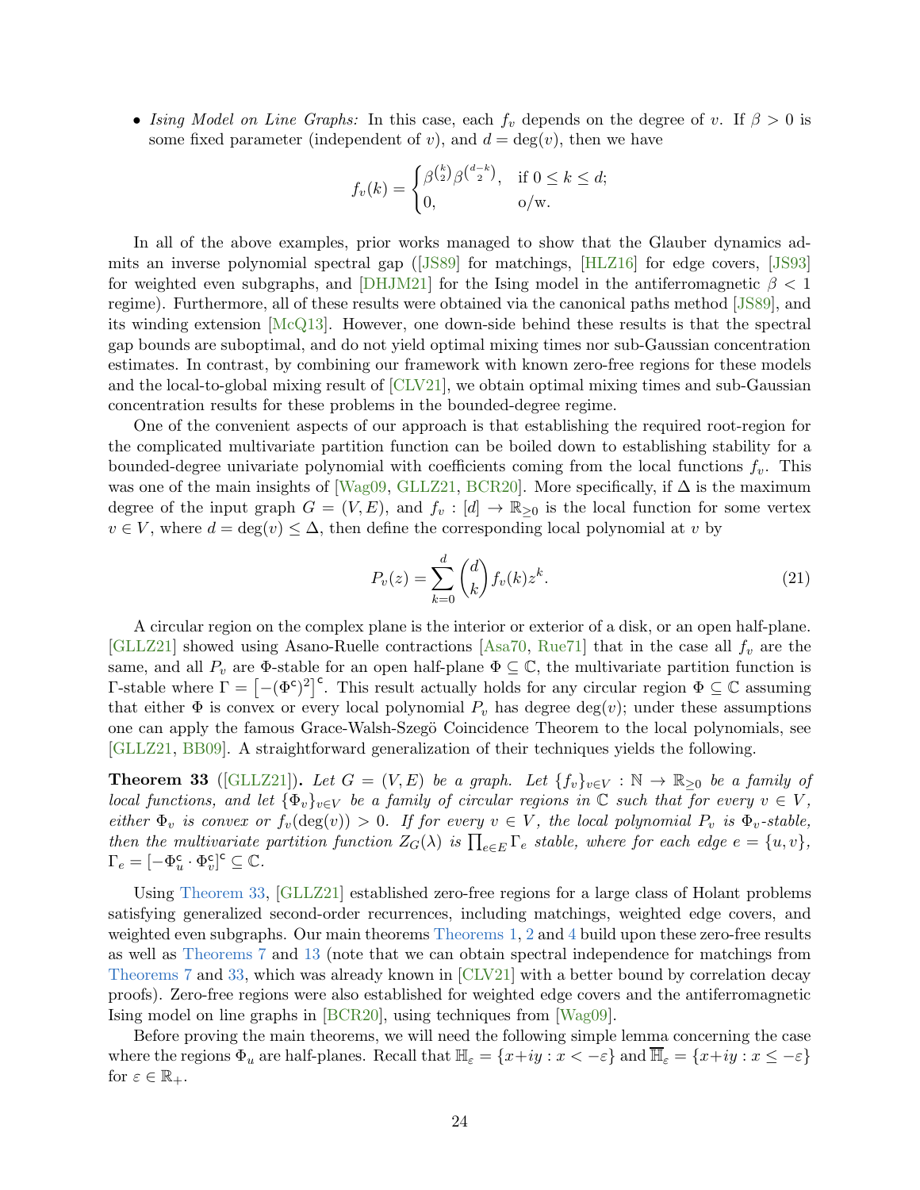- *Ising Model on Line Graphs:* In this case, each $f_v$ depends on the degree of $v$. If $\beta > 0$ is some fixed parameter (independent of $v$), and $d = \deg(v)$, then we have

$$f_v(k) = \begin{cases} \beta^{\binom{k}{2}} \beta^{\binom{d-k}{2}}, & \text{if } 0 \le k \le d; \\ 0, & \text{o/w.} \end{cases}$$

In all of the above examples, prior works managed to show that the Glauber dynamics admits an inverse polynomial spectral gap ([JS89] for matchings, [HLZ16] for edge covers, [JS93] for weighted even subgraphs, and [DHJM21] for the Ising model in the antiferromagnetic $\beta < 1$ regime). Furthermore, all of these results were obtained via the canonical paths method [JS89], and its winding extension [McQ13]. However, one down-side behind these results is that the spectral gap bounds are suboptimal, and do not yield optimal mixing times nor sub-Gaussian concentration estimates. In contrast, by combining our framework with known zero-free regions for these models and the local-to-global mixing result of [CLV21], we obtain optimal mixing times and sub-Gaussian concentration results for these problems in the bounded-degree regime.

One of the convenient aspects of our approach is that establishing the required root-region for the complicated multivariate partition function can be boiled down to establishing stability for a bounded-degree univariate polynomial with coefficients coming from the local functions $f_v$. This was one of the main insights of [Wag09, GLLZ21, BCR20]. More specifically, if $\Delta$ is the maximum degree of the input graph $G = (V, E)$, and $f_v : [d] \to \mathbb{R}_{\ge 0}$ is the local function for some vertex $v \in V$, where $d = \deg(v) \le \Delta$, then define the corresponding local polynomial at $v$ by

$$P_v(z) = \sum_{k=0}^{d} \binom{d}{k} f_v(k) z^k. \tag{21}$$

A circular region on the complex plane is the interior or exterior of a disk, or an open half-plane. [GLLZ21] showed using Asano-Ruelle contractions [Asa70, Rue71] that in the case all $f_v$ are the same, and all $P_v$ are $\Phi$-stable for an open half-plane $\Phi \subseteq \mathbb{C}$, the multivariate partition function is $\Gamma$-stable where $\Gamma = \left[-(\Phi^{\mathsf{c}})^2\right]^{\mathsf{c}}$. This result actually holds for any circular region $\Phi \subseteq \mathbb{C}$ assuming that either $\Phi$ is convex or every local polynomial $P_v$ has degree $\deg(v)$; under these assumptions one can apply the famous Grace-Walsh-Szegö Coincidence Theorem to the local polynomials, see [GLLZ21, BB09]. A straightforward generalization of their techniques yields the following.

**Theorem 33** ([GLLZ21])**.** *Let $G = (V, E)$ be a graph. Let $\{f_v\}_{v \in V} : \mathbb{N} \to \mathbb{R}_{\ge 0}$ be a family of local functions, and let $\{\Phi_v\}_{v \in V}$ be a family of circular regions in $\mathbb{C}$ such that for every $v \in V$, either $\Phi_v$ is convex or $f_v(\deg(v)) > 0$. If for every $v \in V$, the local polynomial $P_v$ is $\Phi_v$-stable, then the multivariate partition function $Z_G(\lambda)$ is $\prod_{e \in E} \Gamma_e$ stable, where for each edge $e = \{u, v\}$, $\Gamma_e = [-\Phi_u^{\mathsf{c}} \cdot \Phi_v^{\mathsf{c}}]^{\mathsf{c}} \subseteq \mathbb{C}$.*

Using Theorem 33, [GLLZ21] established zero-free regions for a large class of Holant problems satisfying generalized second-order recurrences, including matchings, weighted edge covers, and weighted even subgraphs. Our main theorems Theorems 1, 2 and 4 build upon these zero-free results as well as Theorems 7 and 13 (note that we can obtain spectral independence for matchings from Theorems 7 and 33, which was already known in [CLV21] with a better bound by correlation decay proofs). Zero-free regions were also established for weighted edge covers and the antiferromagnetic Ising model on line graphs in [BCR20], using techniques from [Wag09].

Before proving the main theorems, we will need the following simple lemma concerning the case where the regions $\Phi_u$ are half-planes. Recall that $\mathbb{H}_\varepsilon = \{x + iy : x < -\varepsilon\}$ and $\overline{\mathbb{H}}_\varepsilon = \{x + iy : x \le -\varepsilon\}$ for $\varepsilon \in \mathbb{R}_+$.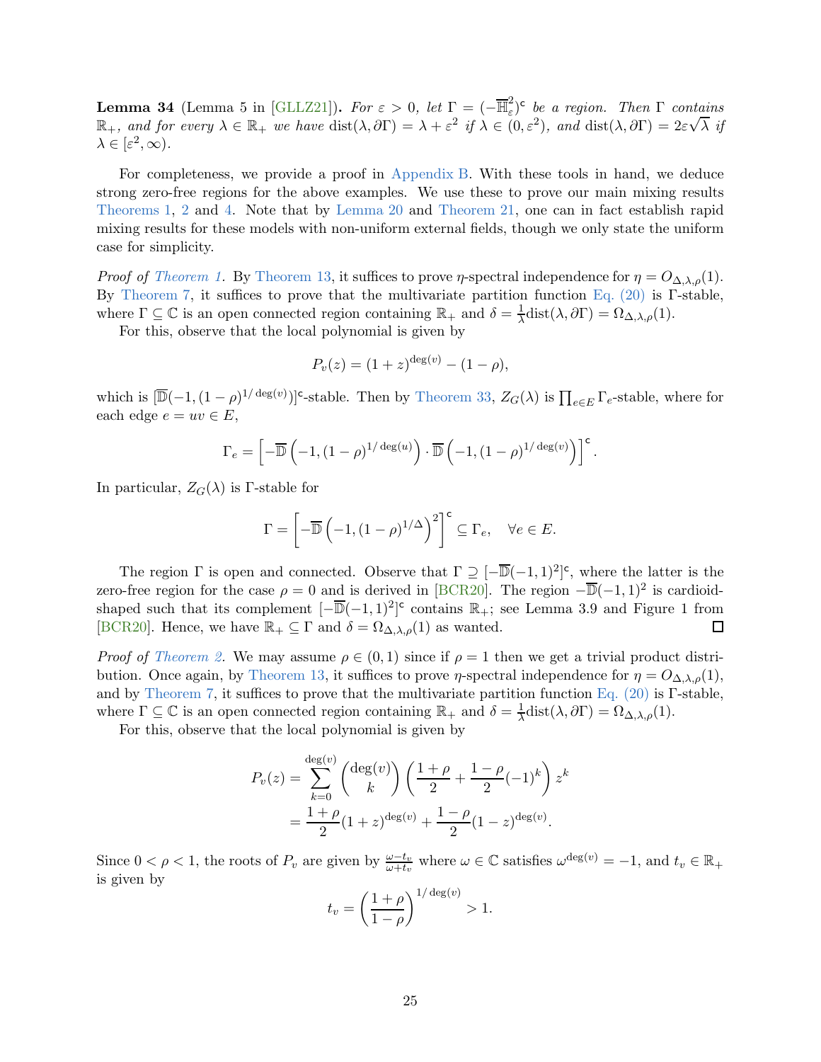**Lemma 34** (Lemma 5 in [GLLZ21])**.** *For $\varepsilon > 0$, let $\Gamma = (-\overline{\mathbb{H}}_\varepsilon^2)^\mathsf{c}$ be a region. Then $\Gamma$ contains $\mathbb{R}_+$, and for every $\lambda \in \mathbb{R}_+$ we have $\mathrm{dist}(\lambda, \partial\Gamma) = \lambda + \varepsilon^2$ if $\lambda \in (0, \varepsilon^2)$, and $\mathrm{dist}(\lambda, \partial\Gamma) = 2\varepsilon\sqrt{\lambda}$ if $\lambda \in [\varepsilon^2, \infty)$.*

For completeness, we provide a proof in Appendix B. With these tools in hand, we deduce strong zero-free regions for the above examples. We use these to prove our main mixing results Theorems 1, 2 and 4. Note that by Lemma 20 and Theorem 21, one can in fact establish rapid mixing results for these models with non-uniform external fields, though we only state the uniform case for simplicity.

*Proof of Theorem 1.* By Theorem 13, it suffices to prove $\eta$-spectral independence for $\eta = O_{\Delta,\lambda,\rho}(1)$. By Theorem 7, it suffices to prove that the multivariate partition function Eq. (20) is $\Gamma$-stable, where $\Gamma \subseteq \mathbb{C}$ is an open connected region containing $\mathbb{R}_+$ and $\delta = \frac{1}{\lambda}\mathrm{dist}(\lambda, \partial\Gamma) = \Omega_{\Delta,\lambda,\rho}(1)$.

For this, observe that the local polynomial is given by

$$P_v(z) = (1+z)^{\deg(v)} - (1-\rho),$$

which is $[\overline{\mathbb{D}}(-1, (1-\rho)^{1/\deg(v)})]^\mathsf{c}$-stable. Then by Theorem 33, $Z_G(\lambda)$ is $\prod_{e\in E}\Gamma_e$-stable, where for each edge $e = uv \in E$,

$$\Gamma_e = \left[-\overline{\mathbb{D}}\left(-1, (1-\rho)^{1/\deg(u)}\right) \cdot \overline{\mathbb{D}}\left(-1, (1-\rho)^{1/\deg(v)}\right)\right]^\mathsf{c}.$$

In particular, $Z_G(\lambda)$ is $\Gamma$-stable for

$$\Gamma = \left[-\overline{\mathbb{D}}\left(-1, (1-\rho)^{1/\Delta}\right)^2\right]^\mathsf{c} \subseteq \Gamma_e, \quad \forall e \in E.$$

The region $\Gamma$ is open and connected. Observe that $\Gamma \supseteq [-\overline{\mathbb{D}}(-1,1)^2]^\mathsf{c}$, where the latter is the zero-free region for the case $\rho = 0$ and is derived in [BCR20]. The region $-\overline{\mathbb{D}}(-1,1)^2$ is cardioid-shaped such that its complement $[-\overline{\mathbb{D}}(-1,1)^2]^\mathsf{c}$ contains $\mathbb{R}_+$; see Lemma 3.9 and Figure 1 from [BCR20]. Hence, we have $\mathbb{R}_+ \subseteq \Gamma$ and $\delta = \Omega_{\Delta,\lambda,\rho}(1)$ as wanted. $\square$

*Proof of Theorem 2.* We may assume $\rho \in (0,1)$ since if $\rho = 1$ then we get a trivial product distribution. Once again, by Theorem 13, it suffices to prove $\eta$-spectral independence for $\eta = O_{\Delta,\lambda,\rho}(1)$, and by Theorem 7, it suffices to prove that the multivariate partition function Eq. (20) is $\Gamma$-stable, where $\Gamma \subseteq \mathbb{C}$ is an open connected region containing $\mathbb{R}_+$ and $\delta = \frac{1}{\lambda}\mathrm{dist}(\lambda, \partial\Gamma) = \Omega_{\Delta,\lambda,\rho}(1)$.

For this, observe that the local polynomial is given by

$$\begin{aligned}
P_v(z) &= \sum_{k=0}^{\deg(v)} \binom{\deg(v)}{k}\left(\frac{1+\rho}{2} + \frac{1-\rho}{2}(-1)^k\right) z^k \\
&= \frac{1+\rho}{2}(1+z)^{\deg(v)} + \frac{1-\rho}{2}(1-z)^{\deg(v)}.
\end{aligned}$$

Since $0 < \rho < 1$, the roots of $P_v$ are given by $\frac{\omega - t_v}{\omega + t_v}$ where $\omega \in \mathbb{C}$ satisfies $\omega^{\deg(v)} = -1$, and $t_v \in \mathbb{R}_+$ is given by

$$t_v = \left(\frac{1+\rho}{1-\rho}\right)^{1/\deg(v)} > 1.$$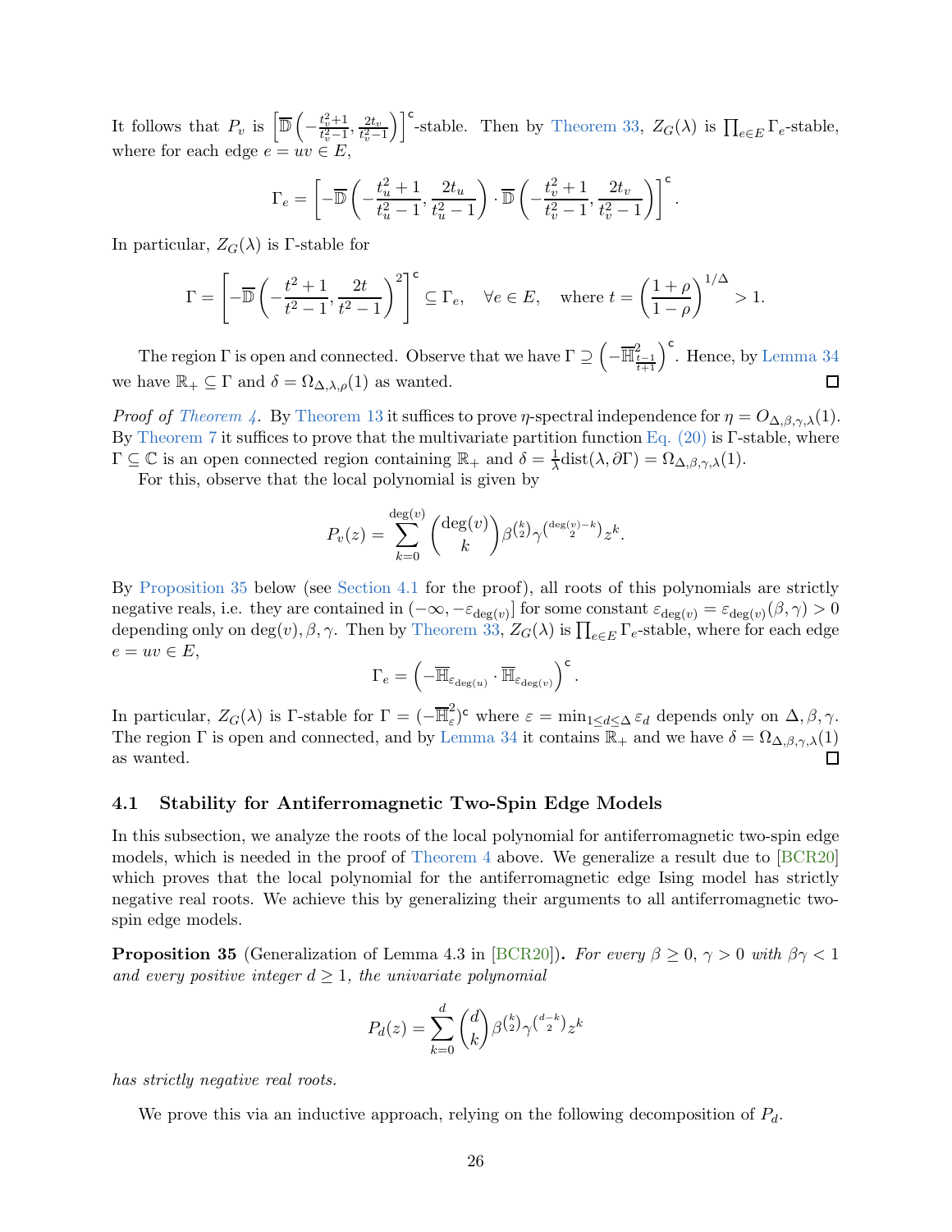It follows that $P_v$ is $\left[\overline{\mathbb{D}}\left(-\frac{t_v^2+1}{t_v^2-1}, \frac{2t_v}{t_v^2-1}\right)\right]^{\mathsf{c}}$-stable. Then by Theorem 33, $Z_G(\lambda)$ is $\prod_{e\in E}\Gamma_e$-stable, where for each edge $e = uv \in E$,

$$\Gamma_e = \left[-\overline{\mathbb{D}}\left(-\frac{t_u^2+1}{t_u^2-1}, \frac{2t_u}{t_u^2-1}\right) \cdot \overline{\mathbb{D}}\left(-\frac{t_v^2+1}{t_v^2-1}, \frac{2t_v}{t_v^2-1}\right)\right]^{\mathsf{c}}.$$

In particular, $Z_G(\lambda)$ is $\Gamma$-stable for

$$\Gamma = \left[-\overline{\mathbb{D}}\left(-\frac{t^2+1}{t^2-1}, \frac{2t}{t^2-1}\right)^2\right]^{\mathsf{c}} \subseteq \Gamma_e, \quad \forall e \in E, \quad \text{where } t = \left(\frac{1+\rho}{1-\rho}\right)^{1/\Delta} > 1.$$

The region $\Gamma$ is open and connected. Observe that we have $\Gamma \supseteq \left(-\overline{\mathbb{H}}^2_{\frac{t-1}{t+1}}\right)^{\mathsf{c}}$. Hence, by Lemma 34 we have $\mathbb{R}_+ \subseteq \Gamma$ and $\delta = \Omega_{\Delta,\lambda,\rho}(1)$ as wanted. ◻

*Proof of Theorem 4.* By Theorem 13 it suffices to prove $\eta$-spectral independence for $\eta = O_{\Delta,\beta,\gamma,\lambda}(1)$. By Theorem 7 it suffices to prove that the multivariate partition function Eq. (20) is $\Gamma$-stable, where $\Gamma \subseteq \mathbb{C}$ is an open connected region containing $\mathbb{R}_+$ and $\delta = \frac{1}{\lambda}\text{dist}(\lambda, \partial\Gamma) = \Omega_{\Delta,\beta,\gamma,\lambda}(1)$.

For this, observe that the local polynomial is given by

$$P_v(z) = \sum_{k=0}^{\deg(v)} \binom{\deg(v)}{k} \beta^{\binom{k}{2}} \gamma^{\binom{\deg(v)-k}{2}} z^k.$$

By Proposition 35 below (see Section 4.1 for the proof), all roots of this polynomials are strictly negative reals, i.e. they are contained in $(-\infty, -\varepsilon_{\deg(v)}]$ for some constant $\varepsilon_{\deg(v)} = \varepsilon_{\deg(v)}(\beta,\gamma) > 0$ depending only on $\deg(v), \beta, \gamma$. Then by Theorem 33, $Z_G(\lambda)$ is $\prod_{e\in E}\Gamma_e$-stable, where for each edge $e = uv \in E$,

$$\Gamma_e = \left(-\overline{\mathbb{H}}_{\varepsilon_{\deg(u)}} \cdot \overline{\mathbb{H}}_{\varepsilon_{\deg(v)}}\right)^{\mathsf{c}}.$$

In particular, $Z_G(\lambda)$ is $\Gamma$-stable for $\Gamma = (-\overline{\mathbb{H}}^2_{\varepsilon})^{\mathsf{c}}$ where $\varepsilon = \min_{1\le d\le\Delta}\varepsilon_d$ depends only on $\Delta, \beta, \gamma$. The region $\Gamma$ is open and connected, and by Lemma 34 it contains $\mathbb{R}_+$ and we have $\delta = \Omega_{\Delta,\beta,\gamma,\lambda}(1)$ as wanted. ◻

### 4.1 Stability for Antiferromagnetic Two-Spin Edge Models

In this subsection, we analyze the roots of the local polynomial for antiferromagnetic two-spin edge models, which is needed in the proof of Theorem 4 above. We generalize a result due to [BCR20] which proves that the local polynomial for the antiferromagnetic edge Ising model has strictly negative real roots. We achieve this by generalizing their arguments to all antiferromagnetic two-spin edge models.

**Proposition 35** (Generalization of Lemma 4.3 in [BCR20])**.** *For every $\beta \ge 0$, $\gamma > 0$ with $\beta\gamma < 1$ and every positive integer $d \ge 1$, the univariate polynomial*

$$P_d(z) = \sum_{k=0}^{d} \binom{d}{k} \beta^{\binom{k}{2}} \gamma^{\binom{d-k}{2}} z^k$$

*has strictly negative real roots.*

We prove this via an inductive approach, relying on the following decomposition of $P_d$.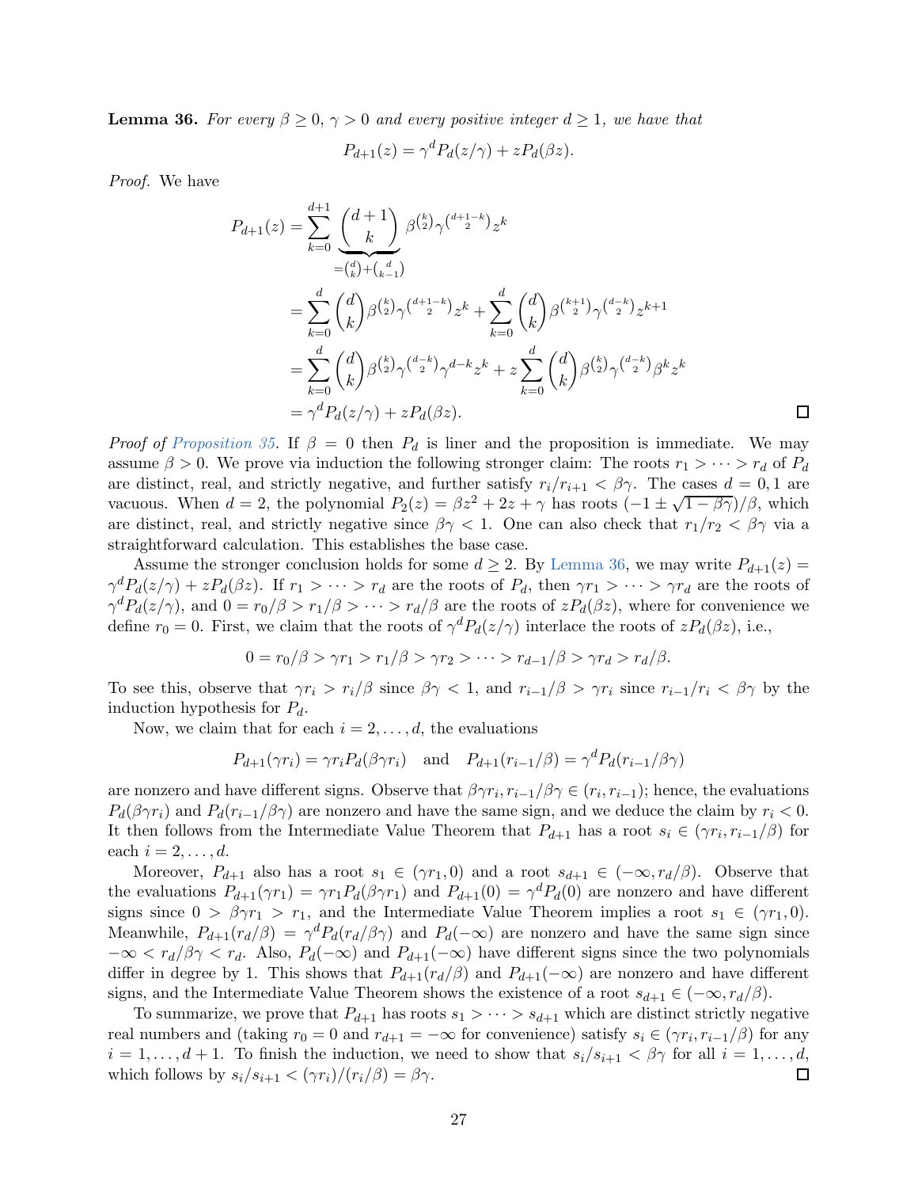**Lemma 36.** *For every $\beta \geq 0$, $\gamma > 0$ and every positive integer $d \geq 1$, we have that*

$$P_{d+1}(z) = \gamma^d P_d(z/\gamma) + z P_d(\beta z).$$

*Proof.* We have

$$\begin{aligned}
P_{d+1}(z) &= \sum_{k=0}^{d+1} \underbrace{\binom{d+1}{k}}_{=\binom{d}{k}+\binom{d}{k-1}} \beta^{\binom{k}{2}} \gamma^{\binom{d+1-k}{2}} z^k \\
&= \sum_{k=0}^{d} \binom{d}{k} \beta^{\binom{k}{2}} \gamma^{\binom{d+1-k}{2}} z^k + \sum_{k=0}^{d} \binom{d}{k} \beta^{\binom{k+1}{2}} \gamma^{\binom{d-k}{2}} z^{k+1} \\
&= \sum_{k=0}^{d} \binom{d}{k} \beta^{\binom{k}{2}} \gamma^{\binom{d-k}{2}} \gamma^{d-k} z^k + z \sum_{k=0}^{d} \binom{d}{k} \beta^{\binom{k}{2}} \gamma^{\binom{d-k}{2}} \beta^k z^k \\
&= \gamma^d P_d(z/\gamma) + z P_d(\beta z).
\end{aligned}$$

□

*Proof of Proposition 35.* If $\beta = 0$ then $P_d$ is liner and the proposition is immediate. We may assume $\beta > 0$. We prove via induction the following stronger claim: The roots $r_1 > \cdots > r_d$ of $P_d$ are distinct, real, and strictly negative, and further satisfy $r_i/r_{i+1} < \beta\gamma$. The cases $d = 0, 1$ are vacuous. When $d = 2$, the polynomial $P_2(z) = \beta z^2 + 2z + \gamma$ has roots $(-1 \pm \sqrt{1-\beta\gamma})/\beta$, which are distinct, real, and strictly negative since $\beta\gamma < 1$. One can also check that $r_1/r_2 < \beta\gamma$ via a straightforward calculation. This establishes the base case.

Assume the stronger conclusion holds for some $d \geq 2$. By Lemma 36, we may write $P_{d+1}(z) = \gamma^d P_d(z/\gamma) + z P_d(\beta z)$. If $r_1 > \cdots > r_d$ are the roots of $P_d$, then $\gamma r_1 > \cdots > \gamma r_d$ are the roots of $\gamma^d P_d(z/\gamma)$, and $0 = r_0/\beta > r_1/\beta > \cdots > r_d/\beta$ are the roots of $z P_d(\beta z)$, where for convenience we define $r_0 = 0$. First, we claim that the roots of $\gamma^d P_d(z/\gamma)$ interlace the roots of $z P_d(\beta z)$, i.e.,

$$0 = r_0/\beta > \gamma r_1 > r_1/\beta > \gamma r_2 > \cdots > r_{d-1}/\beta > \gamma r_d > r_d/\beta.$$

To see this, observe that $\gamma r_i > r_i/\beta$ since $\beta\gamma < 1$, and $r_{i-1}/\beta > \gamma r_i$ since $r_{i-1}/r_i < \beta\gamma$ by the induction hypothesis for $P_d$.

Now, we claim that for each $i = 2, \ldots, d$, the evaluations

$$P_{d+1}(\gamma r_i) = \gamma r_i P_d(\beta\gamma r_i) \quad \text{and} \quad P_{d+1}(r_{i-1}/\beta) = \gamma^d P_d(r_{i-1}/\beta\gamma)$$

are nonzero and have different signs. Observe that $\beta\gamma r_i, r_{i-1}/\beta\gamma \in (r_i, r_{i-1})$; hence, the evaluations $P_d(\beta\gamma r_i)$ and $P_d(r_{i-1}/\beta\gamma)$ are nonzero and have the same sign, and we deduce the claim by $r_i < 0$. It then follows from the Intermediate Value Theorem that $P_{d+1}$ has a root $s_i \in (\gamma r_i, r_{i-1}/\beta)$ for each $i = 2, \ldots, d$.

Moreover, $P_{d+1}$ also has a root $s_1 \in (\gamma r_1, 0)$ and a root $s_{d+1} \in (-\infty, r_d/\beta)$. Observe that the evaluations $P_{d+1}(\gamma r_1) = \gamma r_1 P_d(\beta\gamma r_1)$ and $P_{d+1}(0) = \gamma^d P_d(0)$ are nonzero and have different signs since $0 > \beta\gamma r_1 > r_1$, and the Intermediate Value Theorem implies a root $s_1 \in (\gamma r_1, 0)$. Meanwhile, $P_{d+1}(r_d/\beta) = \gamma^d P_d(r_d/\beta\gamma)$ and $P_d(-\infty)$ are nonzero and have the same sign since $-\infty < r_d/\beta\gamma < r_d$. Also, $P_d(-\infty)$ and $P_{d+1}(-\infty)$ have different signs since the two polynomials differ in degree by 1. This shows that $P_{d+1}(r_d/\beta)$ and $P_{d+1}(-\infty)$ are nonzero and have different signs, and the Intermediate Value Theorem shows the existence of a root $s_{d+1} \in (-\infty, r_d/\beta)$.

To summarize, we prove that $P_{d+1}$ has roots $s_1 > \cdots > s_{d+1}$ which are distinct strictly negative real numbers and (taking $r_0 = 0$ and $r_{d+1} = -\infty$ for convenience) satisfy $s_i \in (\gamma r_i, r_{i-1}/\beta)$ for any $i = 1, \ldots, d+1$. To finish the induction, we need to show that $s_i/s_{i+1} < \beta\gamma$ for all $i = 1, \ldots, d$, which follows by $s_i/s_{i+1} < (\gamma r_i)/(r_i/\beta) = \beta\gamma$. □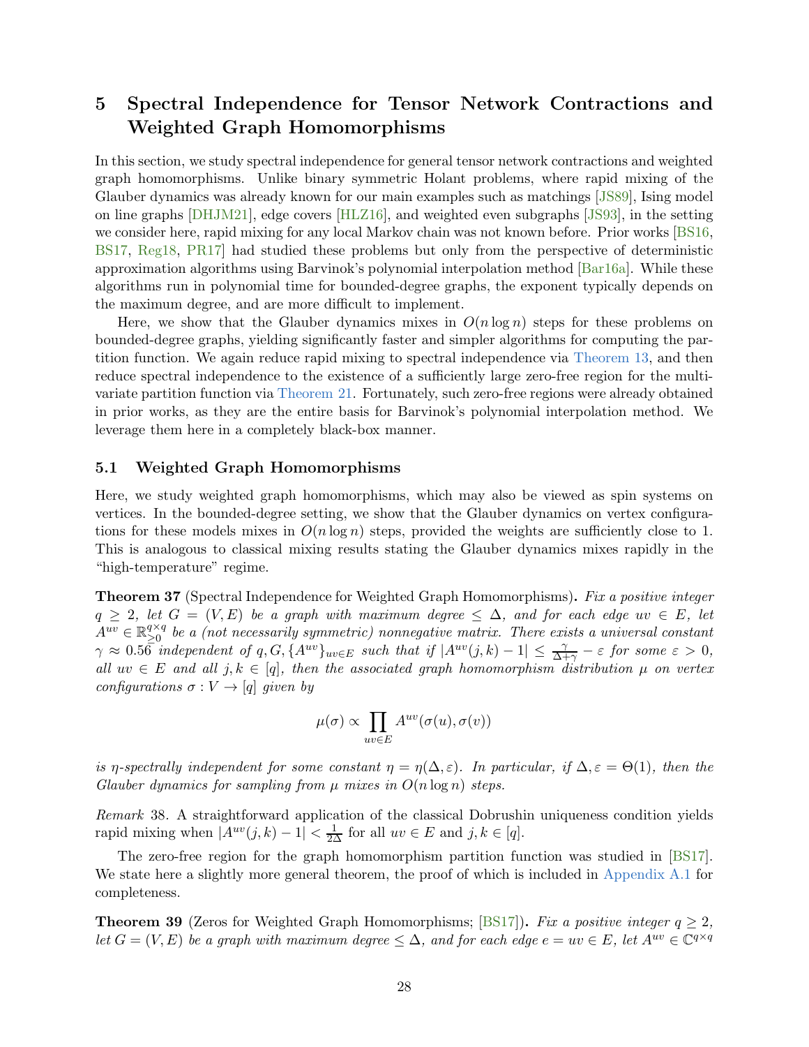# 5 Spectral Independence for Tensor Network Contractions and Weighted Graph Homomorphisms

In this section, we study spectral independence for general tensor network contractions and weighted graph homomorphisms. Unlike binary symmetric Holant problems, where rapid mixing of the Glauber dynamics was already known for our main examples such as matchings [JS89], Ising model on line graphs [DHJM21], edge covers [HLZ16], and weighted even subgraphs [JS93], in the setting we consider here, rapid mixing for any local Markov chain was not known before. Prior works [BS16, BS17, Reg18, PR17] had studied these problems but only from the perspective of deterministic approximation algorithms using Barvinok's polynomial interpolation method [Bar16a]. While these algorithms run in polynomial time for bounded-degree graphs, the exponent typically depends on the maximum degree, and are more difficult to implement.

Here, we show that the Glauber dynamics mixes in $O(n \log n)$ steps for these problems on bounded-degree graphs, yielding significantly faster and simpler algorithms for computing the partition function. We again reduce rapid mixing to spectral independence via Theorem 13, and then reduce spectral independence to the existence of a sufficiently large zero-free region for the multivariate partition function via Theorem 21. Fortunately, such zero-free regions were already obtained in prior works, as they are the entire basis for Barvinok's polynomial interpolation method. We leverage them here in a completely black-box manner.

## 5.1 Weighted Graph Homomorphisms

Here, we study weighted graph homomorphisms, which may also be viewed as spin systems on vertices. In the bounded-degree setting, we show that the Glauber dynamics on vertex configurations for these models mixes in $O(n \log n)$ steps, provided the weights are sufficiently close to 1. This is analogous to classical mixing results stating the Glauber dynamics mixes rapidly in the "high-temperature" regime.

**Theorem 37** (Spectral Independence for Weighted Graph Homomorphisms)**.** *Fix a positive integer $q \geq 2$, let $G = (V, E)$ be a graph with maximum degree $\leq \Delta$, and for each edge $uv \in E$, let $A^{uv} \in \mathbb{R}_{\geq 0}^{q \times q}$ be a (not necessarily symmetric) nonnegative matrix. There exists a universal constant $\gamma \approx 0.56$ independent of $q, G, \{A^{uv}\}_{uv \in E}$ such that if $|A^{uv}(j,k) - 1| \leq \frac{\gamma}{\Delta + \gamma} - \varepsilon$ for some $\varepsilon > 0$, all $uv \in E$ and all $j, k \in [q]$, then the associated graph homomorphism distribution $\mu$ on vertex configurations $\sigma : V \to [q]$ given by*

$$\mu(\sigma) \propto \prod_{uv \in E} A^{uv}(\sigma(u), \sigma(v))$$

*is $\eta$-spectrally independent for some constant $\eta = \eta(\Delta, \varepsilon)$. In particular, if $\Delta, \varepsilon = \Theta(1)$, then the Glauber dynamics for sampling from $\mu$ mixes in $O(n \log n)$ steps.*

*Remark* 38. A straightforward application of the classical Dobrushin uniqueness condition yields rapid mixing when $|A^{uv}(j,k) - 1| < \frac{1}{2\Delta}$ for all $uv \in E$ and $j, k \in [q]$.

The zero-free region for the graph homomorphism partition function was studied in [BS17]. We state here a slightly more general theorem, the proof of which is included in Appendix A.1 for completeness.

**Theorem 39** (Zeros for Weighted Graph Homomorphisms; [BS17])**.** *Fix a positive integer $q \geq 2$, let $G = (V, E)$ be a graph with maximum degree $\leq \Delta$, and for each edge $e = uv \in E$, let $A^{uv} \in \mathbb{C}^{q \times q}$*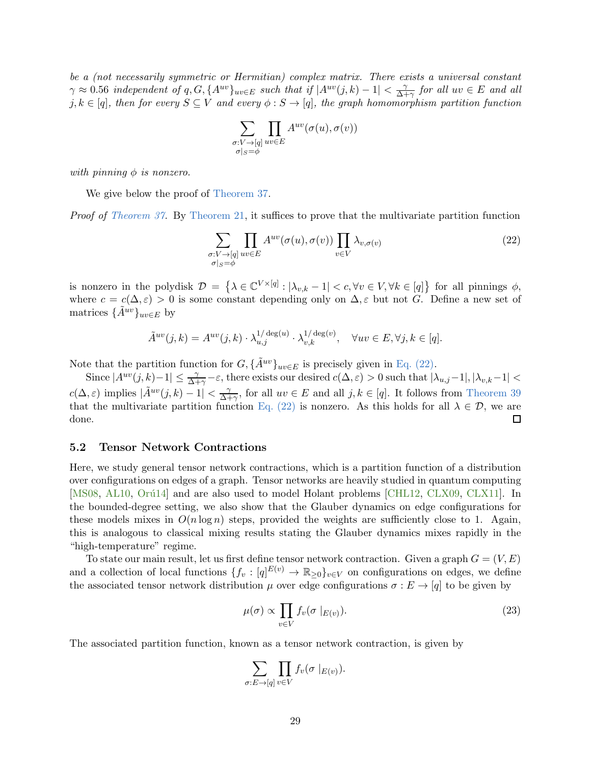*be a (not necessarily symmetric or Hermitian) complex matrix. There exists a universal constant $\gamma \approx 0.56$ independent of $q, G, \{A^{uv}\}_{uv \in E}$ such that if $|A^{uv}(j,k) - 1| < \frac{\gamma}{\Delta + \gamma}$ for all $uv \in E$ and all $j,k \in [q]$, then for every $S \subseteq V$ and every $\phi : S \to [q]$, the graph homomorphism partition function*

$$\sum_{\substack{\sigma: V \to [q] \\ \sigma|_S = \phi}} \prod_{uv \in E} A^{uv}(\sigma(u), \sigma(v))$$

*with pinning $\phi$ is nonzero.*

We give below the proof of Theorem 37.

*Proof of Theorem 37.* By Theorem 21, it suffices to prove that the multivariate partition function

$$\sum_{\substack{\sigma: V \to [q] \\ \sigma|_S = \phi}} \prod_{uv \in E} A^{uv}(\sigma(u), \sigma(v)) \prod_{v \in V} \lambda_{v,\sigma(v)} \tag{22}$$

is nonzero in the polydisk $\mathcal{D} = \left\{ \lambda \in \mathbb{C}^{V \times [q]} : |\lambda_{v,k} - 1| < c, \forall v \in V, \forall k \in [q] \right\}$ for all pinnings $\phi$, where $c = c(\Delta, \varepsilon) > 0$ is some constant depending only on $\Delta, \varepsilon$ but not $G$. Define a new set of matrices $\{\tilde{A}^{uv}\}_{uv \in E}$ by

$$\tilde{A}^{uv}(j,k) = A^{uv}(j,k) \cdot \lambda_{u,j}^{1/\deg(u)} \cdot \lambda_{v,k}^{1/\deg(v)}, \quad \forall uv \in E, \forall j,k \in [q].$$

Note that the partition function for $G, \{\tilde{A}^{uv}\}_{uv \in E}$ is precisely given in Eq. (22).

Since $|A^{uv}(j,k) - 1| \leq \frac{\gamma}{\Delta + \gamma} - \varepsilon$, there exists our desired $c(\Delta, \varepsilon) > 0$ such that $|\lambda_{u,j} - 1|, |\lambda_{v,k} - 1| < c(\Delta, \varepsilon)$ implies $|\tilde{A}^{uv}(j,k) - 1| < \frac{\gamma}{\Delta + \gamma}$, for all $uv \in E$ and all $j,k \in [q]$. It follows from Theorem 39 that the multivariate partition function Eq. (22) is nonzero. As this holds for all $\lambda \in \mathcal{D}$, we are done. ☐

### 5.2 Tensor Network Contractions

Here, we study general tensor network contractions, which is a partition function of a distribution over configurations on edges of a graph. Tensor networks are heavily studied in quantum computing [MS08, AL10, Orú14] and are also used to model Holant problems [CHL12, CLX09, CLX11]. In the bounded-degree setting, we also show that the Glauber dynamics on edge configurations for these models mixes in $O(n \log n)$ steps, provided the weights are sufficiently close to 1. Again, this is analogous to classical mixing results stating the Glauber dynamics mixes rapidly in the "high-temperature" regime.

To state our main result, let us first define tensor network contraction. Given a graph $G = (V, E)$ and a collection of local functions $\{f_v : [q]^{E(v)} \to \mathbb{R}_{\geq 0}\}_{v \in V}$ on configurations on edges, we define the associated tensor network distribution $\mu$ over edge configurations $\sigma : E \to [q]$ to be given by

$$\mu(\sigma) \propto \prod_{v \in V} f_v(\sigma \mid_{E(v)}). \tag{23}$$

The associated partition function, known as a tensor network contraction, is given by

$$\sum_{\sigma: E \to [q]} \prod_{v \in V} f_v(\sigma \mid_{E(v)}).$$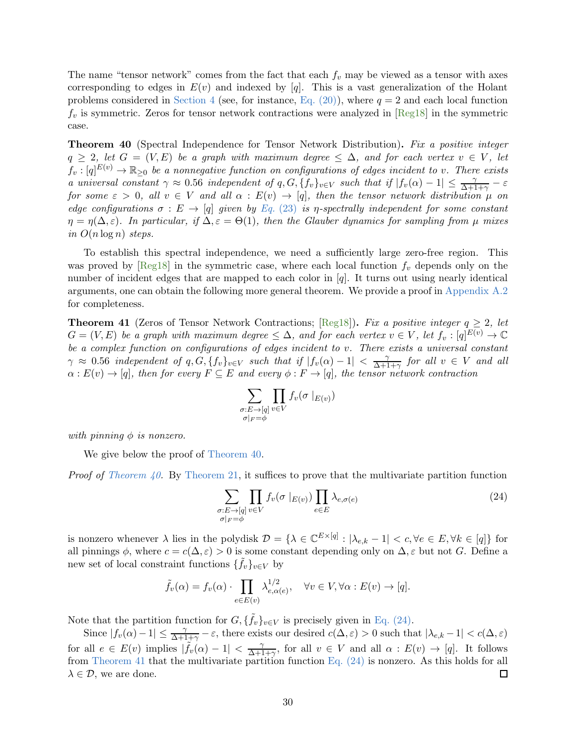The name "tensor network" comes from the fact that each $f_v$ may be viewed as a tensor with axes corresponding to edges in $E(v)$ and indexed by $[q]$. This is a vast generalization of the Holant problems considered in Section 4 (see, for instance, Eq. (20)), where $q = 2$ and each local function $f_v$ is symmetric. Zeros for tensor network contractions were analyzed in [Reg18] in the symmetric case.

**Theorem 40** (Spectral Independence for Tensor Network Distribution)**.** *Fix a positive integer $q \geq 2$, let $G = (V, E)$ be a graph with maximum degree $\leq \Delta$, and for each vertex $v \in V$, let $f_v : [q]^{E(v)} \to \mathbb{R}_{\geq 0}$ be a nonnegative function on configurations of edges incident to $v$. There exists a universal constant $\gamma \approx 0.56$ independent of $q, G, \{f_v\}_{v \in V}$ such that if $|f_v(\alpha) - 1| \leq \frac{\gamma}{\Delta+1+\gamma} - \varepsilon$ for some $\varepsilon > 0$, all $v \in V$ and all $\alpha : E(v) \to [q]$, then the tensor network distribution $\mu$ on edge configurations $\sigma : E \to [q]$ given by Eq. (23) is $\eta$-spectrally independent for some constant $\eta = \eta(\Delta, \varepsilon)$. In particular, if $\Delta, \varepsilon = \Theta(1)$, then the Glauber dynamics for sampling from $\mu$ mixes in $O(n \log n)$ steps.*

To establish this spectral independence, we need a sufficiently large zero-free region. This was proved by [Reg18] in the symmetric case, where each local function $f_v$ depends only on the number of incident edges that are mapped to each color in $[q]$. It turns out using nearly identical arguments, one can obtain the following more general theorem. We provide a proof in Appendix A.2 for completeness.

**Theorem 41** (Zeros of Tensor Network Contractions; [Reg18])**.** *Fix a positive integer $q \geq 2$, let $G = (V, E)$ be a graph with maximum degree $\leq \Delta$, and for each vertex $v \in V$, let $f_v : [q]^{E(v)} \to \mathbb{C}$ be a complex function on configurations of edges incident to $v$. There exists a universal constant $\gamma \approx 0.56$ independent of $q, G, \{f_v\}_{v \in V}$ such that if $|f_v(\alpha) - 1| < \frac{\gamma}{\Delta+1+\gamma}$ for all $v \in V$ and all $\alpha : E(v) \to [q]$, then for every $F \subseteq E$ and every $\phi : F \to [q]$, the tensor network contraction*

$$\sum_{\substack{\sigma : E \to [q] \\ \sigma|_F = \phi}} \prod_{v \in V} f_v(\sigma \mid_{E(v)})$$

*with pinning $\phi$ is nonzero.*

We give below the proof of Theorem 40.

*Proof of Theorem 40.* By Theorem 21, it suffices to prove that the multivariate partition function

$$\sum_{\substack{\sigma : E \to [q] \\ \sigma|_F = \phi}} \prod_{v \in V} f_v(\sigma \mid_{E(v)}) \prod_{e \in E} \lambda_{e, \sigma(e)} \tag{24}$$

is nonzero whenever $\lambda$ lies in the polydisk $\mathcal{D} = \{\lambda \in \mathbb{C}^{E \times [q]} : |\lambda_{e,k} - 1| < c, \forall e \in E, \forall k \in [q]\}$ for all pinnings $\phi$, where $c = c(\Delta, \varepsilon) > 0$ is some constant depending only on $\Delta, \varepsilon$ but not $G$. Define a new set of local constraint functions $\{\tilde{f}_v\}_{v \in V}$ by

$$\tilde{f}_v(\alpha) = f_v(\alpha) \cdot \prod_{e \in E(v)} \lambda_{e, \alpha(e)}^{1/2}, \quad \forall v \in V, \forall \alpha : E(v) \to [q].$$

Note that the partition function for $G, \{\tilde{f}_v\}_{v \in V}$ is precisely given in Eq. (24).

Since $|f_v(\alpha) - 1| \leq \frac{\gamma}{\Delta+1+\gamma} - \varepsilon$, there exists our desired $c(\Delta, \varepsilon) > 0$ such that $|\lambda_{e,k} - 1| < c(\Delta, \varepsilon)$ for all $e \in E(v)$ implies $|\tilde{f}_v(\alpha) - 1| < \frac{\gamma}{\Delta+1+\gamma}$, for all $v \in V$ and all $\alpha : E(v) \to [q]$. It follows from Theorem 41 that the multivariate partition function Eq. (24) is nonzero. As this holds for all $\lambda \in \mathcal{D}$, we are done. $\square$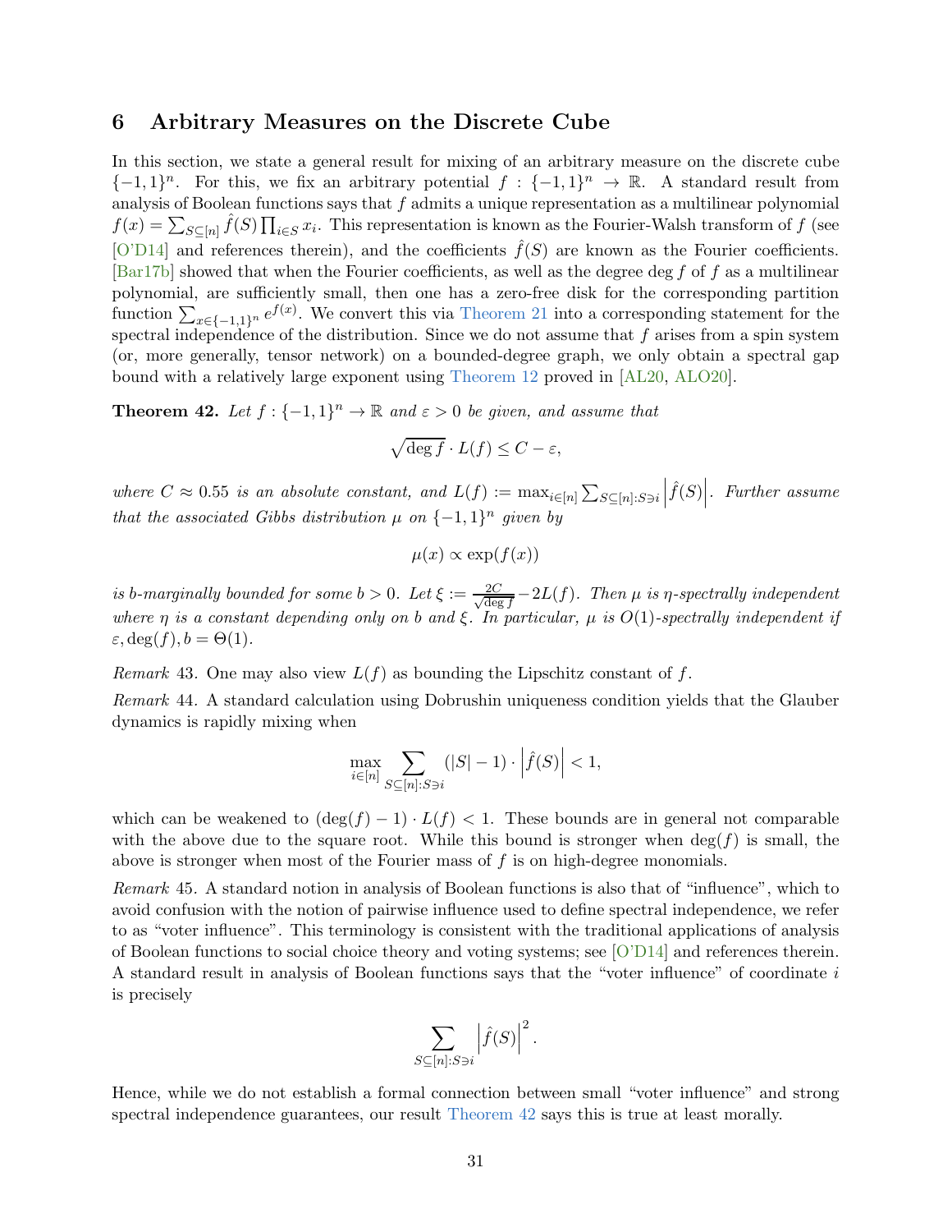## 6 Arbitrary Measures on the Discrete Cube

In this section, we state a general result for mixing of an arbitrary measure on the discrete cube $\{-1,1\}^n$. For this, we fix an arbitrary potential $f : \{-1,1\}^n \to \mathbb{R}$. A standard result from analysis of Boolean functions says that $f$ admits a unique representation as a multilinear polynomial $f(x) = \sum_{S \subseteq [n]} \hat{f}(S) \prod_{i \in S} x_i$. This representation is known as the Fourier-Walsh transform of $f$ (see [O'D14] and references therein), and the coefficients $\hat{f}(S)$ are known as the Fourier coefficients. [Bar17b] showed that when the Fourier coefficients, as well as the degree $\deg f$ of $f$ as a multilinear polynomial, are sufficiently small, then one has a zero-free disk for the corresponding partition function $\sum_{x \in \{-1,1\}^n} e^{f(x)}$. We convert this via Theorem 21 into a corresponding statement for the spectral independence of the distribution. Since we do not assume that $f$ arises from a spin system (or, more generally, tensor network) on a bounded-degree graph, we only obtain a spectral gap bound with a relatively large exponent using Theorem 12 proved in [AL20, ALO20].

**Theorem 42.** *Let $f : \{-1,1\}^n \to \mathbb{R}$ and $\varepsilon > 0$ be given, and assume that*

$$\sqrt{\deg f} \cdot L(f) \leq C - \varepsilon,$$

*where $C \approx 0.55$ is an absolute constant, and $L(f) := \max_{i \in [n]} \sum_{S \subseteq [n] : S \ni i} \left|\hat{f}(S)\right|$. Further assume that the associated Gibbs distribution $\mu$ on $\{-1,1\}^n$ given by*

$$\mu(x) \propto \exp(f(x))$$

*is $b$-marginally bounded for some $b > 0$. Let $\xi := \frac{2C}{\sqrt{\deg f}} - 2L(f)$. Then $\mu$ is $\eta$-spectrally independent where $\eta$ is a constant depending only on $b$ and $\xi$. In particular, $\mu$ is $O(1)$-spectrally independent if $\varepsilon, \deg(f), b = \Theta(1)$.*

*Remark* 43. One may also view $L(f)$ as bounding the Lipschitz constant of $f$.

*Remark* 44. A standard calculation using Dobrushin uniqueness condition yields that the Glauber dynamics is rapidly mixing when

$$\max_{i \in [n]} \sum_{S \subseteq [n] : S \ni i} (|S| - 1) \cdot \left|\hat{f}(S)\right| < 1,$$

which can be weakened to $(\deg(f) - 1) \cdot L(f) < 1$. These bounds are in general not comparable with the above due to the square root. While this bound is stronger when $\deg(f)$ is small, the above is stronger when most of the Fourier mass of $f$ is on high-degree monomials.

*Remark* 45. A standard notion in analysis of Boolean functions is also that of "influence", which to avoid confusion with the notion of pairwise influence used to define spectral independence, we refer to as "voter influence". This terminology is consistent with the traditional applications of analysis of Boolean functions to social choice theory and voting systems; see [O'D14] and references therein. A standard result in analysis of Boolean functions says that the "voter influence" of coordinate $i$ is precisely

$$\sum_{S \subseteq [n] : S \ni i} \left|\hat{f}(S)\right|^2.$$

Hence, while we do not establish a formal connection between small "voter influence" and strong spectral independence guarantees, our result Theorem 42 says this is true at least morally.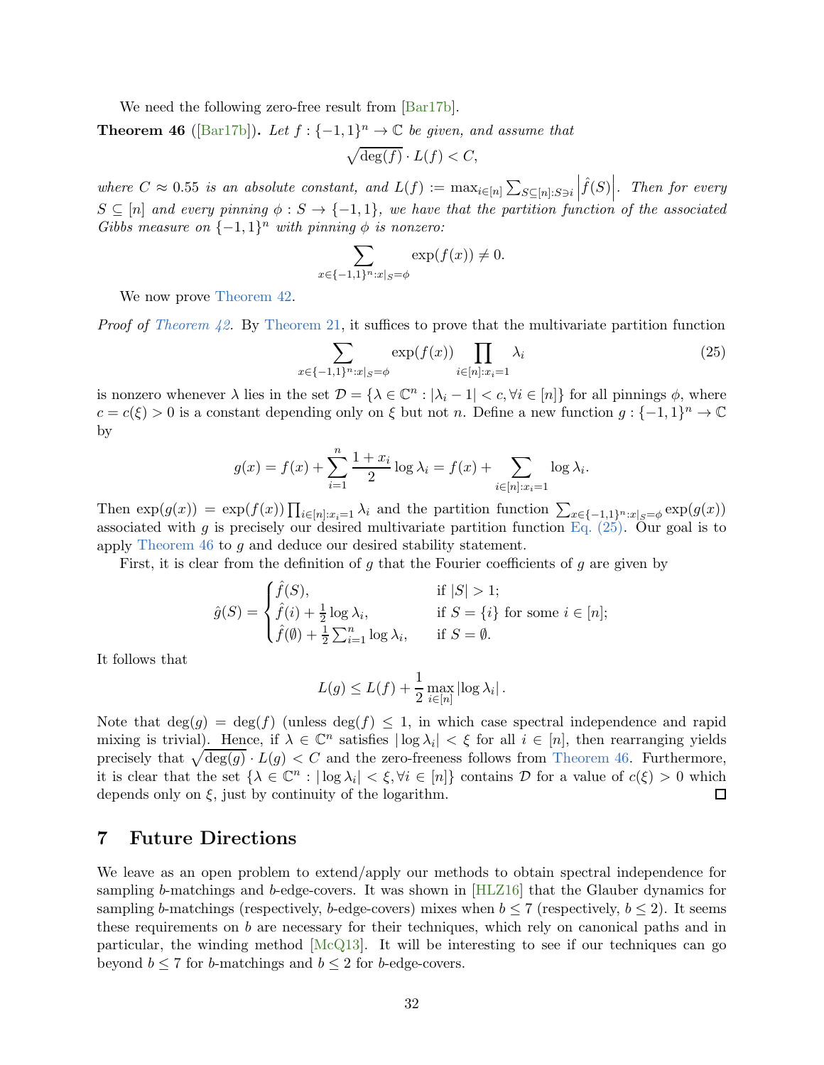We need the following zero-free result from [Bar17b].

**Theorem 46** ([Bar17b])**.** *Let $f : \{-1,1\}^n \to \mathbb{C}$ be given, and assume that*

$$\sqrt{\deg(f)} \cdot L(f) < C,$$

*where $C \approx 0.55$ is an absolute constant, and $L(f) := \max_{i\in[n]} \sum_{S\subseteq[n]:S\ni i} \left|\hat{f}(S)\right|$. Then for every $S \subseteq [n]$ and every pinning $\phi : S \to \{-1,1\}$, we have that the partition function of the associated Gibbs measure on $\{-1,1\}^n$ with pinning $\phi$ is nonzero:*

$$\sum_{x\in\{-1,1\}^n : x|_S=\phi} \exp(f(x)) \neq 0.$$

We now prove Theorem 42.

*Proof of Theorem 42.* By Theorem 21, it suffices to prove that the multivariate partition function

$$\sum_{x\in\{-1,1\}^n : x|_S=\phi} \exp(f(x)) \prod_{i\in[n]:x_i=1} \lambda_i \tag{25}$$

is nonzero whenever $\lambda$ lies in the set $\mathcal{D} = \{\lambda \in \mathbb{C}^n : |\lambda_i - 1| < c, \forall i \in [n]\}$ for all pinnings $\phi$, where $c = c(\xi) > 0$ is a constant depending only on $\xi$ but not $n$. Define a new function $g : \{-1,1\}^n \to \mathbb{C}$ by

$$g(x) = f(x) + \sum_{i=1}^{n} \frac{1+x_i}{2} \log \lambda_i = f(x) + \sum_{i\in[n]:x_i=1} \log \lambda_i.$$

Then $\exp(g(x)) = \exp(f(x)) \prod_{i\in[n]:x_i=1} \lambda_i$ and the partition function $\sum_{x\in\{-1,1\}^n:x|_S=\phi} \exp(g(x))$ associated with $g$ is precisely our desired multivariate partition function Eq. (25). Our goal is to apply Theorem 46 to $g$ and deduce our desired stability statement.

First, it is clear from the definition of $g$ that the Fourier coefficients of $g$ are given by

$$\hat{g}(S) = \begin{cases} \hat{f}(S), & \text{if } |S| > 1; \\ \hat{f}(i) + \frac{1}{2}\log \lambda_i, & \text{if } S = \{i\} \text{ for some } i \in [n]; \\ \hat{f}(\emptyset) + \frac{1}{2}\sum_{i=1}^{n} \log \lambda_i, & \text{if } S = \emptyset. \end{cases}$$

It follows that

$$L(g) \leq L(f) + \frac{1}{2} \max_{i\in[n]} |\log \lambda_i|.$$

Note that $\deg(g) = \deg(f)$ (unless $\deg(f) \leq 1$, in which case spectral independence and rapid mixing is trivial). Hence, if $\lambda \in \mathbb{C}^n$ satisfies $|\log \lambda_i| < \xi$ for all $i \in [n]$, then rearranging yields precisely that $\sqrt{\deg(g)} \cdot L(g) < C$ and the zero-freeness follows from Theorem 46. Furthermore, it is clear that the set $\{\lambda \in \mathbb{C}^n : |\log \lambda_i| < \xi, \forall i \in [n]\}$ contains $\mathcal{D}$ for a value of $c(\xi) > 0$ which depends only on $\xi$, just by continuity of the logarithm. $\square$

# 7 Future Directions

We leave as an open problem to extend/apply our methods to obtain spectral independence for sampling $b$-matchings and $b$-edge-covers. It was shown in [HLZ16] that the Glauber dynamics for sampling $b$-matchings (respectively, $b$-edge-covers) mixes when $b \leq 7$ (respectively, $b \leq 2$). It seems these requirements on $b$ are necessary for their techniques, which rely on canonical paths and in particular, the winding method [McQ13]. It will be interesting to see if our techniques can go beyond $b \leq 7$ for $b$-matchings and $b \leq 2$ for $b$-edge-covers.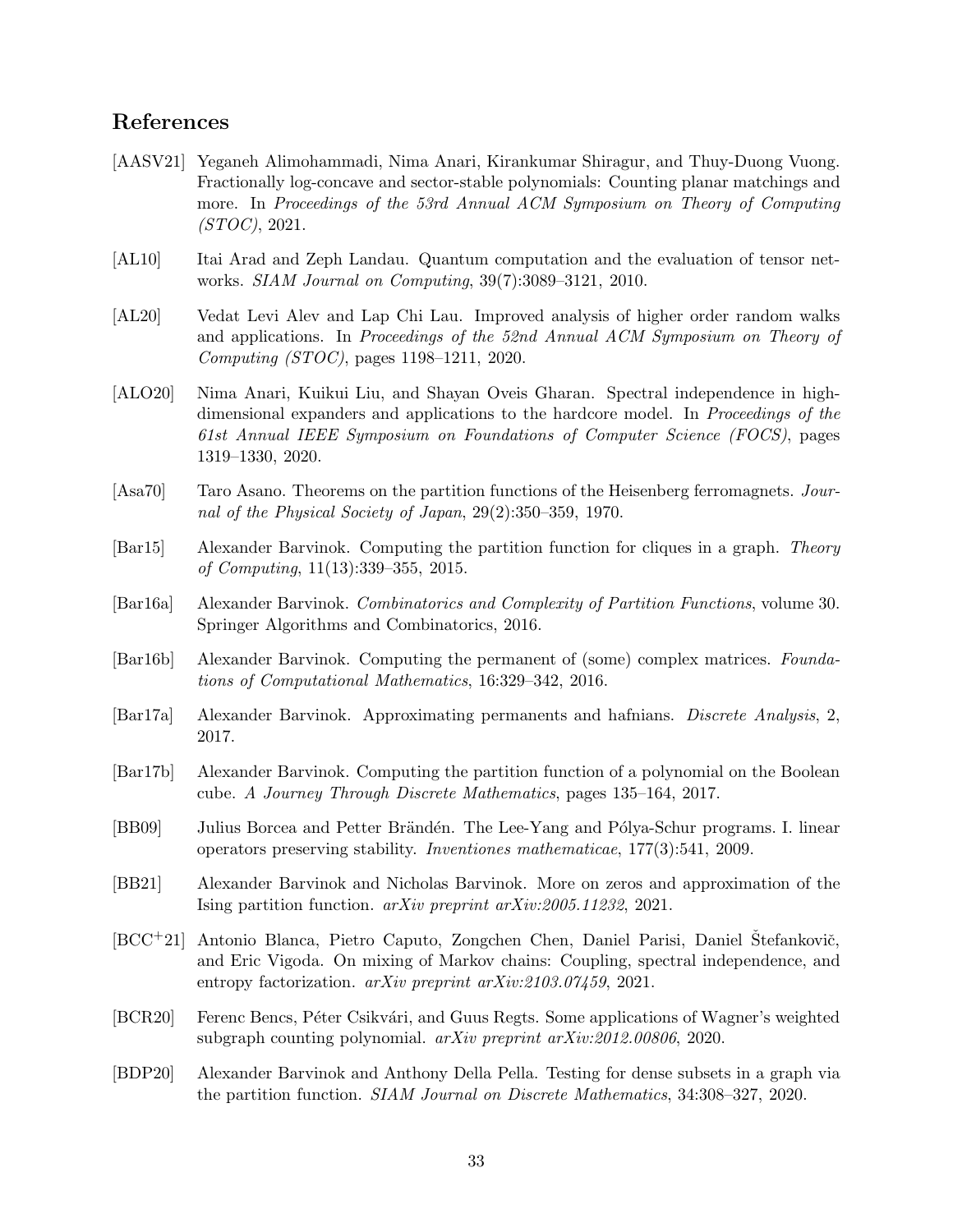## References

[AASV21] Yeganeh Alimohammadi, Nima Anari, Kirankumar Shiragur, and Thuy-Duong Vuong. Fractionally log-concave and sector-stable polynomials: Counting planar matchings and more. In *Proceedings of the 53rd Annual ACM Symposium on Theory of Computing (STOC)*, 2021.

[AL10] Itai Arad and Zeph Landau. Quantum computation and the evaluation of tensor networks. *SIAM Journal on Computing*, 39(7):3089–3121, 2010.

[AL20] Vedat Levi Alev and Lap Chi Lau. Improved analysis of higher order random walks and applications. In *Proceedings of the 52nd Annual ACM Symposium on Theory of Computing (STOC)*, pages 1198–1211, 2020.

[ALO20] Nima Anari, Kuikui Liu, and Shayan Oveis Gharan. Spectral independence in high-dimensional expanders and applications to the hardcore model. In *Proceedings of the 61st Annual IEEE Symposium on Foundations of Computer Science (FOCS)*, pages 1319–1330, 2020.

[Asa70] Taro Asano. Theorems on the partition functions of the Heisenberg ferromagnets. *Journal of the Physical Society of Japan*, 29(2):350–359, 1970.

[Bar15] Alexander Barvinok. Computing the partition function for cliques in a graph. *Theory of Computing*, 11(13):339–355, 2015.

[Bar16a] Alexander Barvinok. *Combinatorics and Complexity of Partition Functions*, volume 30. Springer Algorithms and Combinatorics, 2016.

[Bar16b] Alexander Barvinok. Computing the permanent of (some) complex matrices. *Foundations of Computational Mathematics*, 16:329–342, 2016.

[Bar17a] Alexander Barvinok. Approximating permanents and hafnians. *Discrete Analysis*, 2, 2017.

[Bar17b] Alexander Barvinok. Computing the partition function of a polynomial on the Boolean cube. *A Journey Through Discrete Mathematics*, pages 135–164, 2017.

[BB09] Julius Borcea and Petter Brändén. The Lee-Yang and Pólya-Schur programs. I. linear operators preserving stability. *Inventiones mathematicae*, 177(3):541, 2009.

[BB21] Alexander Barvinok and Nicholas Barvinok. More on zeros and approximation of the Ising partition function. *arXiv preprint arXiv:2005.11232*, 2021.

[BCC+21] Antonio Blanca, Pietro Caputo, Zongchen Chen, Daniel Parisi, Daniel Štefankovič, and Eric Vigoda. On mixing of Markov chains: Coupling, spectral independence, and entropy factorization. *arXiv preprint arXiv:2103.07459*, 2021.

[BCR20] Ferenc Bencs, Péter Csikvári, and Guus Regts. Some applications of Wagner's weighted subgraph counting polynomial. *arXiv preprint arXiv:2012.00806*, 2020.

[BDP20] Alexander Barvinok and Anthony Della Pella. Testing for dense subsets in a graph via the partition function. *SIAM Journal on Discrete Mathematics*, 34:308–327, 2020.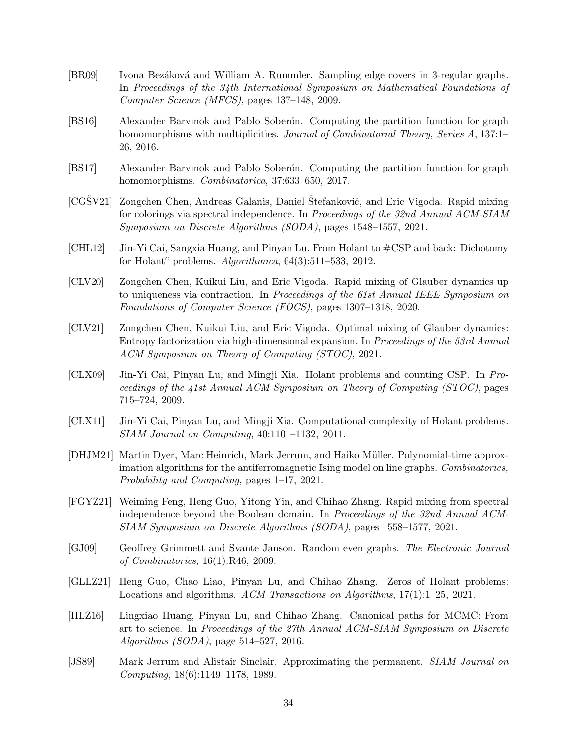[BR09] Ivona Bezáková and William A. Rummler. Sampling edge covers in 3-regular graphs. In *Proceedings of the 34th International Symposium on Mathematical Foundations of Computer Science (MFCS)*, pages 137–148, 2009.

[BS16] Alexander Barvinok and Pablo Soberón. Computing the partition function for graph homomorphisms with multiplicities. *Journal of Combinatorial Theory, Series A*, 137:1–26, 2016.

[BS17] Alexander Barvinok and Pablo Soberón. Computing the partition function for graph homomorphisms. *Combinatorica*, 37:633–650, 2017.

[CGŠV21] Zongchen Chen, Andreas Galanis, Daniel Štefankovič, and Eric Vigoda. Rapid mixing for colorings via spectral independence. In *Proceedings of the 32nd Annual ACM-SIAM Symposium on Discrete Algorithms (SODA)*, pages 1548–1557, 2021.

[CHL12] Jin-Yi Cai, Sangxia Huang, and Pinyan Lu. From Holant to #CSP and back: Dichotomy for Holant$^c$ problems. *Algorithmica*, 64(3):511–533, 2012.

[CLV20] Zongchen Chen, Kuikui Liu, and Eric Vigoda. Rapid mixing of Glauber dynamics up to uniqueness via contraction. In *Proceedings of the 61st Annual IEEE Symposium on Foundations of Computer Science (FOCS)*, pages 1307–1318, 2020.

[CLV21] Zongchen Chen, Kuikui Liu, and Eric Vigoda. Optimal mixing of Glauber dynamics: Entropy factorization via high-dimensional expansion. In *Proceedings of the 53rd Annual ACM Symposium on Theory of Computing (STOC)*, 2021.

[CLX09] Jin-Yi Cai, Pinyan Lu, and Mingji Xia. Holant problems and counting CSP. In *Proceedings of the 41st Annual ACM Symposium on Theory of Computing (STOC)*, pages 715–724, 2009.

[CLX11] Jin-Yi Cai, Pinyan Lu, and Mingji Xia. Computational complexity of Holant problems. *SIAM Journal on Computing*, 40:1101–1132, 2011.

[DHJM21] Martin Dyer, Marc Heinrich, Mark Jerrum, and Haiko Müller. Polynomial-time approximation algorithms for the antiferromagnetic Ising model on line graphs. *Combinatorics, Probability and Computing*, pages 1–17, 2021.

[FGYZ21] Weiming Feng, Heng Guo, Yitong Yin, and Chihao Zhang. Rapid mixing from spectral independence beyond the Boolean domain. In *Proceedings of the 32nd Annual ACM-SIAM Symposium on Discrete Algorithms (SODA)*, pages 1558–1577, 2021.

[GJ09] Geoffrey Grimmett and Svante Janson. Random even graphs. *The Electronic Journal of Combinatorics*, 16(1):R46, 2009.

[GLLZ21] Heng Guo, Chao Liao, Pinyan Lu, and Chihao Zhang. Zeros of Holant problems: Locations and algorithms. *ACM Transactions on Algorithms*, 17(1):1–25, 2021.

[HLZ16] Lingxiao Huang, Pinyan Lu, and Chihao Zhang. Canonical paths for MCMC: From art to science. In *Proceedings of the 27th Annual ACM-SIAM Symposium on Discrete Algorithms (SODA)*, page 514–527, 2016.

[JS89] Mark Jerrum and Alistair Sinclair. Approximating the permanent. *SIAM Journal on Computing*, 18(6):1149–1178, 1989.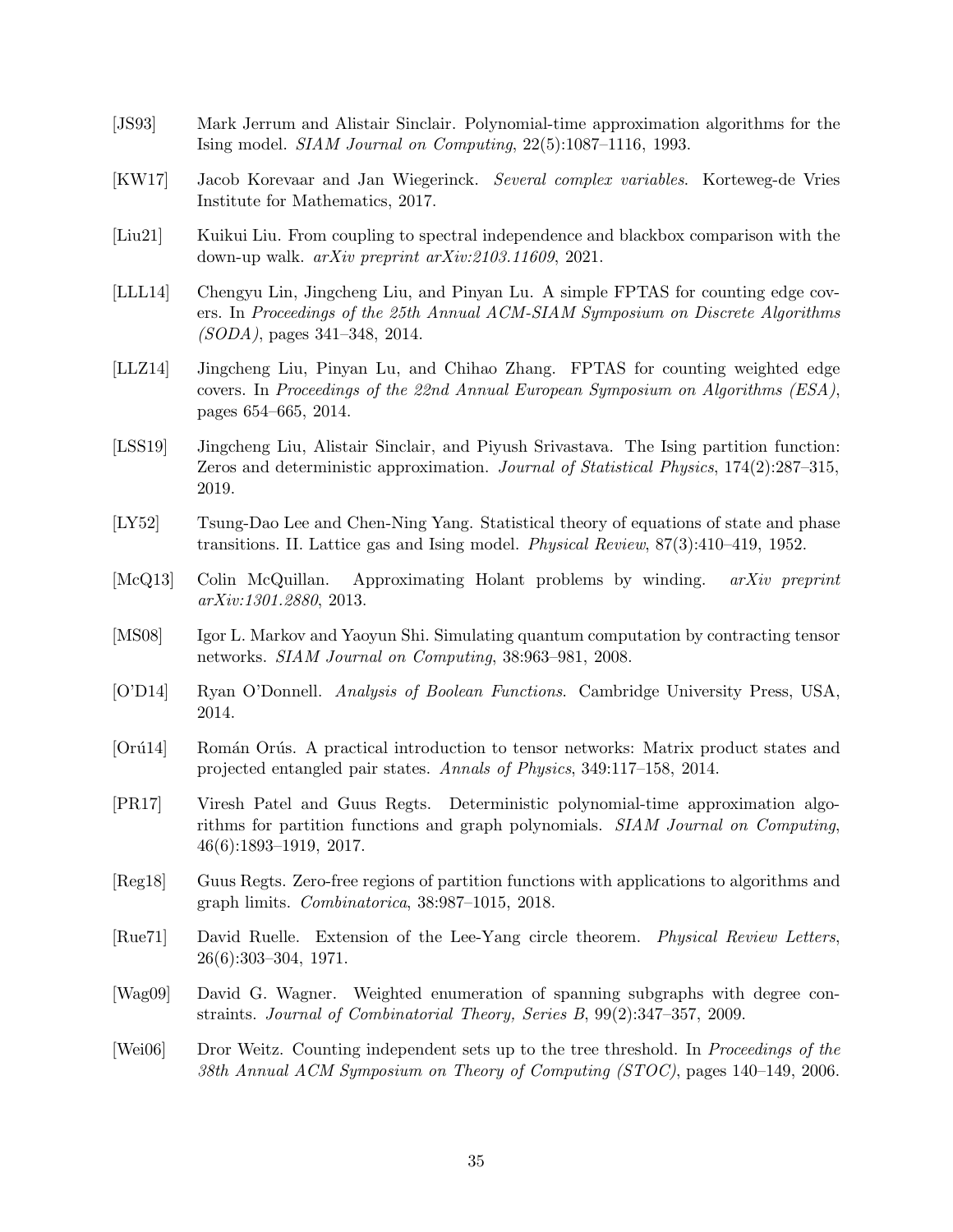[JS93] Mark Jerrum and Alistair Sinclair. Polynomial-time approximation algorithms for the Ising model. *SIAM Journal on Computing*, 22(5):1087–1116, 1993.

[KW17] Jacob Korevaar and Jan Wiegerinck. *Several complex variables*. Korteweg-de Vries Institute for Mathematics, 2017.

[Liu21] Kuikui Liu. From coupling to spectral independence and blackbox comparison with the down-up walk. *arXiv preprint arXiv:2103.11609*, 2021.

[LLL14] Chengyu Lin, Jingcheng Liu, and Pinyan Lu. A simple FPTAS for counting edge covers. In *Proceedings of the 25th Annual ACM-SIAM Symposium on Discrete Algorithms (SODA)*, pages 341–348, 2014.

[LLZ14] Jingcheng Liu, Pinyan Lu, and Chihao Zhang. FPTAS for counting weighted edge covers. In *Proceedings of the 22nd Annual European Symposium on Algorithms (ESA)*, pages 654–665, 2014.

[LSS19] Jingcheng Liu, Alistair Sinclair, and Piyush Srivastava. The Ising partition function: Zeros and deterministic approximation. *Journal of Statistical Physics*, 174(2):287–315, 2019.

[LY52] Tsung-Dao Lee and Chen-Ning Yang. Statistical theory of equations of state and phase transitions. II. Lattice gas and Ising model. *Physical Review*, 87(3):410–419, 1952.

[McQ13] Colin McQuillan. Approximating Holant problems by winding. *arXiv preprint arXiv:1301.2880*, 2013.

[MS08] Igor L. Markov and Yaoyun Shi. Simulating quantum computation by contracting tensor networks. *SIAM Journal on Computing*, 38:963–981, 2008.

[O'D14] Ryan O'Donnell. *Analysis of Boolean Functions*. Cambridge University Press, USA, 2014.

[Orú14] Román Orús. A practical introduction to tensor networks: Matrix product states and projected entangled pair states. *Annals of Physics*, 349:117–158, 2014.

[PR17] Viresh Patel and Guus Regts. Deterministic polynomial-time approximation algorithms for partition functions and graph polynomials. *SIAM Journal on Computing*, 46(6):1893–1919, 2017.

[Reg18] Guus Regts. Zero-free regions of partition functions with applications to algorithms and graph limits. *Combinatorica*, 38:987–1015, 2018.

[Rue71] David Ruelle. Extension of the Lee-Yang circle theorem. *Physical Review Letters*, 26(6):303–304, 1971.

[Wag09] David G. Wagner. Weighted enumeration of spanning subgraphs with degree constraints. *Journal of Combinatorial Theory, Series B*, 99(2):347–357, 2009.

[Wei06] Dror Weitz. Counting independent sets up to the tree threshold. In *Proceedings of the 38th Annual ACM Symposium on Theory of Computing (STOC)*, pages 140–149, 2006.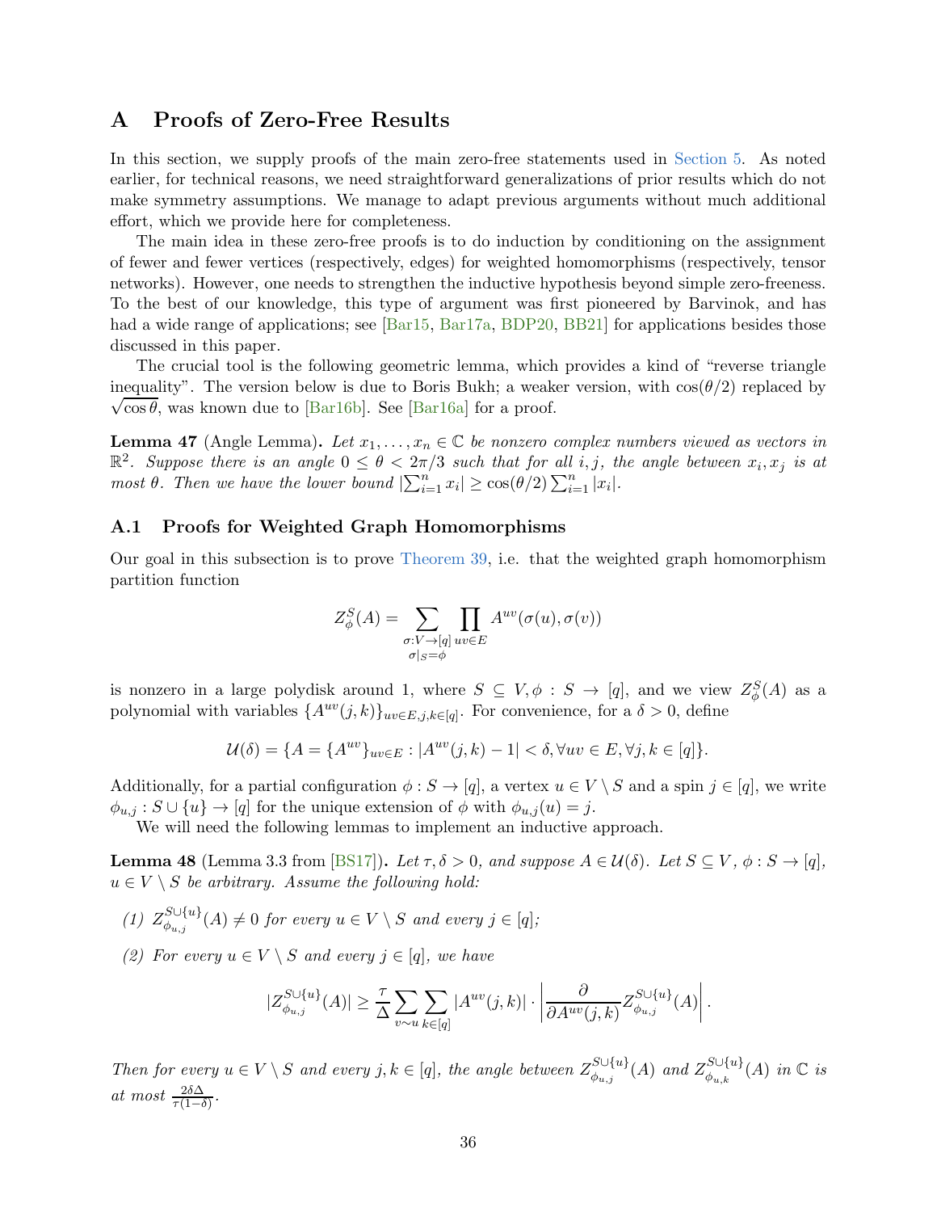# A Proofs of Zero-Free Results

In this section, we supply proofs of the main zero-free statements used in Section 5. As noted earlier, for technical reasons, we need straightforward generalizations of prior results which do not make symmetry assumptions. We manage to adapt previous arguments without much additional effort, which we provide here for completeness.

The main idea in these zero-free proofs is to do induction by conditioning on the assignment of fewer and fewer vertices (respectively, edges) for weighted homomorphisms (respectively, tensor networks). However, one needs to strengthen the inductive hypothesis beyond simple zero-freeness. To the best of our knowledge, this type of argument was first pioneered by Barvinok, and has had a wide range of applications; see [Bar15, Bar17a, BDP20, BB21] for applications besides those discussed in this paper.

The crucial tool is the following geometric lemma, which provides a kind of "reverse triangle inequality". The version below is due to Boris Bukh; a weaker version, with $\cos(\theta/2)$ replaced by $\sqrt{\cos\theta}$, was known due to [Bar16b]. See [Bar16a] for a proof.

**Lemma 47** (Angle Lemma)**.** *Let $x_1, \dots, x_n \in \mathbb{C}$ be nonzero complex numbers viewed as vectors in $\mathbb{R}^2$. Suppose there is an angle $0 \le \theta < 2\pi/3$ such that for all $i, j$, the angle between $x_i, x_j$ is at most $\theta$. Then we have the lower bound $|\sum_{i=1}^n x_i| \ge \cos(\theta/2) \sum_{i=1}^n |x_i|$.*

## A.1 Proofs for Weighted Graph Homomorphisms

Our goal in this subsection is to prove Theorem 39, i.e. that the weighted graph homomorphism partition function

$$Z_\phi^S(A) = \sum_{\substack{\sigma: V \to [q] \\ \sigma|_S = \phi}} \prod_{uv \in E} A^{uv}(\sigma(u), \sigma(v))$$

is nonzero in a large polydisk around 1, where $S \subseteq V, \phi : S \to [q]$, and we view $Z_\phi^S(A)$ as a polynomial with variables $\{A^{uv}(j,k)\}_{uv \in E, j,k \in [q]}$. For convenience, for a $\delta > 0$, define

$$\mathcal{U}(\delta) = \{A = \{A^{uv}\}_{uv \in E} : |A^{uv}(j,k) - 1| < \delta, \forall uv \in E, \forall j,k \in [q]\}.$$

Additionally, for a partial configuration $\phi : S \to [q]$, a vertex $u \in V \setminus S$ and a spin $j \in [q]$, we write $\phi_{u,j} : S \cup \{u\} \to [q]$ for the unique extension of $\phi$ with $\phi_{u,j}(u) = j$.

We will need the following lemmas to implement an inductive approach.

**Lemma 48** (Lemma 3.3 from [BS17])**.** *Let $\tau, \delta > 0$, and suppose $A \in \mathcal{U}(\delta)$. Let $S \subseteq V$, $\phi : S \to [q]$, $u \in V \setminus S$ be arbitrary. Assume the following hold:*

*(1) $Z_{\phi_{u,j}}^{S \cup \{u\}}(A) \neq 0$ for every $u \in V \setminus S$ and every $j \in [q]$;*

*(2) For every $u \in V \setminus S$ and every $j \in [q]$, we have*

$$|Z_{\phi_{u,j}}^{S \cup \{u\}}(A)| \ge \frac{\tau}{\Delta} \sum_{v \sim u} \sum_{k \in [q]} |A^{uv}(j,k)| \cdot \left| \frac{\partial}{\partial A^{uv}(j,k)} Z_{\phi_{u,j}}^{S \cup \{u\}}(A) \right|.$$

*Then for every $u \in V \setminus S$ and every $j, k \in [q]$, the angle between $Z_{\phi_{u,j}}^{S \cup \{u\}}(A)$ and $Z_{\phi_{u,k}}^{S \cup \{u\}}(A)$ in $\mathbb{C}$ is at most $\frac{2\delta\Delta}{\tau(1-\delta)}$.*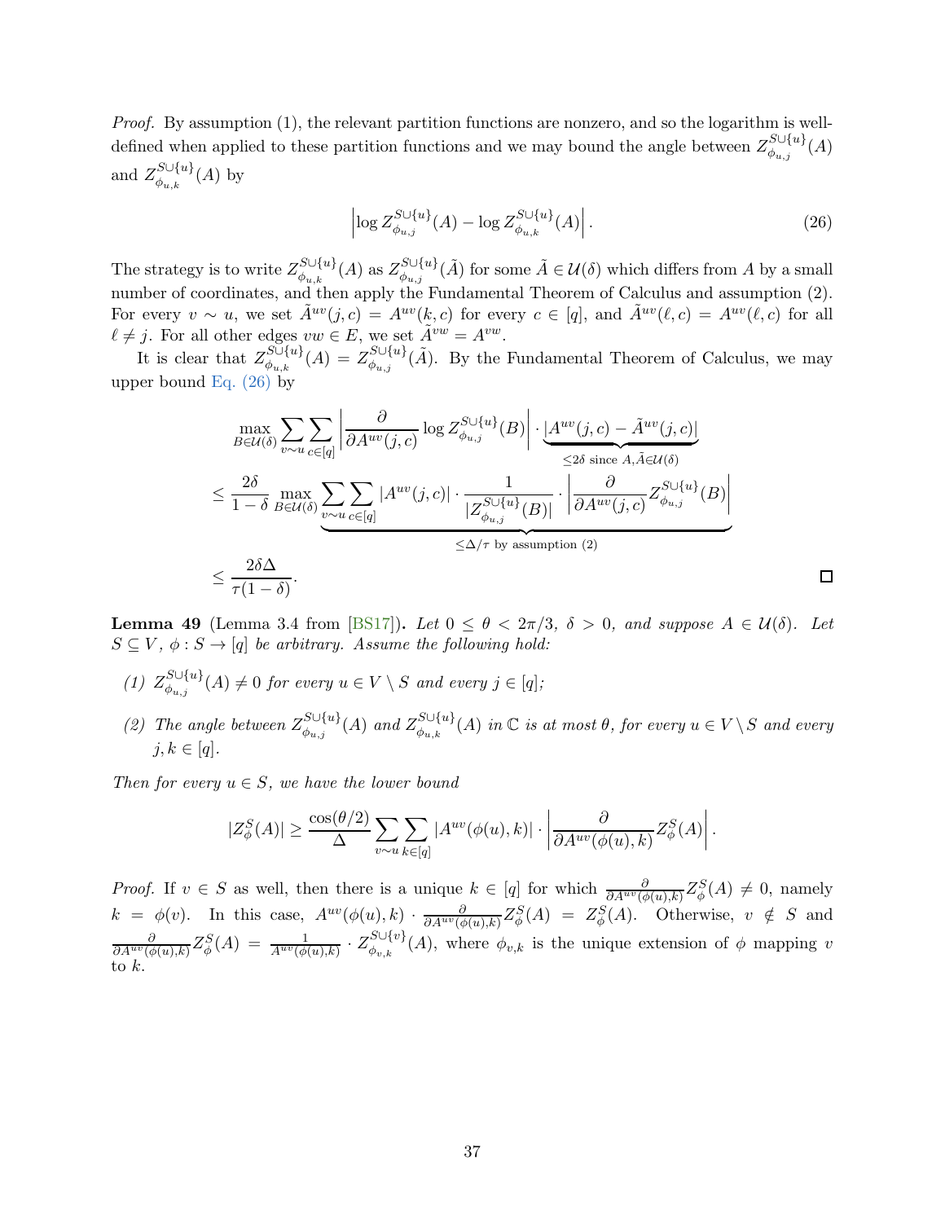*Proof.* By assumption (1), the relevant partition functions are nonzero, and so the logarithm is well-defined when applied to these partition functions and we may bound the angle between $Z^{S\cup\{u\}}_{\phi_{u,j}}(A)$ and $Z^{S\cup\{u\}}_{\phi_{u,k}}(A)$ by

$$\left|\log Z^{S\cup\{u\}}_{\phi_{u,j}}(A) - \log Z^{S\cup\{u\}}_{\phi_{u,k}}(A)\right|. \tag{26}$$

The strategy is to write $Z^{S\cup\{u\}}_{\phi_{u,k}}(A)$ as $Z^{S\cup\{u\}}_{\phi_{u,j}}(\tilde{A})$ for some $\tilde{A} \in \mathcal{U}(\delta)$ which differs from $A$ by a small number of coordinates, and then apply the Fundamental Theorem of Calculus and assumption (2). For every $v \sim u$, we set $\tilde{A}^{uv}(j,c) = A^{uv}(k,c)$ for every $c \in [q]$, and $\tilde{A}^{uv}(\ell,c) = A^{uv}(\ell,c)$ for all $\ell \neq j$. For all other edges $vw \in E$, we set $\tilde{A}^{vw} = A^{vw}$.

It is clear that $Z^{S\cup\{u\}}_{\phi_{u,k}}(A) = Z^{S\cup\{u\}}_{\phi_{u,j}}(\tilde{A})$. By the Fundamental Theorem of Calculus, we may upper bound Eq. (26) by

$$\begin{aligned}
&\max_{B\in\mathcal{U}(\delta)} \sum_{v\sim u}\sum_{c\in[q]} \left|\frac{\partial}{\partial A^{uv}(j,c)} \log Z^{S\cup\{u\}}_{\phi_{u,j}}(B)\right| \cdot \underbrace{|A^{uv}(j,c) - \tilde{A}^{uv}(j,c)|}_{\leq 2\delta \text{ since } A,\tilde{A}\in\mathcal{U}(\delta)} \\
&\leq \frac{2\delta}{1-\delta} \max_{B\in\mathcal{U}(\delta)} \underbrace{\sum_{v\sim u}\sum_{c\in[q]} |A^{uv}(j,c)| \cdot \frac{1}{|Z^{S\cup\{u\}}_{\phi_{u,j}}(B)|} \cdot \left|\frac{\partial}{\partial A^{uv}(j,c)} Z^{S\cup\{u\}}_{\phi_{u,j}}(B)\right|}_{\leq \Delta/\tau \text{ by assumption (2)}} \\
&\leq \frac{2\delta\Delta}{\tau(1-\delta)}.
\end{aligned}$$

$\square$

**Lemma 49** (Lemma 3.4 from [BS17])**.** *Let $0 \leq \theta < 2\pi/3$, $\delta > 0$, and suppose $A \in \mathcal{U}(\delta)$. Let $S \subseteq V$, $\phi : S \to [q]$ be arbitrary. Assume the following hold:*

*(1) $Z^{S\cup\{u\}}_{\phi_{u,j}}(A) \neq 0$ for every $u \in V\setminus S$ and every $j \in [q]$;*

*(2) The angle between $Z^{S\cup\{u\}}_{\phi_{u,j}}(A)$ and $Z^{S\cup\{u\}}_{\phi_{u,k}}(A)$ in $\mathbb{C}$ is at most $\theta$, for every $u \in V\setminus S$ and every $j,k \in [q]$.*

*Then for every $u \in S$, we have the lower bound*

$$|Z^S_\phi(A)| \geq \frac{\cos(\theta/2)}{\Delta} \sum_{v\sim u}\sum_{k\in[q]} |A^{uv}(\phi(u),k)| \cdot \left|\frac{\partial}{\partial A^{uv}(\phi(u),k)} Z^S_\phi(A)\right|.$$

*Proof.* If $v \in S$ as well, then there is a unique $k \in [q]$ for which $\frac{\partial}{\partial A^{uv}(\phi(u),k)} Z^S_\phi(A) \neq 0$, namely $k = \phi(v)$. In this case, $A^{uv}(\phi(u),k) \cdot \frac{\partial}{\partial A^{uv}(\phi(u),k)} Z^S_\phi(A) = Z^S_\phi(A)$. Otherwise, $v \notin S$ and $\frac{\partial}{\partial A^{uv}(\phi(u),k)} Z^S_\phi(A) = \frac{1}{A^{uv}(\phi(u),k)} \cdot Z^{S\cup\{v\}}_{\phi_{v,k}}(A)$, where $\phi_{v,k}$ is the unique extension of $\phi$ mapping $v$ to $k$.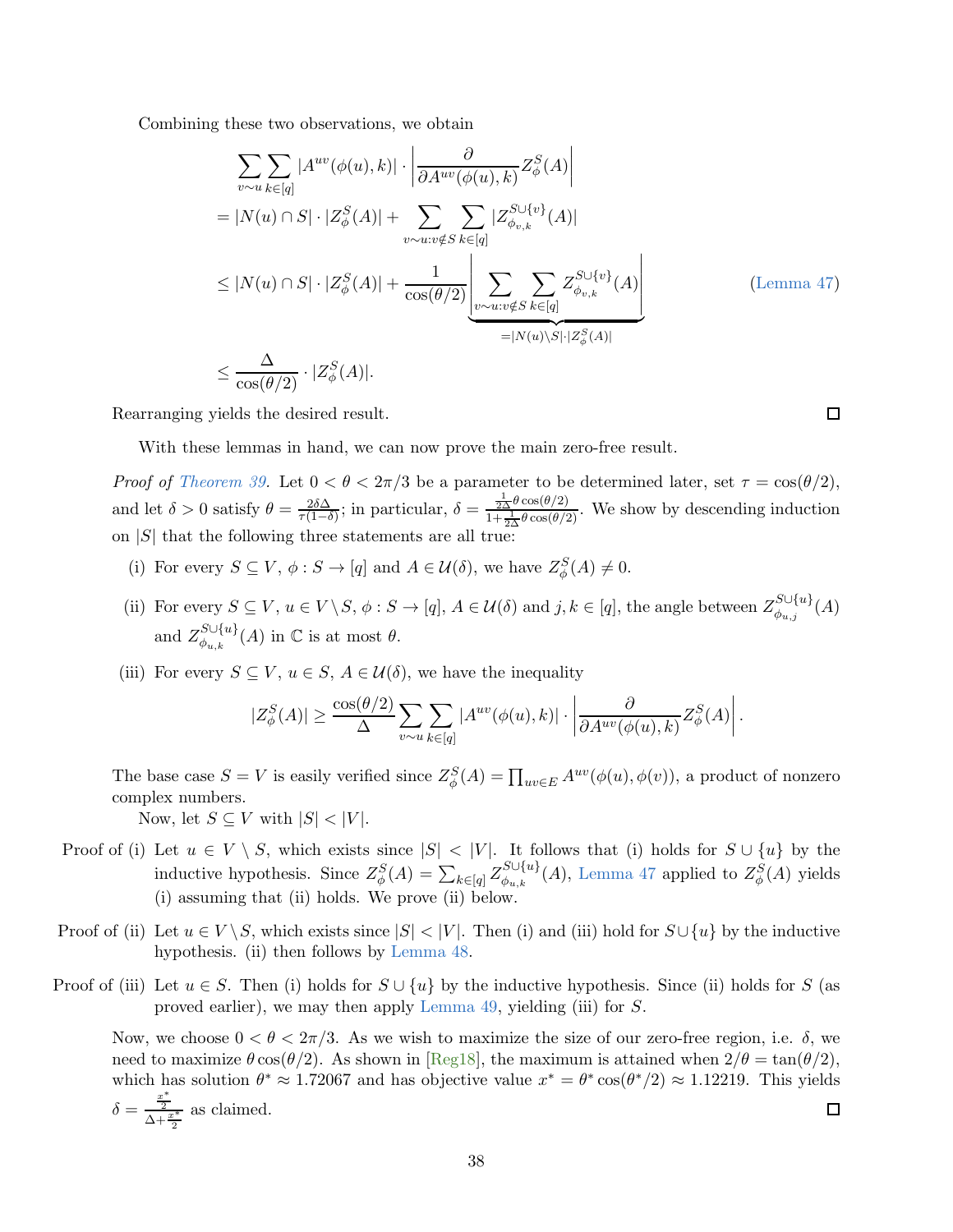Combining these two observations, we obtain

$$\begin{aligned}
&\sum_{v\sim u}\sum_{k\in[q]} |A^{uv}(\phi(u),k)| \cdot \left|\frac{\partial}{\partial A^{uv}(\phi(u),k)} Z_\phi^S(A)\right| \\
&= |N(u)\cap S|\cdot|Z_\phi^S(A)| + \sum_{v\sim u: v\notin S}\sum_{k\in[q]} |Z_{\phi_{v,k}}^{S\cup\{v\}}(A)| \\
&\le |N(u)\cap S|\cdot|Z_\phi^S(A)| + \frac{1}{\cos(\theta/2)}\underbrace{\left|\sum_{v\sim u: v\notin S}\sum_{k\in[q]} Z_{\phi_{v,k}}^{S\cup\{v\}}(A)\right|}_{=|N(u)\setminus S|\cdot|Z_\phi^S(A)|} \qquad \text{(Lemma 47)} \\
&\le \frac{\Delta}{\cos(\theta/2)}\cdot|Z_\phi^S(A)|.
\end{aligned}$$

Rearranging yields the desired result. ∎

With these lemmas in hand, we can now prove the main zero-free result.

*Proof of Theorem 39.* Let $0<\theta<2\pi/3$ be a parameter to be determined later, set $\tau=\cos(\theta/2)$, and let $\delta>0$ satisfy $\theta=\frac{2\delta\Delta}{\tau(1-\delta)}$; in particular, $\delta=\frac{\frac{1}{2\Delta}\theta\cos(\theta/2)}{1+\frac{1}{2\Delta}\theta\cos(\theta/2)}$. We show by descending induction on $|S|$ that the following three statements are all true:

(i) For every $S\subseteq V$, $\phi: S\to[q]$ and $A\in\mathcal{U}(\delta)$, we have $Z_\phi^S(A)\neq 0$.

(ii) For every $S\subseteq V$, $u\in V\setminus S$, $\phi:S\to[q]$, $A\in\mathcal{U}(\delta)$ and $j,k\in[q]$, the angle between $Z_{\phi_{u,j}}^{S\cup\{u\}}(A)$ and $Z_{\phi_{u,k}}^{S\cup\{u\}}(A)$ in $\mathbb{C}$ is at most $\theta$.

(iii) For every $S\subseteq V$, $u\in S$, $A\in\mathcal{U}(\delta)$, we have the inequality

$$|Z_\phi^S(A)| \ge \frac{\cos(\theta/2)}{\Delta}\sum_{v\sim u}\sum_{k\in[q]} |A^{uv}(\phi(u),k)|\cdot\left|\frac{\partial}{\partial A^{uv}(\phi(u),k)} Z_\phi^S(A)\right|.$$

The base case $S=V$ is easily verified since $Z_\phi^S(A)=\prod_{uv\in E}A^{uv}(\phi(u),\phi(v))$, a product of nonzero complex numbers.

Now, let $S\subseteq V$ with $|S|<|V|$.

Proof of (i) Let $u\in V\setminus S$, which exists since $|S|<|V|$. It follows that (i) holds for $S\cup\{u\}$ by the inductive hypothesis. Since $Z_\phi^S(A)=\sum_{k\in[q]}Z_{\phi_{u,k}}^{S\cup\{u\}}(A)$, Lemma 47 applied to $Z_\phi^S(A)$ yields (i) assuming that (ii) holds. We prove (ii) below.

Proof of (ii) Let $u\in V\setminus S$, which exists since $|S|<|V|$. Then (i) and (iii) hold for $S\cup\{u\}$ by the inductive hypothesis. (ii) then follows by Lemma 48.

Proof of (iii) Let $u\in S$. Then (i) holds for $S\cup\{u\}$ by the inductive hypothesis. Since (ii) holds for $S$ (as proved earlier), we may then apply Lemma 49, yielding (iii) for $S$.

Now, we choose $0<\theta<2\pi/3$. As we wish to maximize the size of our zero-free region, i.e. $\delta$, we need to maximize $\theta\cos(\theta/2)$. As shown in [Reg18], the maximum is attained when $2/\theta=\tan(\theta/2)$, which has solution $\theta^*\approx 1.72067$ and has objective value $x^*=\theta^*\cos(\theta^*/2)\approx 1.12219$. This yields $\delta=\frac{\frac{x^*}{2}}{\Delta+\frac{x^*}{2}}$ as claimed. ∎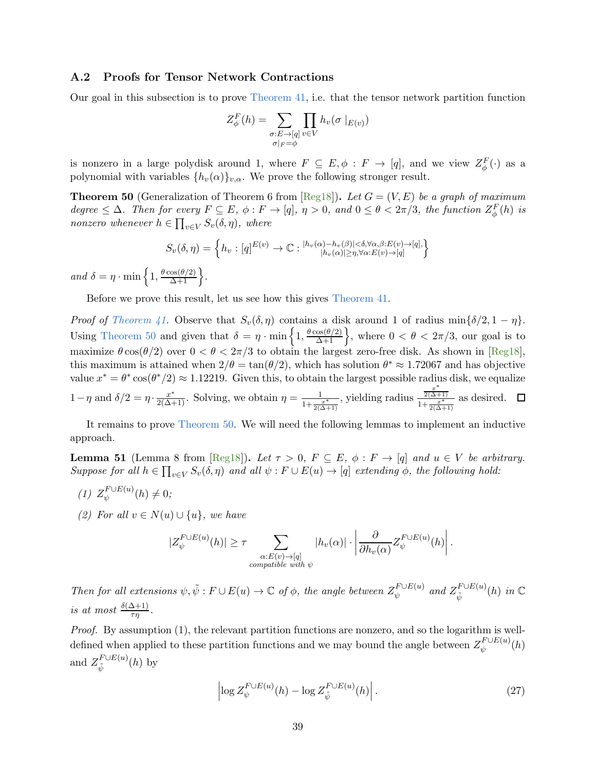### A.2 Proofs for Tensor Network Contractions

Our goal in this subsection is to prove Theorem 41, i.e. that the tensor network partition function

$$Z_\phi^F(h) = \sum_{\substack{\sigma:E\to[q] \\ \sigma|_F=\phi}} \prod_{v\in V} h_v(\sigma\mid_{E(v)})$$

is nonzero in a large polydisk around 1, where $F \subseteq E, \phi : F \to [q]$, and we view $Z_\phi^F(\cdot)$ as a polynomial with variables $\{h_v(\alpha)\}_{v,\alpha}$. We prove the following stronger result.

**Theorem 50** (Generalization of Theorem 6 from [Reg18]). *Let $G = (V, E)$ be a graph of maximum degree $\leq \Delta$. Then for every $F \subseteq E$, $\phi : F \to [q]$, $\eta > 0$, and $0 \leq \theta < 2\pi/3$, the function $Z_\phi^F(h)$ is nonzero whenever $h \in \prod_{v\in V} S_v(\delta, \eta)$, where*

$$S_v(\delta,\eta) = \left\{ h_v : [q]^{E(v)} \to \mathbb{C} : {}^{|h_v(\alpha)-h_v(\beta)|<\delta, \forall \alpha,\beta:E(v)\to[q],}_{|h_v(\alpha)|\geq\eta, \forall\alpha:E(v)\to[q]} \right\}$$

*and $\delta = \eta \cdot \min\left\{1, \frac{\theta\cos(\theta/2)}{\Delta+1}\right\}$.*

Before we prove this result, let us see how this gives Theorem 41.

*Proof of Theorem 41.* Observe that $S_v(\delta, \eta)$ contains a disk around 1 of radius $\min\{\delta/2, 1-\eta\}$. Using Theorem 50 and given that $\delta = \eta \cdot \min\left\{1, \frac{\theta\cos(\theta/2)}{\Delta+1}\right\}$, where $0 < \theta < 2\pi/3$, our goal is to maximize $\theta\cos(\theta/2)$ over $0 < \theta < 2\pi/3$ to obtain the largest zero-free disk. As shown in [Reg18], this maximum is attained when $2/\theta = \tan(\theta/2)$, which has solution $\theta^* \approx 1.72067$ and has objective value $x^* = \theta^*\cos(\theta^*/2) \approx 1.12219$. Given this, to obtain the largest possible radius disk, we equalize $1-\eta$ and $\delta/2 = \eta \cdot \frac{x^*}{2(\Delta+1)}$. Solving, we obtain $\eta = \frac{1}{1+\frac{x^*}{2(\Delta+1)}}$, yielding radius $\frac{\frac{x^*}{2(\Delta+1)}}{1+\frac{x^*}{2(\Delta+1)}}$ as desired. $\square$

It remains to prove Theorem 50. We will need the following lemmas to implement an inductive approach.

**Lemma 51** (Lemma 8 from [Reg18]). *Let $\tau > 0$, $F \subseteq E$, $\phi : F \to [q]$ and $u \in V$ be arbitrary. Suppose for all $h \in \prod_{v\in V} S_v(\delta, \eta)$ and all $\psi : F \cup E(u) \to [q]$ extending $\phi$, the following hold:*

*(1) $Z_\psi^{F\cup E(u)}(h) \neq 0$;*

*(2) For all $v \in N(u) \cup \{u\}$, we have*

$$|Z_\psi^{F\cup E(u)}(h)| \geq \tau \sum_{\substack{\alpha:E(v)\to[q] \\ \text{compatible with } \psi}} |h_v(\alpha)| \cdot \left| \frac{\partial}{\partial h_v(\alpha)} Z_\psi^{F\cup E(u)}(h) \right|.$$

*Then for all extensions $\psi, \tilde{\psi} : F \cup E(u) \to \mathbb{C}$ of $\phi$, the angle between $Z_\psi^{F\cup E(u)}$ and $Z_{\tilde{\psi}}^{F\cup E(u)}(h)$ in $\mathbb{C}$ is at most $\frac{\delta(\Delta+1)}{\tau\eta}$.*

*Proof.* By assumption (1), the relevant partition functions are nonzero, and so the logarithm is well-defined when applied to these partition functions and we may bound the angle between $Z_\psi^{F\cup E(u)}(h)$ and $Z_{\tilde{\psi}}^{F\cup E(u)}(h)$ by

$$\left| \log Z_\psi^{F\cup E(u)}(h) - \log Z_{\tilde{\psi}}^{F\cup E(u)}(h) \right|. \tag{27}$$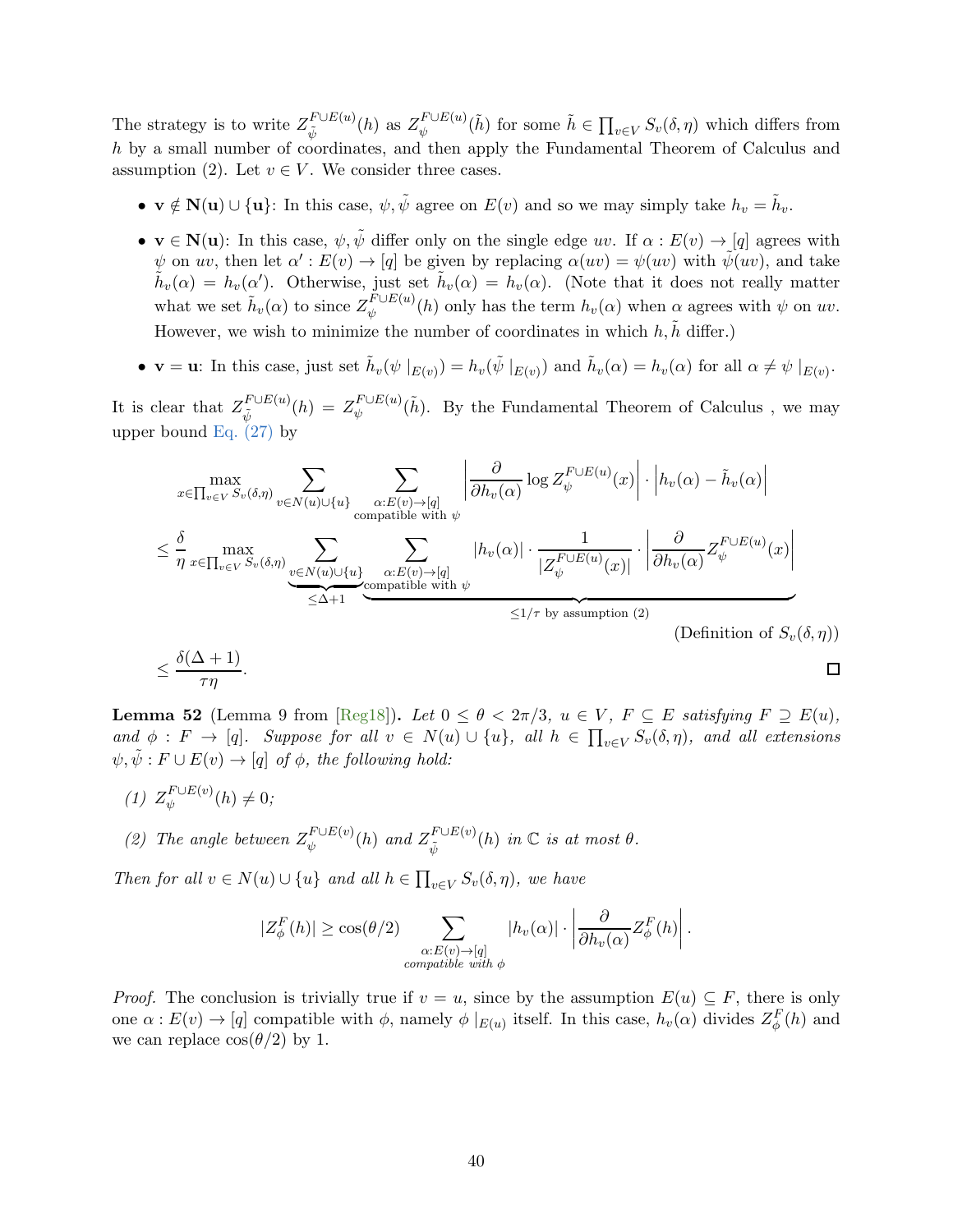The strategy is to write $Z_{\tilde{\psi}}^{F \cup E(u)}(h)$ as $Z_{\psi}^{F \cup E(u)}(\tilde{h})$ for some $\tilde{h} \in \prod_{v \in V} S_v(\delta, \eta)$ which differs from $h$ by a small number of coordinates, and then apply the Fundamental Theorem of Calculus and assumption (2). Let $v \in V$. We consider three cases.

- $\mathbf{v} \notin \mathbf{N(u)} \cup \{\mathbf{u}\}$: In this case, $\psi, \tilde{\psi}$ agree on $E(v)$ and so we may simply take $h_v = \tilde{h}_v$.
- $\mathbf{v} \in \mathbf{N(u)}$: In this case, $\psi, \tilde{\psi}$ differ only on the single edge $uv$. If $\alpha : E(v) \to [q]$ agrees with $\psi$ on $uv$, then let $\alpha' : E(v) \to [q]$ be given by replacing $\alpha(uv) = \psi(uv)$ with $\tilde{\psi}(uv)$, and take $\tilde{h}_v(\alpha) = h_v(\alpha')$. Otherwise, just set $\tilde{h}_v(\alpha) = h_v(\alpha)$. (Note that it does not really matter what we set $\tilde{h}_v(\alpha)$ to since $Z_{\psi}^{F \cup E(u)}(h)$ only has the term $h_v(\alpha)$ when $\alpha$ agrees with $\psi$ on $uv$. However, we wish to minimize the number of coordinates in which $h, \tilde{h}$ differ.)
- $\mathbf{v} = \mathbf{u}$: In this case, just set $\tilde{h}_v(\psi \mid_{E(v)}) = h_v(\tilde{\psi} \mid_{E(v)})$ and $\tilde{h}_v(\alpha) = h_v(\alpha)$ for all $\alpha \neq \psi \mid_{E(v)}$.

It is clear that $Z_{\tilde{\psi}}^{F \cup E(u)}(h) = Z_{\psi}^{F \cup E(u)}(\tilde{h})$. By the Fundamental Theorem of Calculus , we may upper bound Eq. (27) by

$$
\begin{aligned}
&\max_{x \in \prod_{v \in V} S_v(\delta, \eta)} \sum_{v \in N(u) \cup \{u\}} \sum_{\substack{\alpha : E(v) \to [q] \\ \text{compatible with } \psi}} \left| \frac{\partial}{\partial h_v(\alpha)} \log Z_{\psi}^{F \cup E(u)}(x) \right| \cdot \left| h_v(\alpha) - \tilde{h}_v(\alpha) \right| \\
&\leq \frac{\delta}{\eta} \max_{x \in \prod_{v \in V} S_v(\delta, \eta)} \underbrace{\sum_{v \in N(u) \cup \{u\}}}_{\leq \Delta + 1} \underbrace{\sum_{\substack{\alpha : E(v) \to [q] \\ \text{compatible with } \psi}} |h_v(\alpha)| \cdot \frac{1}{|Z_{\psi}^{F \cup E(u)}(x)|} \cdot \left| \frac{\partial}{\partial h_v(\alpha)} Z_{\psi}^{F \cup E(u)}(x) \right|}_{\leq 1/\tau \text{ by assumption (2)}} \\
&\hspace{25em} \text{(Definition of } S_v(\delta, \eta)) \\
&\leq \frac{\delta(\Delta + 1)}{\tau \eta}.
\end{aligned}
$$

$\square$

**Lemma 52** (Lemma 9 from [Reg18]). *Let $0 \leq \theta < 2\pi/3$, $u \in V$, $F \subseteq E$ satisfying $F \supseteq E(u)$, and $\phi : F \to [q]$. Suppose for all $v \in N(u) \cup \{u\}$, all $h \in \prod_{v \in V} S_v(\delta, \eta)$, and all extensions $\psi, \tilde{\psi} : F \cup E(v) \to [q]$ of $\phi$, the following hold:*

*(1) $Z_{\psi}^{F \cup E(v)}(h) \neq 0$;*

*(2) The angle between $Z_{\psi}^{F \cup E(v)}(h)$ and $Z_{\tilde{\psi}}^{F \cup E(v)}(h)$ in $\mathbb{C}$ is at most $\theta$.*

*Then for all $v \in N(u) \cup \{u\}$ and all $h \in \prod_{v \in V} S_v(\delta, \eta)$, we have*

$$
|Z_{\phi}^{F}(h)| \geq \cos(\theta/2) \sum_{\substack{\alpha : E(v) \to [q] \\ \textit{compatible with } \phi}} |h_v(\alpha)| \cdot \left| \frac{\partial}{\partial h_v(\alpha)} Z_{\phi}^{F}(h) \right|.
$$

*Proof.* The conclusion is trivially true if $v = u$, since by the assumption $E(u) \subseteq F$, there is only one $\alpha : E(v) \to [q]$ compatible with $\phi$, namely $\phi \mid_{E(u)}$ itself. In this case, $h_v(\alpha)$ divides $Z_{\phi}^{F}(h)$ and we can replace $\cos(\theta/2)$ by 1.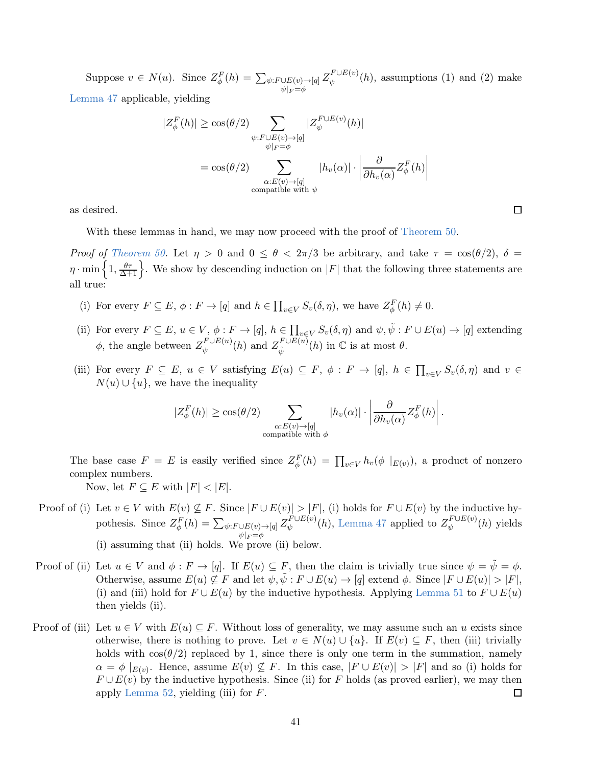Suppose $v \in N(u)$. Since $Z_\phi^F(h) = \sum_{\substack{\psi: F \cup E(v) \to [q] \\ \psi|_F = \phi}} Z_\psi^{F \cup E(v)}(h)$, assumptions (1) and (2) make Lemma 47 applicable, yielding

$$
\begin{aligned}
|Z_\phi^F(h)| &\geq \cos(\theta/2) \sum_{\substack{\psi: F \cup E(v) \to [q] \\ \psi|_F = \phi}} |Z_\psi^{F \cup E(v)}(h)| \\
&= \cos(\theta/2) \sum_{\substack{\alpha: E(v) \to [q] \\ \text{compatible with } \psi}} |h_v(\alpha)| \cdot \left| \frac{\partial}{\partial h_v(\alpha)} Z_\phi^F(h) \right|
\end{aligned}
$$

as desired. ☐

With these lemmas in hand, we may now proceed with the proof of Theorem 50.

*Proof of Theorem 50.* Let $\eta > 0$ and $0 \leq \theta < 2\pi/3$ be arbitrary, and take $\tau = \cos(\theta/2)$, $\delta = \eta \cdot \min\left\{1, \frac{\theta\tau}{\Delta+1}\right\}$. We show by descending induction on $|F|$ that the following three statements are all true:

(i) For every $F \subseteq E$, $\phi: F \to [q]$ and $h \in \prod_{v \in V} S_v(\delta, \eta)$, we have $Z_\phi^F(h) \neq 0$.

(ii) For every $F \subseteq E$, $u \in V$, $\phi: F \to [q]$, $h \in \prod_{v \in V} S_v(\delta, \eta)$ and $\psi, \tilde{\psi}: F \cup E(u) \to [q]$ extending $\phi$, the angle between $Z_\psi^{F \cup E(u)}(h)$ and $Z_{\tilde{\psi}}^{F \cup E(u)}(h)$ in $\mathbb{C}$ is at most $\theta$.

(iii) For every $F \subseteq E$, $u \in V$ satisfying $E(u) \subseteq F$, $\phi: F \to [q]$, $h \in \prod_{v \in V} S_v(\delta, \eta)$ and $v \in N(u) \cup \{u\}$, we have the inequality

$$
|Z_\phi^F(h)| \geq \cos(\theta/2) \sum_{\substack{\alpha: E(v) \to [q] \\ \text{compatible with } \phi}} |h_v(\alpha)| \cdot \left| \frac{\partial}{\partial h_v(\alpha)} Z_\phi^F(h) \right|.
$$

The base case $F = E$ is easily verified since $Z_\phi^F(h) = \prod_{v \in V} h_v(\phi \mid_{E(v)})$, a product of nonzero complex numbers.

Now, let $F \subseteq E$ with $|F| < |E|$.

Proof of (i) Let $v \in V$ with $E(v) \not\subseteq F$. Since $|F \cup E(v)| > |F|$, (i) holds for $F \cup E(v)$ by the inductive hypothesis. Since $Z_\phi^F(h) = \sum_{\substack{\psi: F \cup E(v) \to [q] \\ \psi|_F = \phi}} Z_\psi^{F \cup E(v)}(h)$, Lemma 47 applied to $Z_\psi^{F \cup E(v)}(h)$ yields (i) assuming that (ii) holds. We prove (ii) below.

Proof of (ii) Let $u \in V$ and $\phi: F \to [q]$. If $E(u) \subseteq F$, then the claim is trivially true since $\psi = \tilde{\psi} = \phi$. Otherwise, assume $E(u) \not\subseteq F$ and let $\psi, \tilde{\psi}: F \cup E(u) \to [q]$ extend $\phi$. Since $|F \cup E(u)| > |F|$, (i) and (iii) hold for $F \cup E(u)$ by the inductive hypothesis. Applying Lemma 51 to $F \cup E(u)$ then yields (ii).

Proof of (iii) Let $u \in V$ with $E(u) \subseteq F$. Without loss of generality, we may assume such an $u$ exists since otherwise, there is nothing to prove. Let $v \in N(u) \cup \{u\}$. If $E(v) \subseteq F$, then (iii) trivially holds with $\cos(\theta/2)$ replaced by 1, since there is only one term in the summation, namely $\alpha = \phi \mid_{E(v)}$. Hence, assume $E(v) \not\subseteq F$. In this case, $|F \cup E(v)| > |F|$ and so (i) holds for $F \cup E(v)$ by the inductive hypothesis. Since (ii) for $F$ holds (as proved earlier), we may then apply Lemma 52, yielding (iii) for $F$. ☐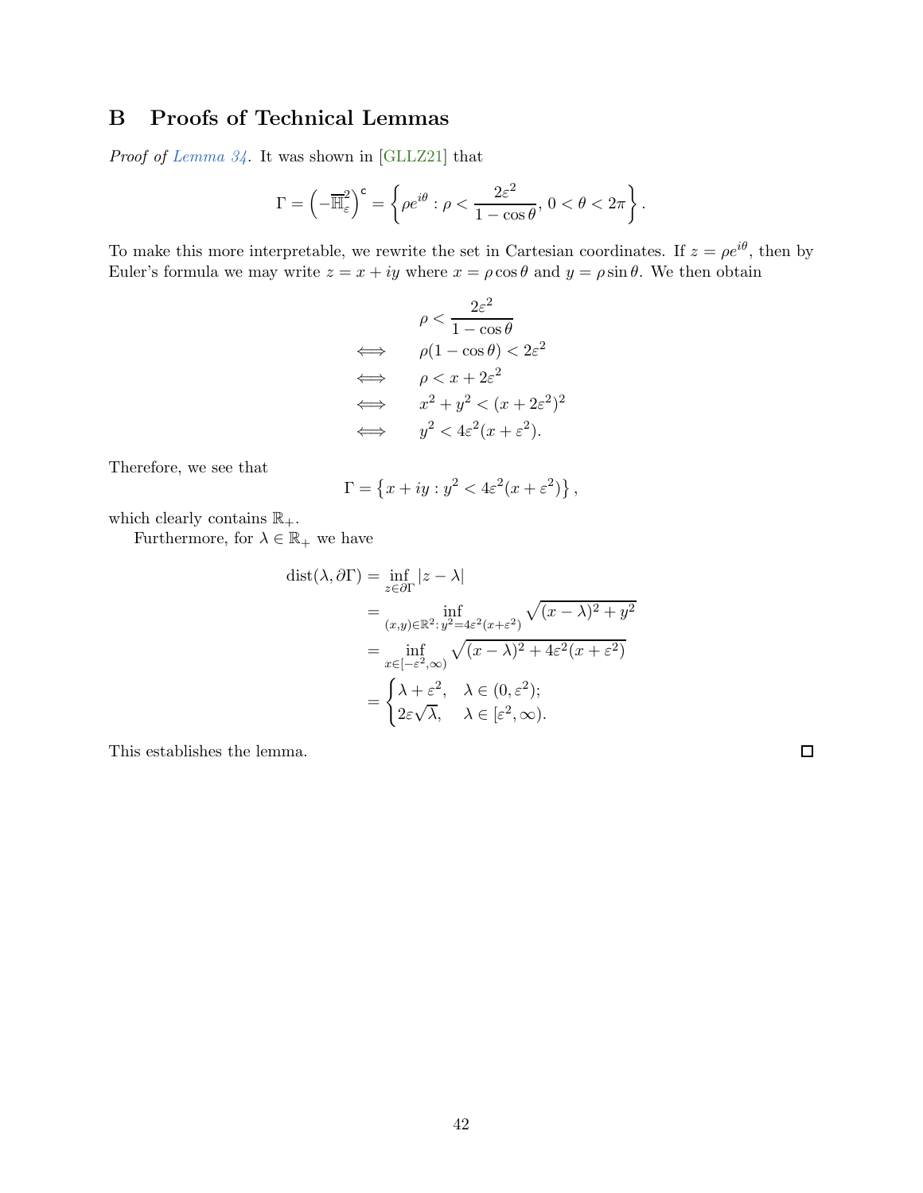## B Proofs of Technical Lemmas

*Proof of Lemma 34.* It was shown in [GLLZ21] that

$$\Gamma = \left(-\overline{\mathbb{H}}_\varepsilon^2\right)^{\mathsf{c}} = \left\{\rho e^{i\theta} : \rho < \frac{2\varepsilon^2}{1-\cos\theta},\, 0 < \theta < 2\pi\right\}.$$

To make this more interpretable, we rewrite the set in Cartesian coordinates. If $z = \rho e^{i\theta}$, then by Euler's formula we may write $z = x + iy$ where $x = \rho\cos\theta$ and $y = \rho\sin\theta$. We then obtain

$$\begin{aligned}
& \rho < \frac{2\varepsilon^2}{1-\cos\theta} \\
\iff \quad & \rho(1-\cos\theta) < 2\varepsilon^2 \\
\iff \quad & \rho < x + 2\varepsilon^2 \\
\iff \quad & x^2 + y^2 < (x + 2\varepsilon^2)^2 \\
\iff \quad & y^2 < 4\varepsilon^2(x + \varepsilon^2).
\end{aligned}$$

Therefore, we see that

$$\Gamma = \left\{x + iy : y^2 < 4\varepsilon^2(x+\varepsilon^2)\right\},$$

which clearly contains $\mathbb{R}_+$.

Furthermore, for $\lambda \in \mathbb{R}_+$ we have

$$\begin{aligned}
\operatorname{dist}(\lambda, \partial\Gamma) &= \inf_{z\in\partial\Gamma} |z - \lambda| \\
&= \inf_{(x,y)\in\mathbb{R}^2 :\, y^2 = 4\varepsilon^2(x+\varepsilon^2)} \sqrt{(x-\lambda)^2 + y^2} \\
&= \inf_{x\in[-\varepsilon^2,\infty)} \sqrt{(x-\lambda)^2 + 4\varepsilon^2(x+\varepsilon^2)} \\
&= \begin{cases} \lambda + \varepsilon^2, & \lambda \in (0, \varepsilon^2); \\ 2\varepsilon\sqrt{\lambda}, & \lambda \in [\varepsilon^2, \infty). \end{cases}
\end{aligned}$$

This establishes the lemma. ☐